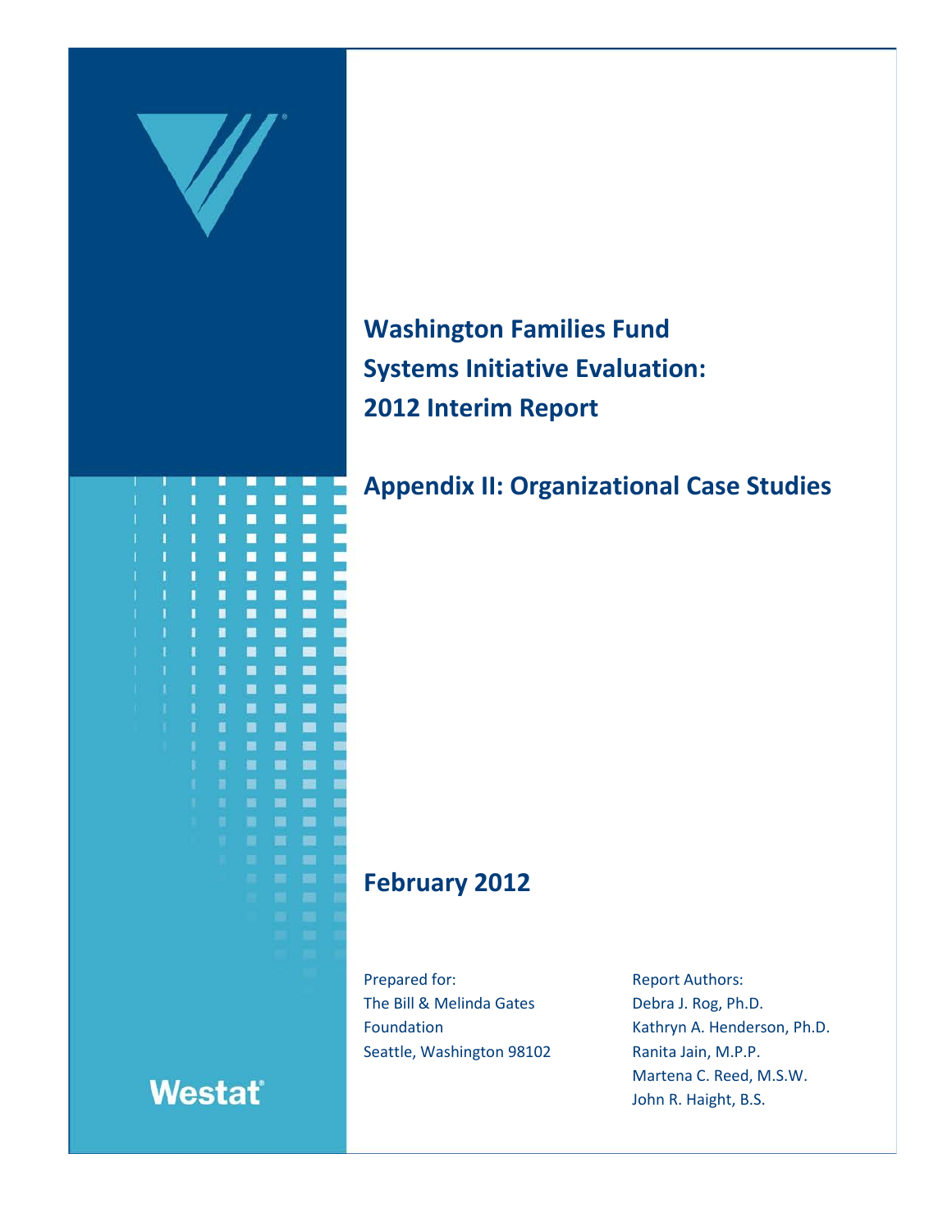# Washington Families Fund Systems Initiative Evaluation: 2012 Interim Report

## Appendix II: Organizational Case Studies

### February 2012

Prepared for:
The Bill & Melinda Gates Foundation
Seattle, Washington 98102

Report Authors:
Debra J. Rog, Ph.D.
Kathryn A. Henderson, Ph.D.
Ranita Jain, M.P.P.
Martena C. Reed, M.S.W.
John R. Haight, B.S.

Westat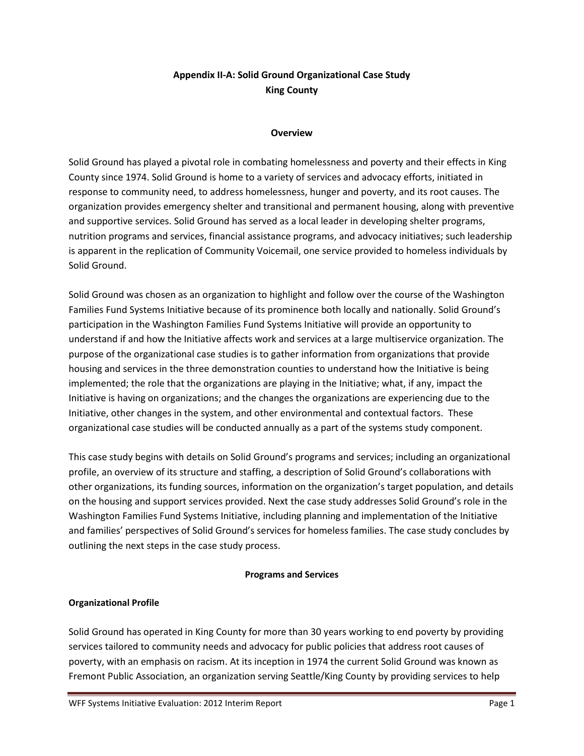## Appendix II-A: Solid Ground Organizational Case Study
## King County

### Overview

Solid Ground has played a pivotal role in combating homelessness and poverty and their effects in King County since 1974. Solid Ground is home to a variety of services and advocacy efforts, initiated in response to community need, to address homelessness, hunger and poverty, and its root causes. The organization provides emergency shelter and transitional and permanent housing, along with preventive and supportive services. Solid Ground has served as a local leader in developing shelter programs, nutrition programs and services, financial assistance programs, and advocacy initiatives; such leadership is apparent in the replication of Community Voicemail, one service provided to homeless individuals by Solid Ground.

Solid Ground was chosen as an organization to highlight and follow over the course of the Washington Families Fund Systems Initiative because of its prominence both locally and nationally. Solid Ground's participation in the Washington Families Fund Systems Initiative will provide an opportunity to understand if and how the Initiative affects work and services at a large multiservice organization. The purpose of the organizational case studies is to gather information from organizations that provide housing and services in the three demonstration counties to understand how the Initiative is being implemented; the role that the organizations are playing in the Initiative; what, if any, impact the Initiative is having on organizations; and the changes the organizations are experiencing due to the Initiative, other changes in the system, and other environmental and contextual factors. These organizational case studies will be conducted annually as a part of the systems study component.

This case study begins with details on Solid Ground's programs and services; including an organizational profile, an overview of its structure and staffing, a description of Solid Ground's collaborations with other organizations, its funding sources, information on the organization's target population, and details on the housing and support services provided. Next the case study addresses Solid Ground's role in the Washington Families Fund Systems Initiative, including planning and implementation of the Initiative and families' perspectives of Solid Ground's services for homeless families. The case study concludes by outlining the next steps in the case study process.

### Programs and Services

**Organizational Profile**

Solid Ground has operated in King County for more than 30 years working to end poverty by providing services tailored to community needs and advocacy for public policies that address root causes of poverty, with an emphasis on racism. At its inception in 1974 the current Solid Ground was known as Fremont Public Association, an organization serving Seattle/King County by providing services to help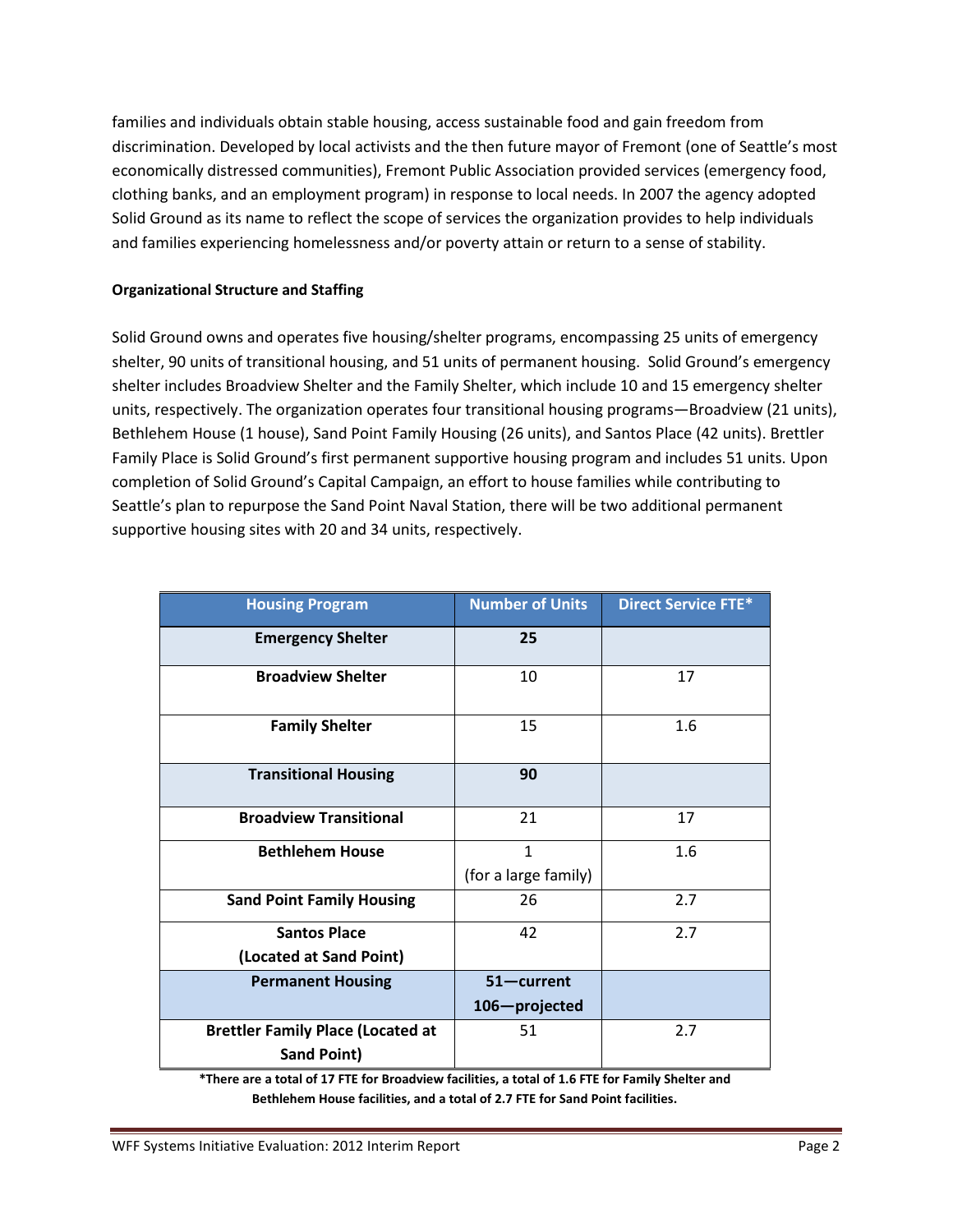families and individuals obtain stable housing, access sustainable food and gain freedom from discrimination. Developed by local activists and the then future mayor of Fremont (one of Seattle's most economically distressed communities), Fremont Public Association provided services (emergency food, clothing banks, and an employment program) in response to local needs. In 2007 the agency adopted Solid Ground as its name to reflect the scope of services the organization provides to help individuals and families experiencing homelessness and/or poverty attain or return to a sense of stability.

**Organizational Structure and Staffing**

Solid Ground owns and operates five housing/shelter programs, encompassing 25 units of emergency shelter, 90 units of transitional housing, and 51 units of permanent housing. Solid Ground's emergency shelter includes Broadview Shelter and the Family Shelter, which include 10 and 15 emergency shelter units, respectively. The organization operates four transitional housing programs—Broadview (21 units), Bethlehem House (1 house), Sand Point Family Housing (26 units), and Santos Place (42 units). Brettler Family Place is Solid Ground's first permanent supportive housing program and includes 51 units. Upon completion of Solid Ground's Capital Campaign, an effort to house families while contributing to Seattle's plan to repurpose the Sand Point Naval Station, there will be two additional permanent supportive housing sites with 20 and 34 units, respectively.

| Housing Program | Number of Units | Direct Service FTE* |
|---|---|---|
| **Emergency Shelter** | **25** | |
| **Broadview Shelter** | 10 | 17 |
| **Family Shelter** | 15 | 1.6 |
| **Transitional Housing** | **90** | |
| **Broadview Transitional** | 21 | 17 |
| **Bethlehem House** | 1 (for a large family) | 1.6 |
| **Sand Point Family Housing** | 26 | 2.7 |
| **Santos Place (Located at Sand Point)** | 42 | 2.7 |
| **Permanent Housing** | **51—current 106—projected** | |
| **Brettler Family Place (Located at Sand Point)** | 51 | 2.7 |

**\*There are a total of 17 FTE for Broadview facilities, a total of 1.6 FTE for Family Shelter and Bethlehem House facilities, and a total of 2.7 FTE for Sand Point facilities.**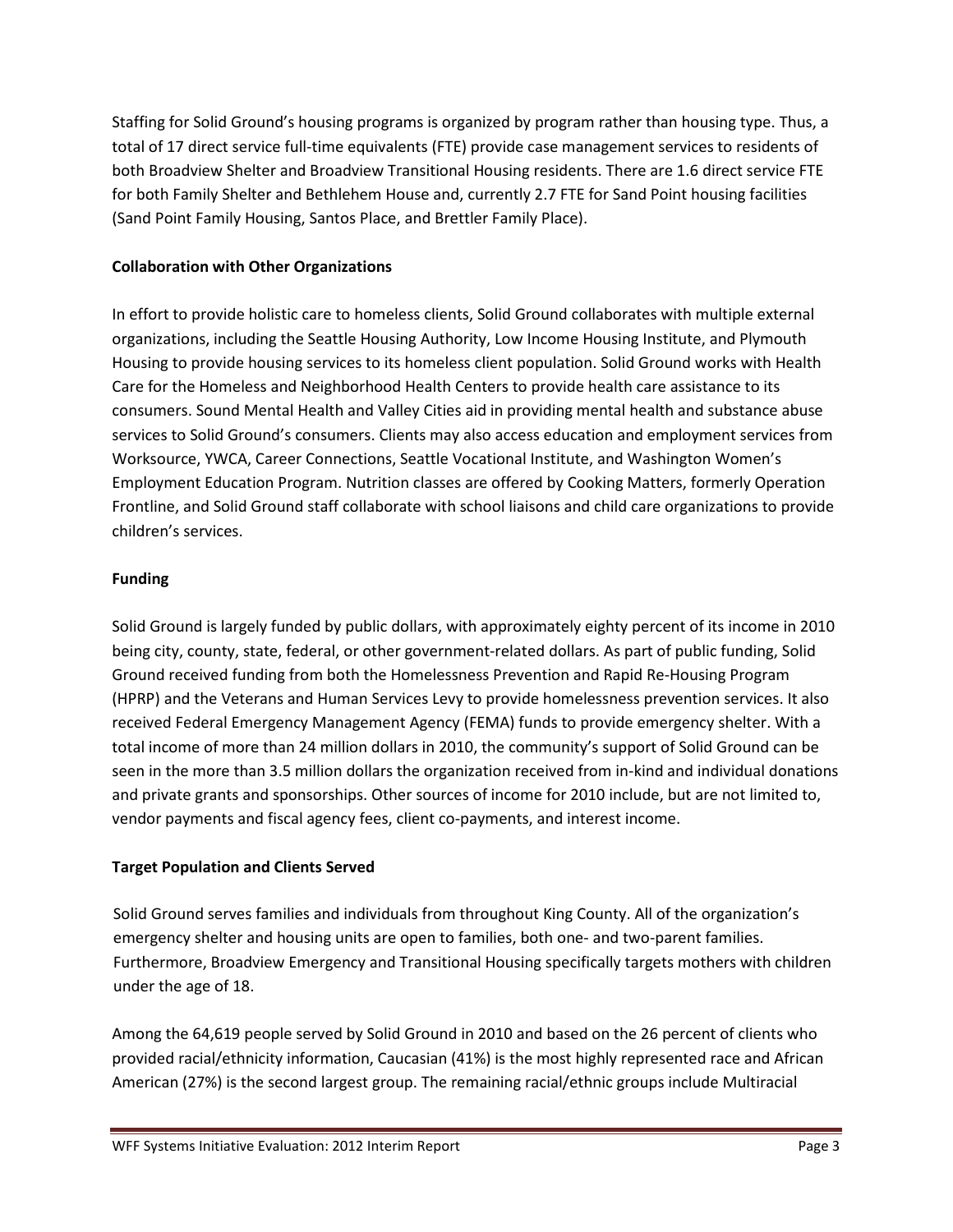Staffing for Solid Ground's housing programs is organized by program rather than housing type. Thus, a total of 17 direct service full-time equivalents (FTE) provide case management services to residents of both Broadview Shelter and Broadview Transitional Housing residents. There are 1.6 direct service FTE for both Family Shelter and Bethlehem House and, currently 2.7 FTE for Sand Point housing facilities (Sand Point Family Housing, Santos Place, and Brettler Family Place).

**Collaboration with Other Organizations**

In effort to provide holistic care to homeless clients, Solid Ground collaborates with multiple external organizations, including the Seattle Housing Authority, Low Income Housing Institute, and Plymouth Housing to provide housing services to its homeless client population. Solid Ground works with Health Care for the Homeless and Neighborhood Health Centers to provide health care assistance to its consumers. Sound Mental Health and Valley Cities aid in providing mental health and substance abuse services to Solid Ground's consumers. Clients may also access education and employment services from Worksource, YWCA, Career Connections, Seattle Vocational Institute, and Washington Women's Employment Education Program. Nutrition classes are offered by Cooking Matters, formerly Operation Frontline, and Solid Ground staff collaborate with school liaisons and child care organizations to provide children's services.

**Funding**

Solid Ground is largely funded by public dollars, with approximately eighty percent of its income in 2010 being city, county, state, federal, or other government-related dollars. As part of public funding, Solid Ground received funding from both the Homelessness Prevention and Rapid Re-Housing Program (HPRP) and the Veterans and Human Services Levy to provide homelessness prevention services. It also received Federal Emergency Management Agency (FEMA) funds to provide emergency shelter. With a total income of more than 24 million dollars in 2010, the community's support of Solid Ground can be seen in the more than 3.5 million dollars the organization received from in-kind and individual donations and private grants and sponsorships. Other sources of income for 2010 include, but are not limited to, vendor payments and fiscal agency fees, client co-payments, and interest income.

**Target Population and Clients Served**

Solid Ground serves families and individuals from throughout King County. All of the organization's emergency shelter and housing units are open to families, both one- and two-parent families. Furthermore, Broadview Emergency and Transitional Housing specifically targets mothers with children under the age of 18.

Among the 64,619 people served by Solid Ground in 2010 and based on the 26 percent of clients who provided racial/ethnicity information, Caucasian (41%) is the most highly represented race and African American (27%) is the second largest group. The remaining racial/ethnic groups include Multiracial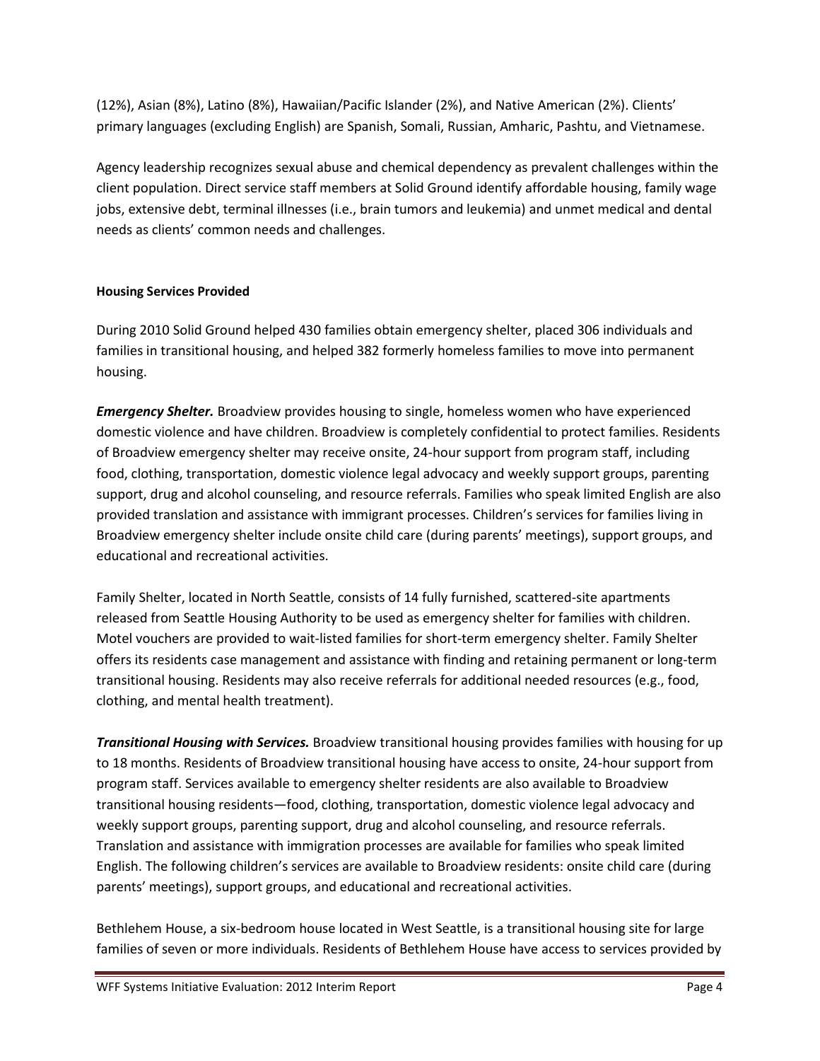(12%), Asian (8%), Latino (8%), Hawaiian/Pacific Islander (2%), and Native American (2%). Clients' primary languages (excluding English) are Spanish, Somali, Russian, Amharic, Pashtu, and Vietnamese.

Agency leadership recognizes sexual abuse and chemical dependency as prevalent challenges within the client population. Direct service staff members at Solid Ground identify affordable housing, family wage jobs, extensive debt, terminal illnesses (i.e., brain tumors and leukemia) and unmet medical and dental needs as clients' common needs and challenges.

**Housing Services Provided**

During 2010 Solid Ground helped 430 families obtain emergency shelter, placed 306 individuals and families in transitional housing, and helped 382 formerly homeless families to move into permanent housing.

***Emergency Shelter.*** Broadview provides housing to single, homeless women who have experienced domestic violence and have children. Broadview is completely confidential to protect families. Residents of Broadview emergency shelter may receive onsite, 24-hour support from program staff, including food, clothing, transportation, domestic violence legal advocacy and weekly support groups, parenting support, drug and alcohol counseling, and resource referrals. Families who speak limited English are also provided translation and assistance with immigrant processes. Children's services for families living in Broadview emergency shelter include onsite child care (during parents' meetings), support groups, and educational and recreational activities.

Family Shelter, located in North Seattle, consists of 14 fully furnished, scattered-site apartments released from Seattle Housing Authority to be used as emergency shelter for families with children. Motel vouchers are provided to wait-listed families for short-term emergency shelter. Family Shelter offers its residents case management and assistance with finding and retaining permanent or long-term transitional housing. Residents may also receive referrals for additional needed resources (e.g., food, clothing, and mental health treatment).

***Transitional Housing with Services.*** Broadview transitional housing provides families with housing for up to 18 months. Residents of Broadview transitional housing have access to onsite, 24-hour support from program staff. Services available to emergency shelter residents are also available to Broadview transitional housing residents—food, clothing, transportation, domestic violence legal advocacy and weekly support groups, parenting support, drug and alcohol counseling, and resource referrals. Translation and assistance with immigration processes are available for families who speak limited English. The following children's services are available to Broadview residents: onsite child care (during parents' meetings), support groups, and educational and recreational activities.

Bethlehem House, a six-bedroom house located in West Seattle, is a transitional housing site for large families of seven or more individuals. Residents of Bethlehem House have access to services provided by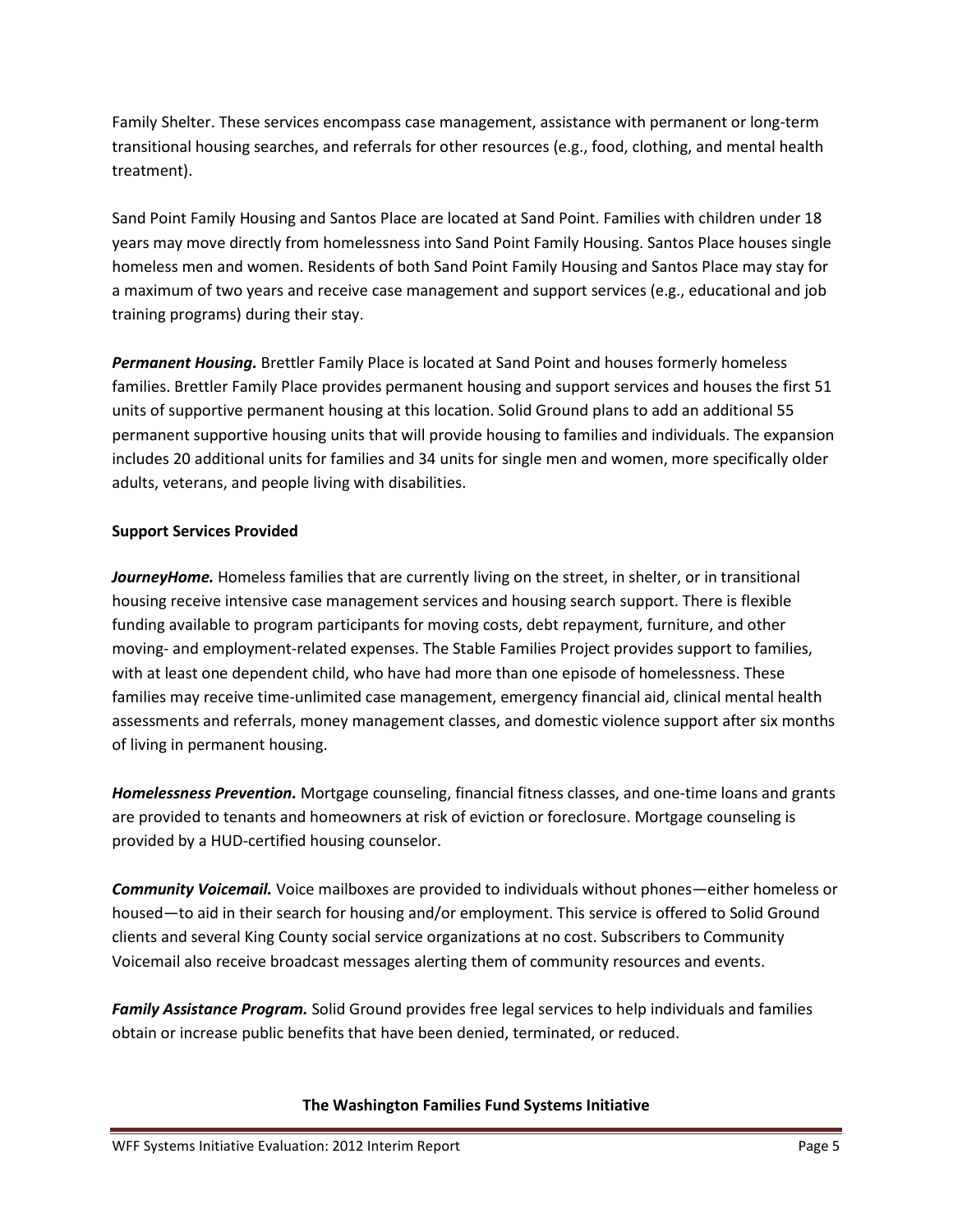Family Shelter. These services encompass case management, assistance with permanent or long-term transitional housing searches, and referrals for other resources (e.g., food, clothing, and mental health treatment).

Sand Point Family Housing and Santos Place are located at Sand Point. Families with children under 18 years may move directly from homelessness into Sand Point Family Housing. Santos Place houses single homeless men and women. Residents of both Sand Point Family Housing and Santos Place may stay for a maximum of two years and receive case management and support services (e.g., educational and job training programs) during their stay.

***Permanent Housing.*** Brettler Family Place is located at Sand Point and houses formerly homeless families. Brettler Family Place provides permanent housing and support services and houses the first 51 units of supportive permanent housing at this location. Solid Ground plans to add an additional 55 permanent supportive housing units that will provide housing to families and individuals. The expansion includes 20 additional units for families and 34 units for single men and women, more specifically older adults, veterans, and people living with disabilities.

**Support Services Provided**

***JourneyHome.*** Homeless families that are currently living on the street, in shelter, or in transitional housing receive intensive case management services and housing search support. There is flexible funding available to program participants for moving costs, debt repayment, furniture, and other moving- and employment-related expenses. The Stable Families Project provides support to families, with at least one dependent child, who have had more than one episode of homelessness. These families may receive time-unlimited case management, emergency financial aid, clinical mental health assessments and referrals, money management classes, and domestic violence support after six months of living in permanent housing.

***Homelessness Prevention.*** Mortgage counseling, financial fitness classes, and one-time loans and grants are provided to tenants and homeowners at risk of eviction or foreclosure. Mortgage counseling is provided by a HUD-certified housing counselor.

***Community Voicemail.*** Voice mailboxes are provided to individuals without phones—either homeless or housed—to aid in their search for housing and/or employment. This service is offered to Solid Ground clients and several King County social service organizations at no cost. Subscribers to Community Voicemail also receive broadcast messages alerting them of community resources and events.

***Family Assistance Program.*** Solid Ground provides free legal services to help individuals and families obtain or increase public benefits that have been denied, terminated, or reduced.

**The Washington Families Fund Systems Initiative**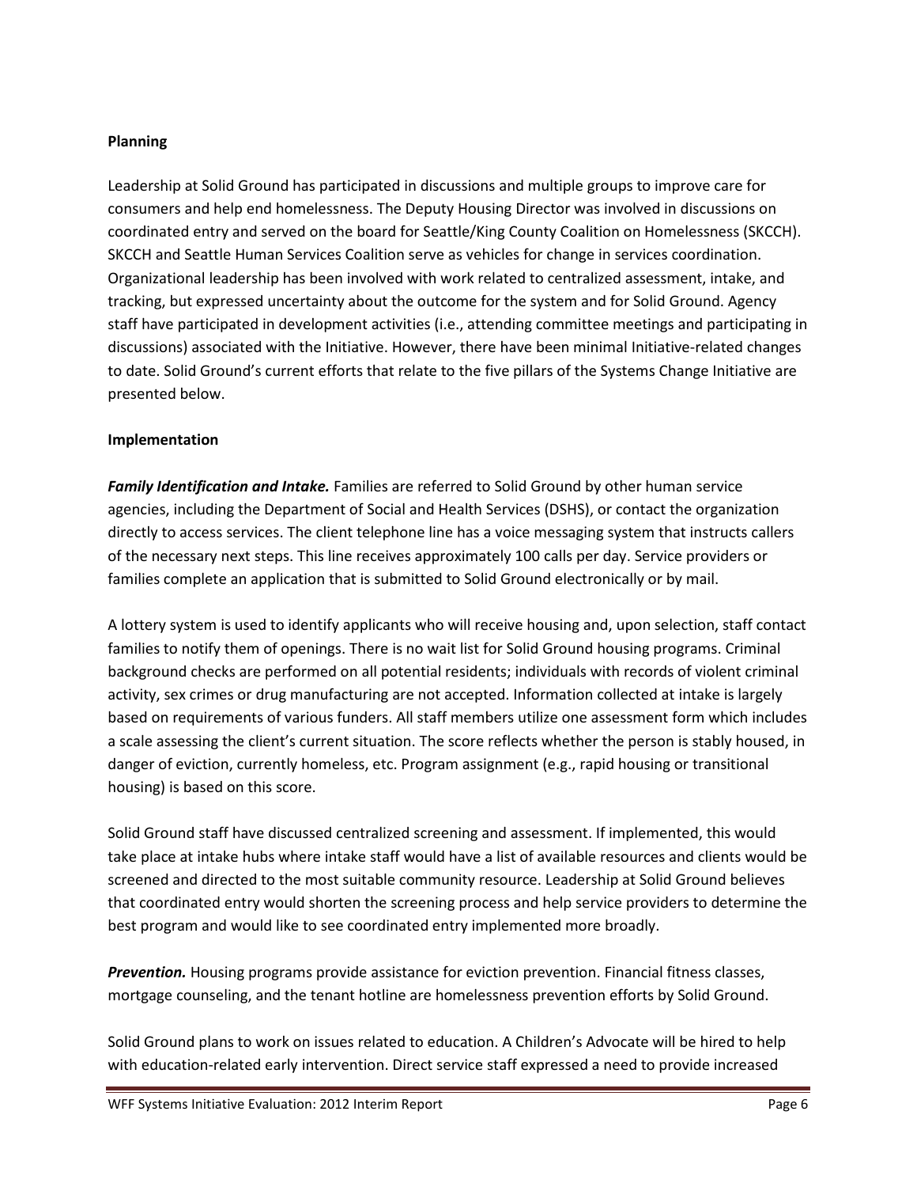**Planning**

Leadership at Solid Ground has participated in discussions and multiple groups to improve care for consumers and help end homelessness. The Deputy Housing Director was involved in discussions on coordinated entry and served on the board for Seattle/King County Coalition on Homelessness (SKCCH). SKCCH and Seattle Human Services Coalition serve as vehicles for change in services coordination. Organizational leadership has been involved with work related to centralized assessment, intake, and tracking, but expressed uncertainty about the outcome for the system and for Solid Ground. Agency staff have participated in development activities (i.e., attending committee meetings and participating in discussions) associated with the Initiative. However, there have been minimal Initiative-related changes to date. Solid Ground's current efforts that relate to the five pillars of the Systems Change Initiative are presented below.

**Implementation**

***Family Identification and Intake.*** Families are referred to Solid Ground by other human service agencies, including the Department of Social and Health Services (DSHS), or contact the organization directly to access services. The client telephone line has a voice messaging system that instructs callers of the necessary next steps. This line receives approximately 100 calls per day. Service providers or families complete an application that is submitted to Solid Ground electronically or by mail.

A lottery system is used to identify applicants who will receive housing and, upon selection, staff contact families to notify them of openings. There is no wait list for Solid Ground housing programs. Criminal background checks are performed on all potential residents; individuals with records of violent criminal activity, sex crimes or drug manufacturing are not accepted. Information collected at intake is largely based on requirements of various funders. All staff members utilize one assessment form which includes a scale assessing the client's current situation. The score reflects whether the person is stably housed, in danger of eviction, currently homeless, etc. Program assignment (e.g., rapid housing or transitional housing) is based on this score.

Solid Ground staff have discussed centralized screening and assessment. If implemented, this would take place at intake hubs where intake staff would have a list of available resources and clients would be screened and directed to the most suitable community resource. Leadership at Solid Ground believes that coordinated entry would shorten the screening process and help service providers to determine the best program and would like to see coordinated entry implemented more broadly.

***Prevention.*** Housing programs provide assistance for eviction prevention. Financial fitness classes, mortgage counseling, and the tenant hotline are homelessness prevention efforts by Solid Ground.

Solid Ground plans to work on issues related to education. A Children's Advocate will be hired to help with education-related early intervention. Direct service staff expressed a need to provide increased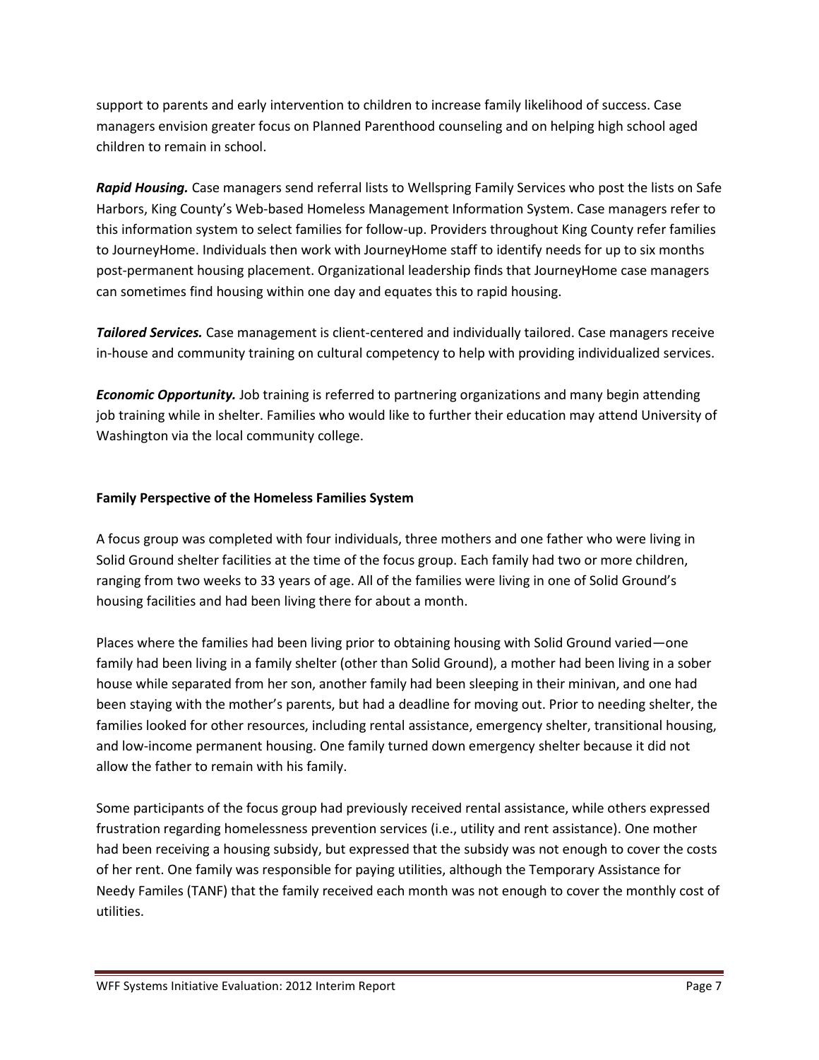support to parents and early intervention to children to increase family likelihood of success. Case managers envision greater focus on Planned Parenthood counseling and on helping high school aged children to remain in school.

***Rapid Housing.*** Case managers send referral lists to Wellspring Family Services who post the lists on Safe Harbors, King County's Web-based Homeless Management Information System. Case managers refer to this information system to select families for follow-up. Providers throughout King County refer families to JourneyHome. Individuals then work with JourneyHome staff to identify needs for up to six months post-permanent housing placement. Organizational leadership finds that JourneyHome case managers can sometimes find housing within one day and equates this to rapid housing.

***Tailored Services.*** Case management is client-centered and individually tailored. Case managers receive in-house and community training on cultural competency to help with providing individualized services.

***Economic Opportunity.*** Job training is referred to partnering organizations and many begin attending job training while in shelter. Families who would like to further their education may attend University of Washington via the local community college.

**Family Perspective of the Homeless Families System**

A focus group was completed with four individuals, three mothers and one father who were living in Solid Ground shelter facilities at the time of the focus group. Each family had two or more children, ranging from two weeks to 33 years of age. All of the families were living in one of Solid Ground's housing facilities and had been living there for about a month.

Places where the families had been living prior to obtaining housing with Solid Ground varied—one family had been living in a family shelter (other than Solid Ground), a mother had been living in a sober house while separated from her son, another family had been sleeping in their minivan, and one had been staying with the mother's parents, but had a deadline for moving out. Prior to needing shelter, the families looked for other resources, including rental assistance, emergency shelter, transitional housing, and low-income permanent housing. One family turned down emergency shelter because it did not allow the father to remain with his family.

Some participants of the focus group had previously received rental assistance, while others expressed frustration regarding homelessness prevention services (i.e., utility and rent assistance). One mother had been receiving a housing subsidy, but expressed that the subsidy was not enough to cover the costs of her rent. One family was responsible for paying utilities, although the Temporary Assistance for Needy Familes (TANF) that the family received each month was not enough to cover the monthly cost of utilities.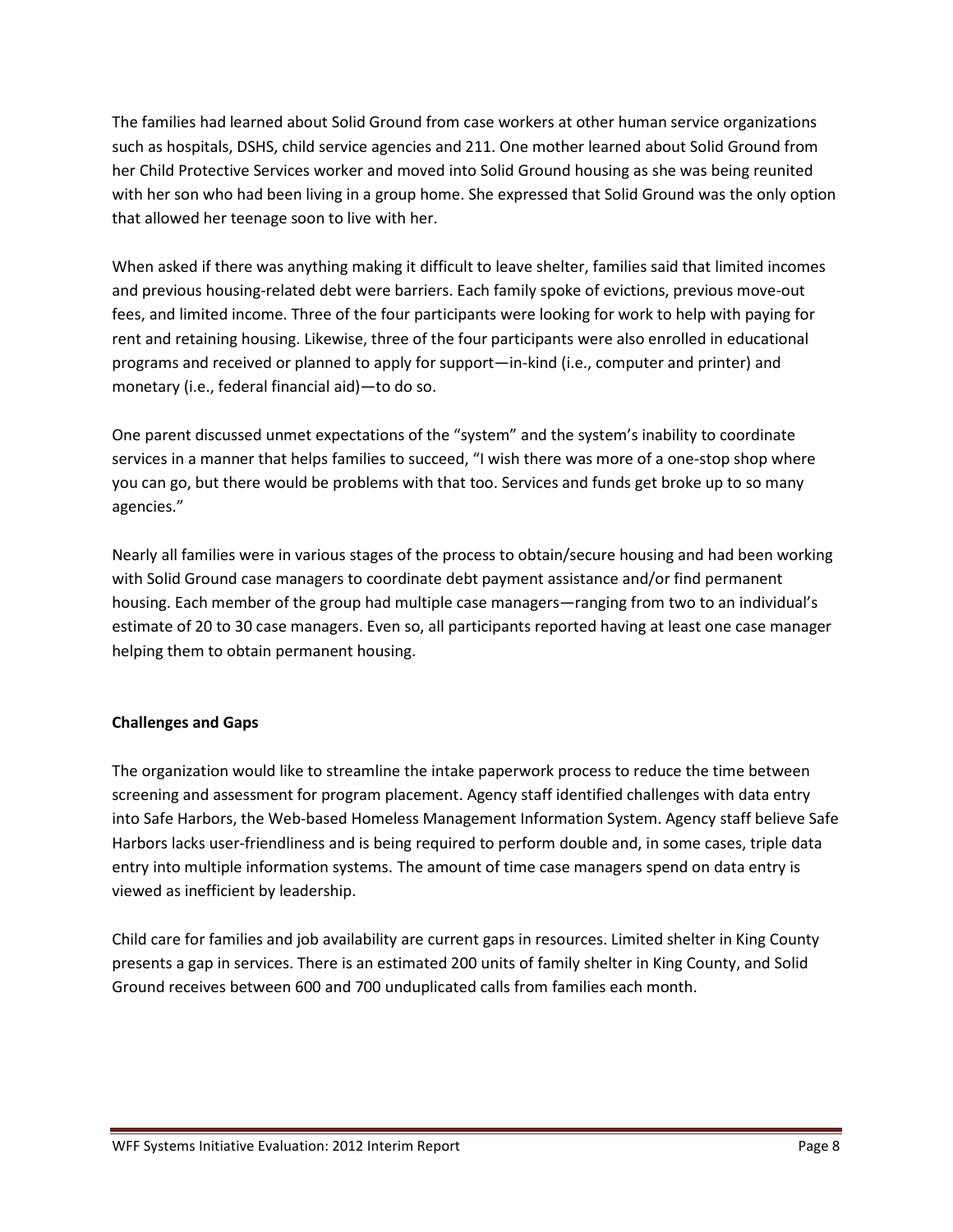The families had learned about Solid Ground from case workers at other human service organizations such as hospitals, DSHS, child service agencies and 211. One mother learned about Solid Ground from her Child Protective Services worker and moved into Solid Ground housing as she was being reunited with her son who had been living in a group home. She expressed that Solid Ground was the only option that allowed her teenage soon to live with her.

When asked if there was anything making it difficult to leave shelter, families said that limited incomes and previous housing-related debt were barriers. Each family spoke of evictions, previous move-out fees, and limited income. Three of the four participants were looking for work to help with paying for rent and retaining housing. Likewise, three of the four participants were also enrolled in educational programs and received or planned to apply for support—in-kind (i.e., computer and printer) and monetary (i.e., federal financial aid)—to do so.

One parent discussed unmet expectations of the "system" and the system's inability to coordinate services in a manner that helps families to succeed, "I wish there was more of a one-stop shop where you can go, but there would be problems with that too. Services and funds get broke up to so many agencies."

Nearly all families were in various stages of the process to obtain/secure housing and had been working with Solid Ground case managers to coordinate debt payment assistance and/or find permanent housing. Each member of the group had multiple case managers—ranging from two to an individual's estimate of 20 to 30 case managers. Even so, all participants reported having at least one case manager helping them to obtain permanent housing.

**Challenges and Gaps**

The organization would like to streamline the intake paperwork process to reduce the time between screening and assessment for program placement. Agency staff identified challenges with data entry into Safe Harbors, the Web-based Homeless Management Information System. Agency staff believe Safe Harbors lacks user-friendliness and is being required to perform double and, in some cases, triple data entry into multiple information systems. The amount of time case managers spend on data entry is viewed as inefficient by leadership.

Child care for families and job availability are current gaps in resources. Limited shelter in King County presents a gap in services. There is an estimated 200 units of family shelter in King County, and Solid Ground receives between 600 and 700 unduplicated calls from families each month.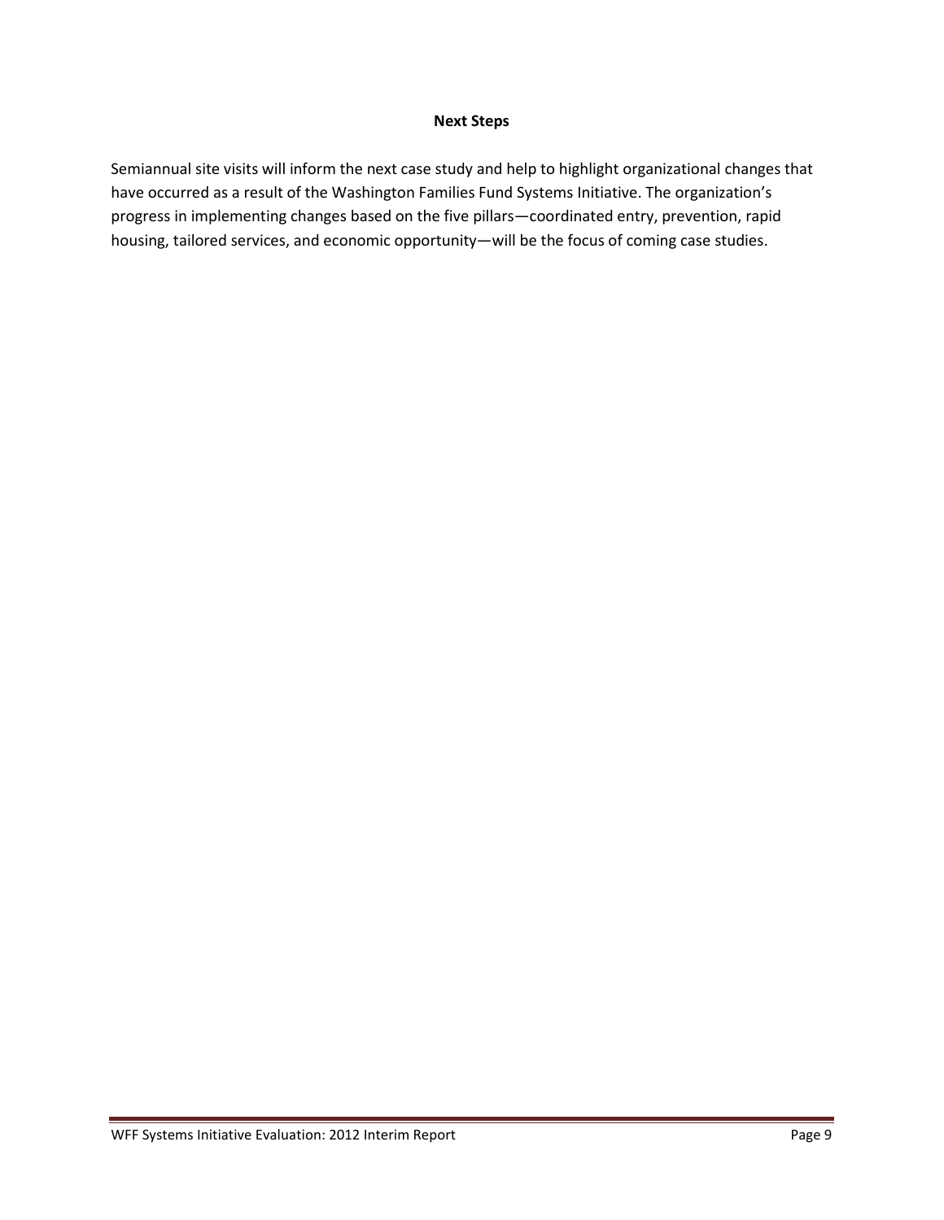## Next Steps

Semiannual site visits will inform the next case study and help to highlight organizational changes that have occurred as a result of the Washington Families Fund Systems Initiative. The organization's progress in implementing changes based on the five pillars—coordinated entry, prevention, rapid housing, tailored services, and economic opportunity—will be the focus of coming case studies.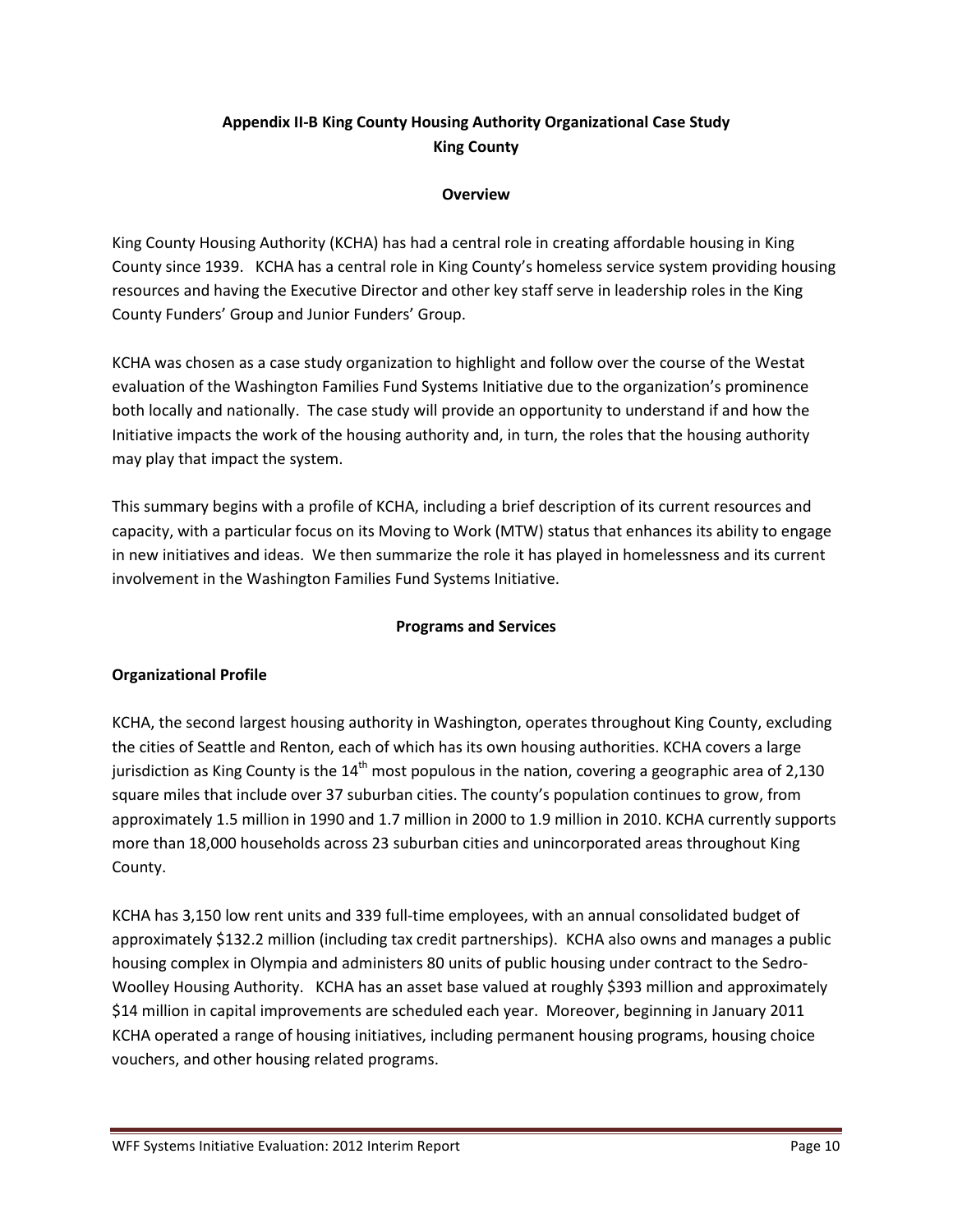**Appendix II-B King County Housing Authority Organizational Case Study**
**King County**

**Overview**

King County Housing Authority (KCHA) has had a central role in creating affordable housing in King County since 1939. KCHA has a central role in King County's homeless service system providing housing resources and having the Executive Director and other key staff serve in leadership roles in the King County Funders' Group and Junior Funders' Group.

KCHA was chosen as a case study organization to highlight and follow over the course of the Westat evaluation of the Washington Families Fund Systems Initiative due to the organization's prominence both locally and nationally. The case study will provide an opportunity to understand if and how the Initiative impacts the work of the housing authority and, in turn, the roles that the housing authority may play that impact the system.

This summary begins with a profile of KCHA, including a brief description of its current resources and capacity, with a particular focus on its Moving to Work (MTW) status that enhances its ability to engage in new initiatives and ideas. We then summarize the role it has played in homelessness and its current involvement in the Washington Families Fund Systems Initiative.

**Programs and Services**

**Organizational Profile**

KCHA, the second largest housing authority in Washington, operates throughout King County, excluding the cities of Seattle and Renton, each of which has its own housing authorities. KCHA covers a large jurisdiction as King County is the 14th most populous in the nation, covering a geographic area of 2,130 square miles that include over 37 suburban cities. The county's population continues to grow, from approximately 1.5 million in 1990 and 1.7 million in 2000 to 1.9 million in 2010. KCHA currently supports more than 18,000 households across 23 suburban cities and unincorporated areas throughout King County.

KCHA has 3,150 low rent units and 339 full-time employees, with an annual consolidated budget of approximately $132.2 million (including tax credit partnerships). KCHA also owns and manages a public housing complex in Olympia and administers 80 units of public housing under contract to the Sedro-Woolley Housing Authority. KCHA has an asset base valued at roughly $393 million and approximately $14 million in capital improvements are scheduled each year. Moreover, beginning in January 2011 KCHA operated a range of housing initiatives, including permanent housing programs, housing choice vouchers, and other housing related programs.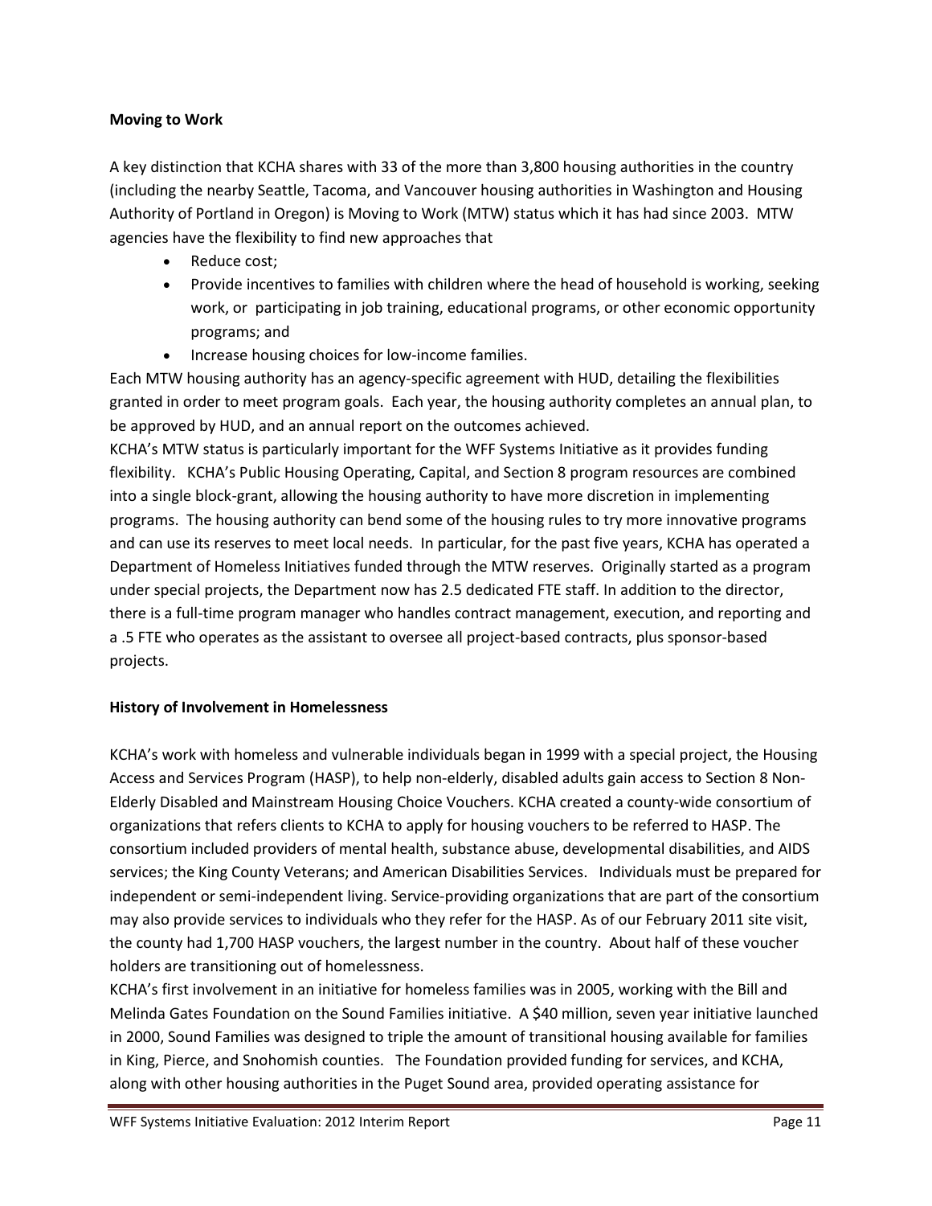**Moving to Work**

A key distinction that KCHA shares with 33 of the more than 3,800 housing authorities in the country (including the nearby Seattle, Tacoma, and Vancouver housing authorities in Washington and Housing Authority of Portland in Oregon) is Moving to Work (MTW) status which it has had since 2003. MTW agencies have the flexibility to find new approaches that

- Reduce cost;
- Provide incentives to families with children where the head of household is working, seeking work, or participating in job training, educational programs, or other economic opportunity programs; and
- Increase housing choices for low-income families.

Each MTW housing authority has an agency-specific agreement with HUD, detailing the flexibilities granted in order to meet program goals. Each year, the housing authority completes an annual plan, to be approved by HUD, and an annual report on the outcomes achieved.

KCHA's MTW status is particularly important for the WFF Systems Initiative as it provides funding flexibility. KCHA's Public Housing Operating, Capital, and Section 8 program resources are combined into a single block-grant, allowing the housing authority to have more discretion in implementing programs. The housing authority can bend some of the housing rules to try more innovative programs and can use its reserves to meet local needs. In particular, for the past five years, KCHA has operated a Department of Homeless Initiatives funded through the MTW reserves. Originally started as a program under special projects, the Department now has 2.5 dedicated FTE staff. In addition to the director, there is a full-time program manager who handles contract management, execution, and reporting and a .5 FTE who operates as the assistant to oversee all project-based contracts, plus sponsor-based projects.

**History of Involvement in Homelessness**

KCHA's work with homeless and vulnerable individuals began in 1999 with a special project, the Housing Access and Services Program (HASP), to help non-elderly, disabled adults gain access to Section 8 Non-Elderly Disabled and Mainstream Housing Choice Vouchers. KCHA created a county-wide consortium of organizations that refers clients to KCHA to apply for housing vouchers to be referred to HASP. The consortium included providers of mental health, substance abuse, developmental disabilities, and AIDS services; the King County Veterans; and American Disabilities Services. Individuals must be prepared for independent or semi-independent living. Service-providing organizations that are part of the consortium may also provide services to individuals who they refer for the HASP. As of our February 2011 site visit, the county had 1,700 HASP vouchers, the largest number in the country. About half of these voucher holders are transitioning out of homelessness.

KCHA's first involvement in an initiative for homeless families was in 2005, working with the Bill and Melinda Gates Foundation on the Sound Families initiative. A $40 million, seven year initiative launched in 2000, Sound Families was designed to triple the amount of transitional housing available for families in King, Pierce, and Snohomish counties. The Foundation provided funding for services, and KCHA, along with other housing authorities in the Puget Sound area, provided operating assistance for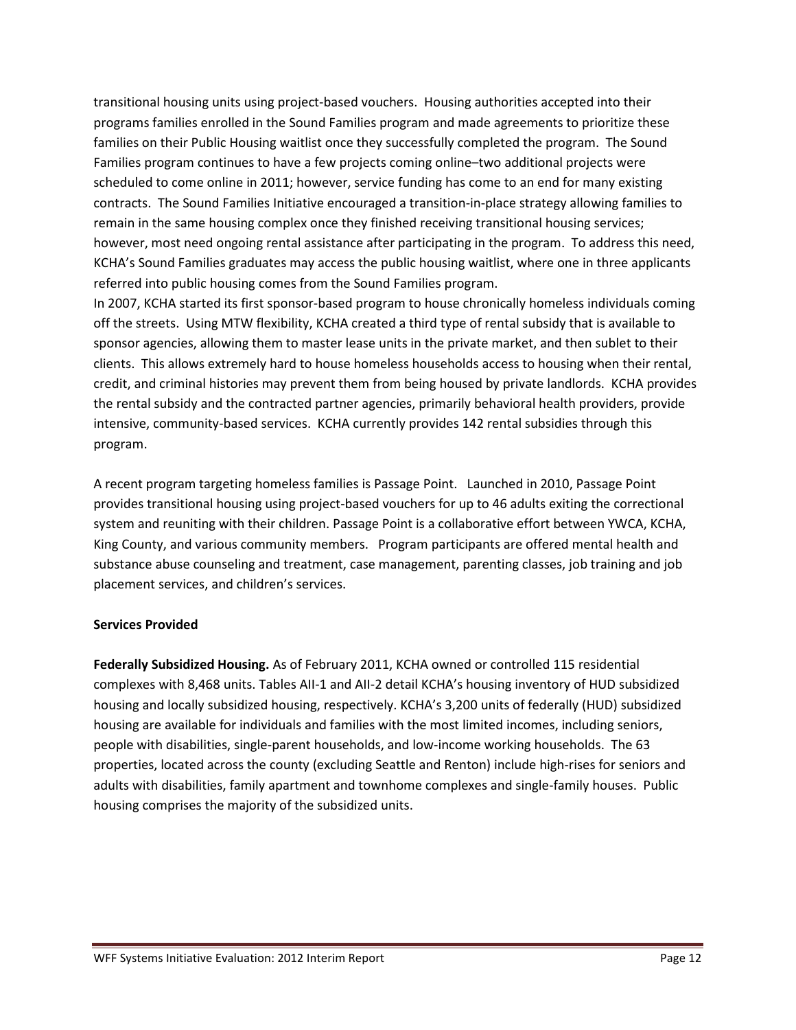transitional housing units using project-based vouchers. Housing authorities accepted into their programs families enrolled in the Sound Families program and made agreements to prioritize these families on their Public Housing waitlist once they successfully completed the program. The Sound Families program continues to have a few projects coming online–two additional projects were scheduled to come online in 2011; however, service funding has come to an end for many existing contracts. The Sound Families Initiative encouraged a transition-in-place strategy allowing families to remain in the same housing complex once they finished receiving transitional housing services; however, most need ongoing rental assistance after participating in the program. To address this need, KCHA's Sound Families graduates may access the public housing waitlist, where one in three applicants referred into public housing comes from the Sound Families program.

In 2007, KCHA started its first sponsor-based program to house chronically homeless individuals coming off the streets. Using MTW flexibility, KCHA created a third type of rental subsidy that is available to sponsor agencies, allowing them to master lease units in the private market, and then sublet to their clients. This allows extremely hard to house homeless households access to housing when their rental, credit, and criminal histories may prevent them from being housed by private landlords. KCHA provides the rental subsidy and the contracted partner agencies, primarily behavioral health providers, provide intensive, community-based services. KCHA currently provides 142 rental subsidies through this program.

A recent program targeting homeless families is Passage Point. Launched in 2010, Passage Point provides transitional housing using project-based vouchers for up to 46 adults exiting the correctional system and reuniting with their children. Passage Point is a collaborative effort between YWCA, KCHA, King County, and various community members. Program participants are offered mental health and substance abuse counseling and treatment, case management, parenting classes, job training and job placement services, and children's services.

**Services Provided**

**Federally Subsidized Housing.** As of February 2011, KCHA owned or controlled 115 residential complexes with 8,468 units. Tables AII-1 and AII-2 detail KCHA's housing inventory of HUD subsidized housing and locally subsidized housing, respectively. KCHA's 3,200 units of federally (HUD) subsidized housing are available for individuals and families with the most limited incomes, including seniors, people with disabilities, single-parent households, and low-income working households. The 63 properties, located across the county (excluding Seattle and Renton) include high-rises for seniors and adults with disabilities, family apartment and townhome complexes and single-family houses. Public housing comprises the majority of the subsidized units.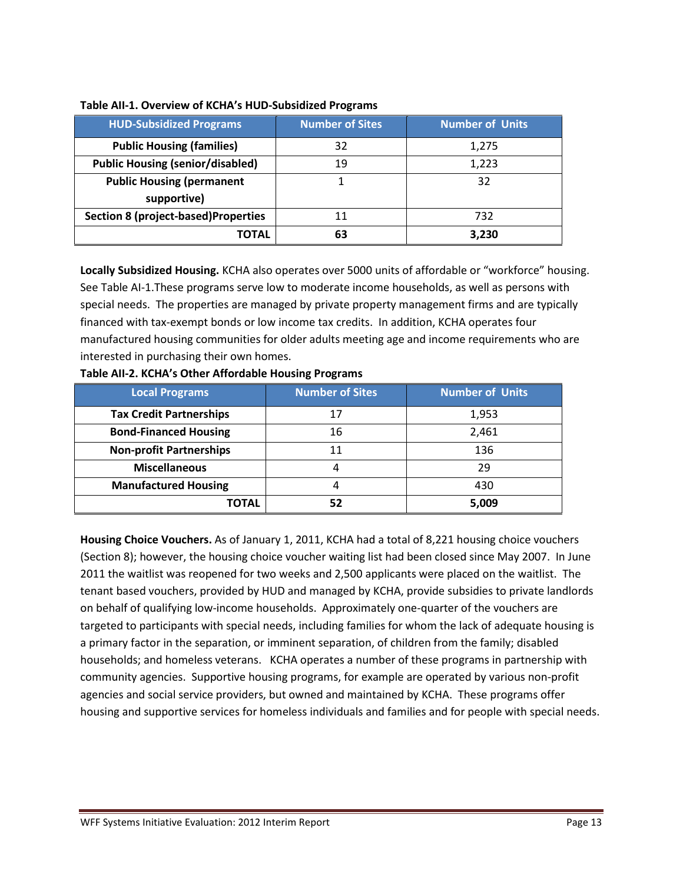**Table AII-1. Overview of KCHA's HUD-Subsidized Programs**

| HUD-Subsidized Programs | Number of Sites | Number of Units |
|---|---|---|
| Public Housing (families) | 32 | 1,275 |
| Public Housing (senior/disabled) | 19 | 1,223 |
| Public Housing (permanent supportive) | 1 | 32 |
| Section 8 (project-based)Properties | 11 | 732 |
| **TOTAL** | **63** | **3,230** |

**Locally Subsidized Housing.** KCHA also operates over 5000 units of affordable or "workforce" housing. See Table AI-1.These programs serve low to moderate income households, as well as persons with special needs. The properties are managed by private property management firms and are typically financed with tax-exempt bonds or low income tax credits. In addition, KCHA operates four manufactured housing communities for older adults meeting age and income requirements who are interested in purchasing their own homes.

**Table AII-2. KCHA's Other Affordable Housing Programs**

| Local Programs | Number of Sites | Number of Units |
|---|---|---|
| Tax Credit Partnerships | 17 | 1,953 |
| Bond-Financed Housing | 16 | 2,461 |
| Non-profit Partnerships | 11 | 136 |
| Miscellaneous | 4 | 29 |
| Manufactured Housing | 4 | 430 |
| **TOTAL** | **52** | **5,009** |

**Housing Choice Vouchers.** As of January 1, 2011, KCHA had a total of 8,221 housing choice vouchers (Section 8); however, the housing choice voucher waiting list had been closed since May 2007. In June 2011 the waitlist was reopened for two weeks and 2,500 applicants were placed on the waitlist. The tenant based vouchers, provided by HUD and managed by KCHA, provide subsidies to private landlords on behalf of qualifying low-income households. Approximately one-quarter of the vouchers are targeted to participants with special needs, including families for whom the lack of adequate housing is a primary factor in the separation, or imminent separation, of children from the family; disabled households; and homeless veterans. KCHA operates a number of these programs in partnership with community agencies. Supportive housing programs, for example are operated by various non-profit agencies and social service providers, but owned and maintained by KCHA. These programs offer housing and supportive services for homeless individuals and families and for people with special needs.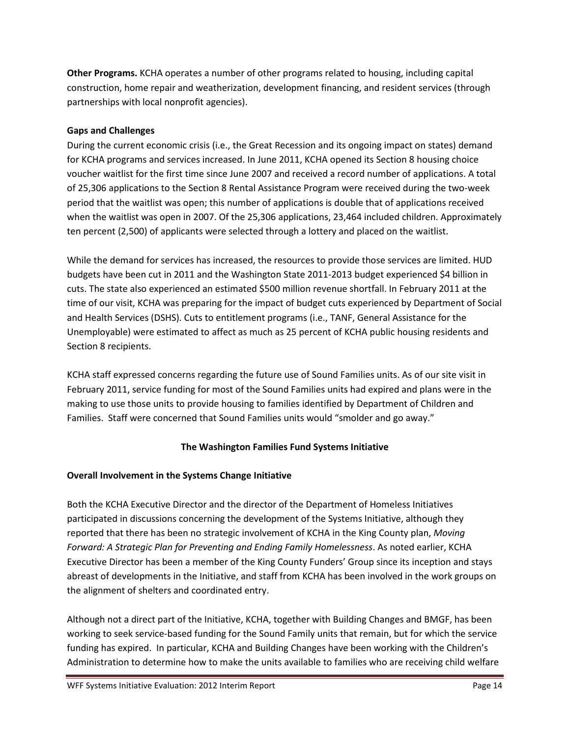**Other Programs.** KCHA operates a number of other programs related to housing, including capital construction, home repair and weatherization, development financing, and resident services (through partnerships with local nonprofit agencies).

**Gaps and Challenges**

During the current economic crisis (i.e., the Great Recession and its ongoing impact on states) demand for KCHA programs and services increased. In June 2011, KCHA opened its Section 8 housing choice voucher waitlist for the first time since June 2007 and received a record number of applications. A total of 25,306 applications to the Section 8 Rental Assistance Program were received during the two-week period that the waitlist was open; this number of applications is double that of applications received when the waitlist was open in 2007. Of the 25,306 applications, 23,464 included children. Approximately ten percent (2,500) of applicants were selected through a lottery and placed on the waitlist.

While the demand for services has increased, the resources to provide those services are limited. HUD budgets have been cut in 2011 and the Washington State 2011-2013 budget experienced $4 billion in cuts. The state also experienced an estimated $500 million revenue shortfall. In February 2011 at the time of our visit, KCHA was preparing for the impact of budget cuts experienced by Department of Social and Health Services (DSHS). Cuts to entitlement programs (i.e., TANF, General Assistance for the Unemployable) were estimated to affect as much as 25 percent of KCHA public housing residents and Section 8 recipients.

KCHA staff expressed concerns regarding the future use of Sound Families units. As of our site visit in February 2011, service funding for most of the Sound Families units had expired and plans were in the making to use those units to provide housing to families identified by Department of Children and Families. Staff were concerned that Sound Families units would "smolder and go away."

## The Washington Families Fund Systems Initiative

**Overall Involvement in the Systems Change Initiative**

Both the KCHA Executive Director and the director of the Department of Homeless Initiatives participated in discussions concerning the development of the Systems Initiative, although they reported that there has been no strategic involvement of KCHA in the King County plan, *Moving Forward: A Strategic Plan for Preventing and Ending Family Homelessness*. As noted earlier, KCHA Executive Director has been a member of the King County Funders' Group since its inception and stays abreast of developments in the Initiative, and staff from KCHA has been involved in the work groups on the alignment of shelters and coordinated entry.

Although not a direct part of the Initiative, KCHA, together with Building Changes and BMGF, has been working to seek service-based funding for the Sound Family units that remain, but for which the service funding has expired. In particular, KCHA and Building Changes have been working with the Children's Administration to determine how to make the units available to families who are receiving child welfare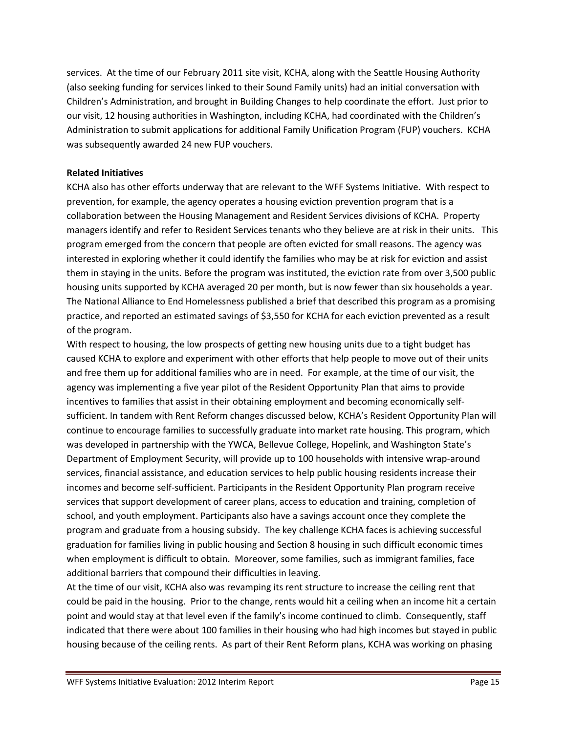services. At the time of our February 2011 site visit, KCHA, along with the Seattle Housing Authority (also seeking funding for services linked to their Sound Family units) had an initial conversation with Children's Administration, and brought in Building Changes to help coordinate the effort. Just prior to our visit, 12 housing authorities in Washington, including KCHA, had coordinated with the Children's Administration to submit applications for additional Family Unification Program (FUP) vouchers. KCHA was subsequently awarded 24 new FUP vouchers.

**Related Initiatives**

KCHA also has other efforts underway that are relevant to the WFF Systems Initiative. With respect to prevention, for example, the agency operates a housing eviction prevention program that is a collaboration between the Housing Management and Resident Services divisions of KCHA. Property managers identify and refer to Resident Services tenants who they believe are at risk in their units. This program emerged from the concern that people are often evicted for small reasons. The agency was interested in exploring whether it could identify the families who may be at risk for eviction and assist them in staying in the units. Before the program was instituted, the eviction rate from over 3,500 public housing units supported by KCHA averaged 20 per month, but is now fewer than six households a year. The National Alliance to End Homelessness published a brief that described this program as a promising practice, and reported an estimated savings of $3,550 for KCHA for each eviction prevented as a result of the program.

With respect to housing, the low prospects of getting new housing units due to a tight budget has caused KCHA to explore and experiment with other efforts that help people to move out of their units and free them up for additional families who are in need. For example, at the time of our visit, the agency was implementing a five year pilot of the Resident Opportunity Plan that aims to provide incentives to families that assist in their obtaining employment and becoming economically self-sufficient. In tandem with Rent Reform changes discussed below, KCHA's Resident Opportunity Plan will continue to encourage families to successfully graduate into market rate housing. This program, which was developed in partnership with the YWCA, Bellevue College, Hopelink, and Washington State's Department of Employment Security, will provide up to 100 households with intensive wrap-around services, financial assistance, and education services to help public housing residents increase their incomes and become self-sufficient. Participants in the Resident Opportunity Plan program receive services that support development of career plans, access to education and training, completion of school, and youth employment. Participants also have a savings account once they complete the program and graduate from a housing subsidy. The key challenge KCHA faces is achieving successful graduation for families living in public housing and Section 8 housing in such difficult economic times when employment is difficult to obtain. Moreover, some families, such as immigrant families, face additional barriers that compound their difficulties in leaving.

At the time of our visit, KCHA also was revamping its rent structure to increase the ceiling rent that could be paid in the housing. Prior to the change, rents would hit a ceiling when an income hit a certain point and would stay at that level even if the family's income continued to climb. Consequently, staff indicated that there were about 100 families in their housing who had high incomes but stayed in public housing because of the ceiling rents. As part of their Rent Reform plans, KCHA was working on phasing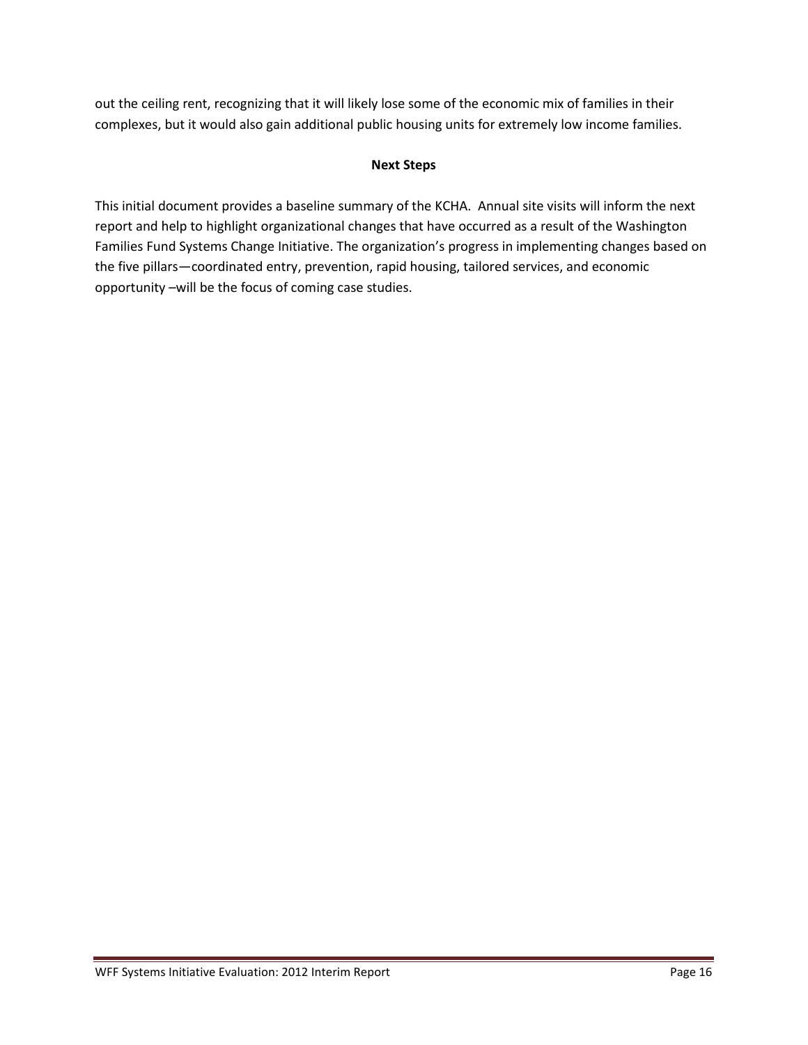out the ceiling rent, recognizing that it will likely lose some of the economic mix of families in their complexes, but it would also gain additional public housing units for extremely low income families.

## Next Steps

This initial document provides a baseline summary of the KCHA. Annual site visits will inform the next report and help to highlight organizational changes that have occurred as a result of the Washington Families Fund Systems Change Initiative. The organization's progress in implementing changes based on the five pillars—coordinated entry, prevention, rapid housing, tailored services, and economic opportunity –will be the focus of coming case studies.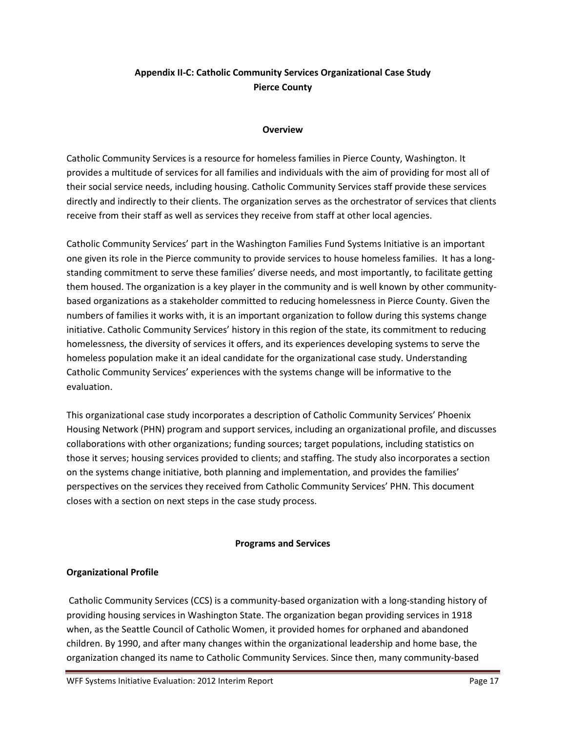## Appendix II-C: Catholic Community Services Organizational Case Study
## Pierce County

### Overview

Catholic Community Services is a resource for homeless families in Pierce County, Washington. It provides a multitude of services for all families and individuals with the aim of providing for most all of their social service needs, including housing. Catholic Community Services staff provide these services directly and indirectly to their clients. The organization serves as the orchestrator of services that clients receive from their staff as well as services they receive from staff at other local agencies.

Catholic Community Services' part in the Washington Families Fund Systems Initiative is an important one given its role in the Pierce community to provide services to house homeless families. It has a long-standing commitment to serve these families' diverse needs, and most importantly, to facilitate getting them housed. The organization is a key player in the community and is well known by other community-based organizations as a stakeholder committed to reducing homelessness in Pierce County. Given the numbers of families it works with, it is an important organization to follow during this systems change initiative. Catholic Community Services' history in this region of the state, its commitment to reducing homelessness, the diversity of services it offers, and its experiences developing systems to serve the homeless population make it an ideal candidate for the organizational case study. Understanding Catholic Community Services' experiences with the systems change will be informative to the evaluation.

This organizational case study incorporates a description of Catholic Community Services' Phoenix Housing Network (PHN) program and support services, including an organizational profile, and discusses collaborations with other organizations; funding sources; target populations, including statistics on those it serves; housing services provided to clients; and staffing. The study also incorporates a section on the systems change initiative, both planning and implementation, and provides the families' perspectives on the services they received from Catholic Community Services' PHN. This document closes with a section on next steps in the case study process.

### Programs and Services

**Organizational Profile**

Catholic Community Services (CCS) is a community-based organization with a long-standing history of providing housing services in Washington State. The organization began providing services in 1918 when, as the Seattle Council of Catholic Women, it provided homes for orphaned and abandoned children. By 1990, and after many changes within the organizational leadership and home base, the organization changed its name to Catholic Community Services. Since then, many community-based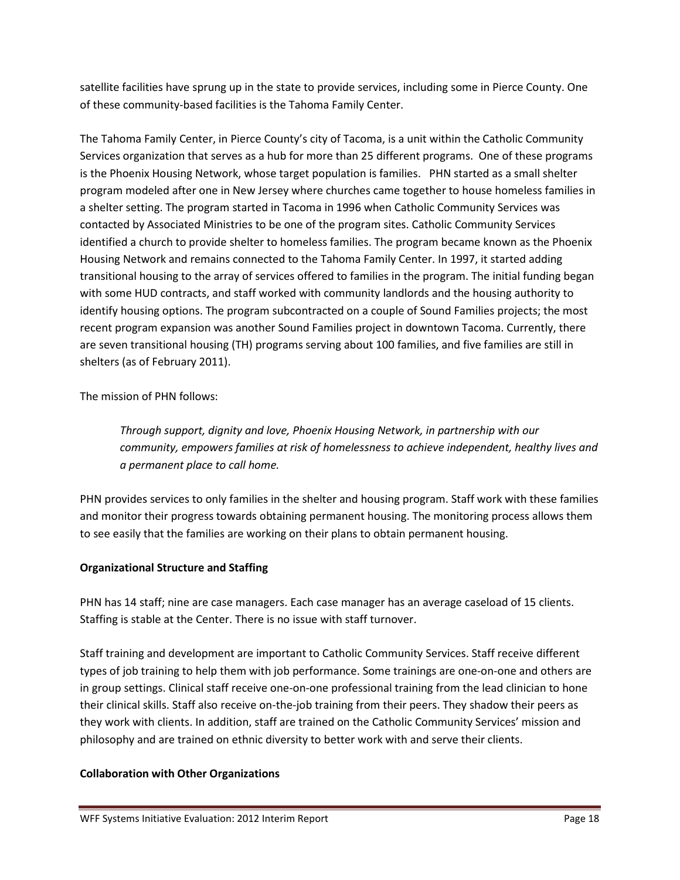satellite facilities have sprung up in the state to provide services, including some in Pierce County. One of these community-based facilities is the Tahoma Family Center.

The Tahoma Family Center, in Pierce County's city of Tacoma, is a unit within the Catholic Community Services organization that serves as a hub for more than 25 different programs. One of these programs is the Phoenix Housing Network, whose target population is families. PHN started as a small shelter program modeled after one in New Jersey where churches came together to house homeless families in a shelter setting. The program started in Tacoma in 1996 when Catholic Community Services was contacted by Associated Ministries to be one of the program sites. Catholic Community Services identified a church to provide shelter to homeless families. The program became known as the Phoenix Housing Network and remains connected to the Tahoma Family Center. In 1997, it started adding transitional housing to the array of services offered to families in the program. The initial funding began with some HUD contracts, and staff worked with community landlords and the housing authority to identify housing options. The program subcontracted on a couple of Sound Families projects; the most recent program expansion was another Sound Families project in downtown Tacoma. Currently, there are seven transitional housing (TH) programs serving about 100 families, and five families are still in shelters (as of February 2011).

The mission of PHN follows:

> *Through support, dignity and love, Phoenix Housing Network, in partnership with our community, empowers families at risk of homelessness to achieve independent, healthy lives and a permanent place to call home.*

PHN provides services to only families in the shelter and housing program. Staff work with these families and monitor their progress towards obtaining permanent housing. The monitoring process allows them to see easily that the families are working on their plans to obtain permanent housing.

**Organizational Structure and Staffing**

PHN has 14 staff; nine are case managers. Each case manager has an average caseload of 15 clients. Staffing is stable at the Center. There is no issue with staff turnover.

Staff training and development are important to Catholic Community Services. Staff receive different types of job training to help them with job performance. Some trainings are one-on-one and others are in group settings. Clinical staff receive one-on-one professional training from the lead clinician to hone their clinical skills. Staff also receive on-the-job training from their peers. They shadow their peers as they work with clients. In addition, staff are trained on the Catholic Community Services' mission and philosophy and are trained on ethnic diversity to better work with and serve their clients.

**Collaboration with Other Organizations**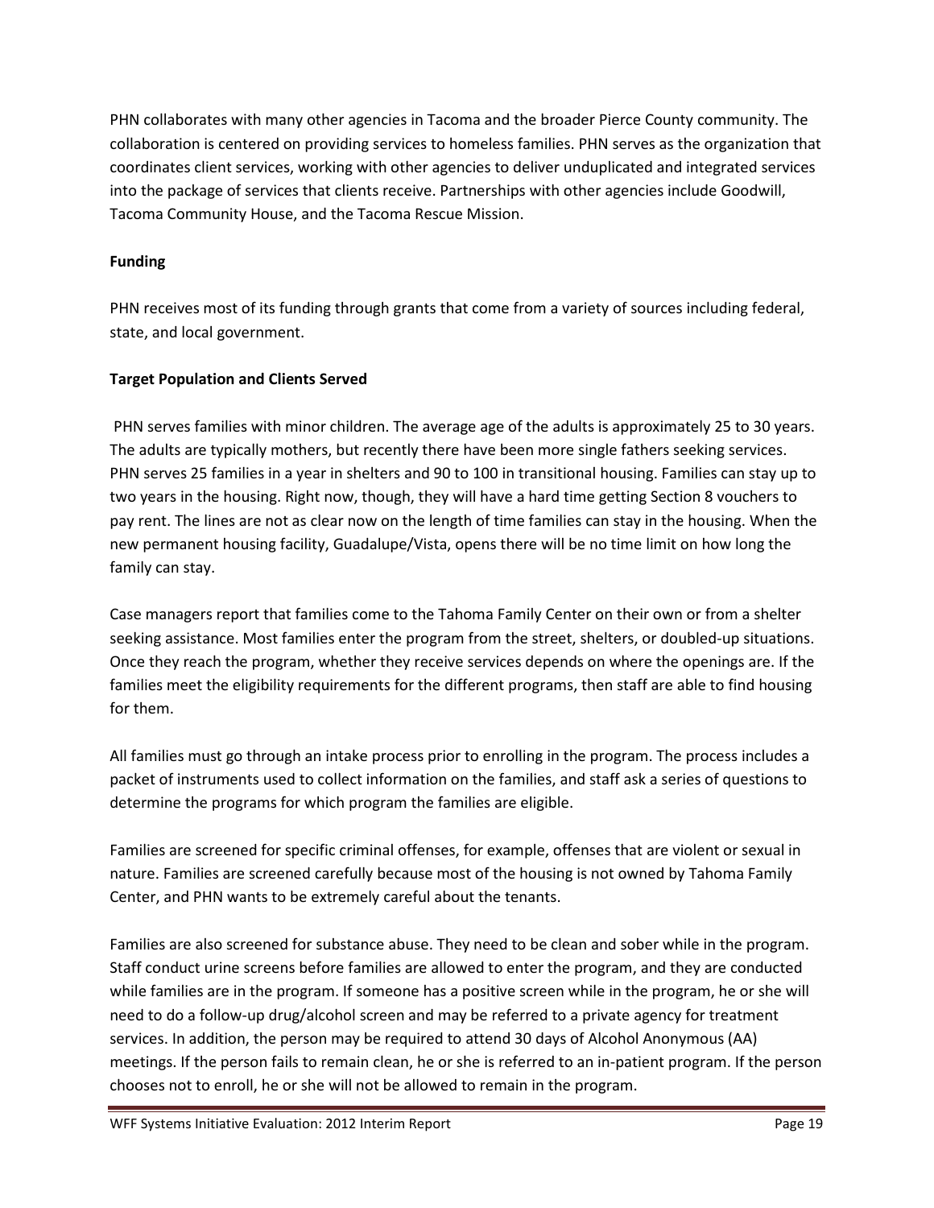PHN collaborates with many other agencies in Tacoma and the broader Pierce County community. The collaboration is centered on providing services to homeless families. PHN serves as the organization that coordinates client services, working with other agencies to deliver unduplicated and integrated services into the package of services that clients receive. Partnerships with other agencies include Goodwill, Tacoma Community House, and the Tacoma Rescue Mission.

**Funding**

PHN receives most of its funding through grants that come from a variety of sources including federal, state, and local government.

**Target Population and Clients Served**

PHN serves families with minor children. The average age of the adults is approximately 25 to 30 years. The adults are typically mothers, but recently there have been more single fathers seeking services. PHN serves 25 families in a year in shelters and 90 to 100 in transitional housing. Families can stay up to two years in the housing. Right now, though, they will have a hard time getting Section 8 vouchers to pay rent. The lines are not as clear now on the length of time families can stay in the housing. When the new permanent housing facility, Guadalupe/Vista, opens there will be no time limit on how long the family can stay.

Case managers report that families come to the Tahoma Family Center on their own or from a shelter seeking assistance. Most families enter the program from the street, shelters, or doubled-up situations. Once they reach the program, whether they receive services depends on where the openings are. If the families meet the eligibility requirements for the different programs, then staff are able to find housing for them.

All families must go through an intake process prior to enrolling in the program. The process includes a packet of instruments used to collect information on the families, and staff ask a series of questions to determine the programs for which program the families are eligible.

Families are screened for specific criminal offenses, for example, offenses that are violent or sexual in nature. Families are screened carefully because most of the housing is not owned by Tahoma Family Center, and PHN wants to be extremely careful about the tenants.

Families are also screened for substance abuse. They need to be clean and sober while in the program. Staff conduct urine screens before families are allowed to enter the program, and they are conducted while families are in the program. If someone has a positive screen while in the program, he or she will need to do a follow-up drug/alcohol screen and may be referred to a private agency for treatment services. In addition, the person may be required to attend 30 days of Alcohol Anonymous (AA) meetings. If the person fails to remain clean, he or she is referred to an in-patient program. If the person chooses not to enroll, he or she will not be allowed to remain in the program.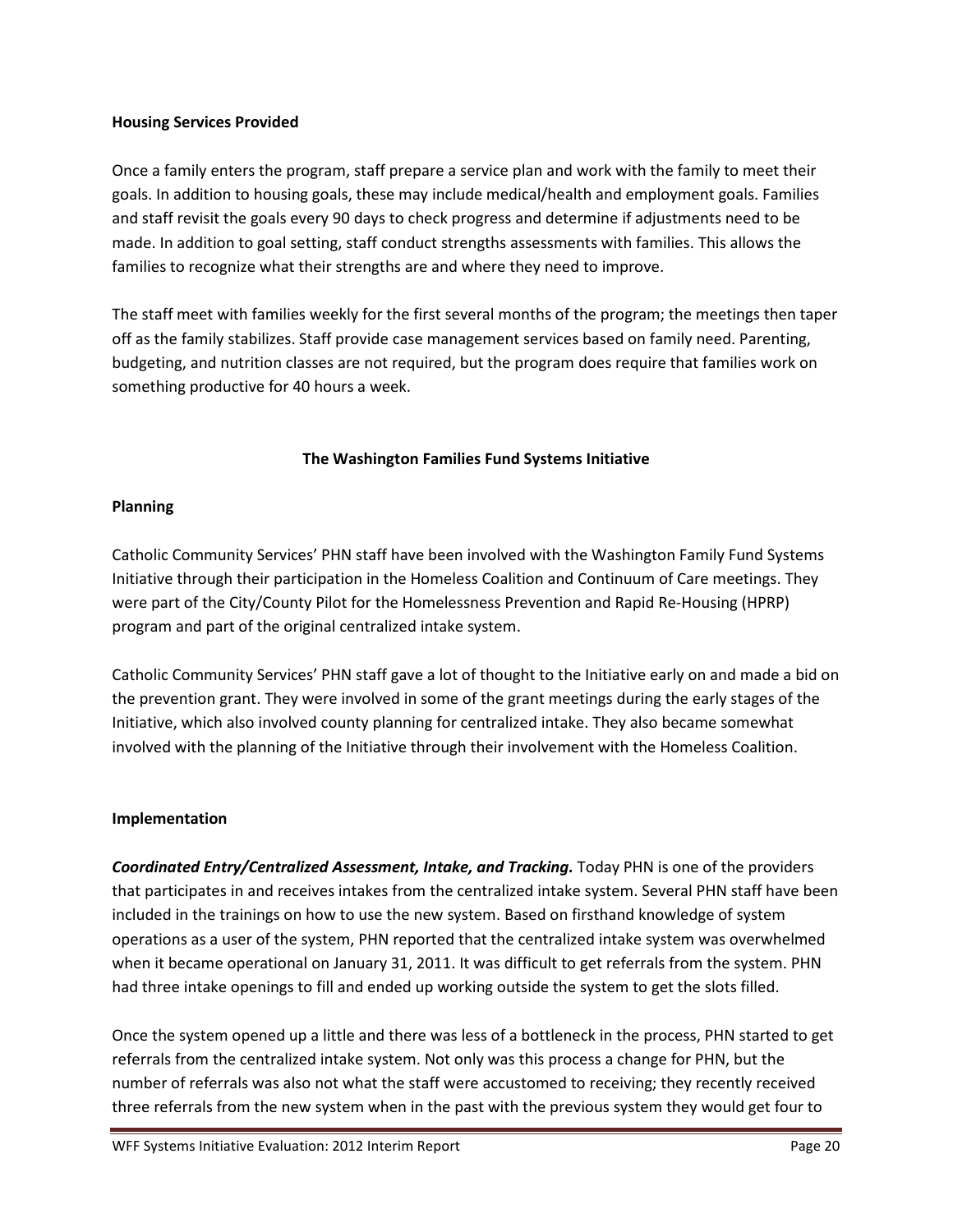**Housing Services Provided**

Once a family enters the program, staff prepare a service plan and work with the family to meet their goals. In addition to housing goals, these may include medical/health and employment goals. Families and staff revisit the goals every 90 days to check progress and determine if adjustments need to be made. In addition to goal setting, staff conduct strengths assessments with families. This allows the families to recognize what their strengths are and where they need to improve.

The staff meet with families weekly for the first several months of the program; the meetings then taper off as the family stabilizes. Staff provide case management services based on family need. Parenting, budgeting, and nutrition classes are not required, but the program does require that families work on something productive for 40 hours a week.

## The Washington Families Fund Systems Initiative

**Planning**

Catholic Community Services' PHN staff have been involved with the Washington Family Fund Systems Initiative through their participation in the Homeless Coalition and Continuum of Care meetings. They were part of the City/County Pilot for the Homelessness Prevention and Rapid Re-Housing (HPRP) program and part of the original centralized intake system.

Catholic Community Services' PHN staff gave a lot of thought to the Initiative early on and made a bid on the prevention grant. They were involved in some of the grant meetings during the early stages of the Initiative, which also involved county planning for centralized intake. They also became somewhat involved with the planning of the Initiative through their involvement with the Homeless Coalition.

**Implementation**

***Coordinated Entry/Centralized Assessment, Intake, and Tracking.*** Today PHN is one of the providers that participates in and receives intakes from the centralized intake system. Several PHN staff have been included in the trainings on how to use the new system. Based on firsthand knowledge of system operations as a user of the system, PHN reported that the centralized intake system was overwhelmed when it became operational on January 31, 2011. It was difficult to get referrals from the system. PHN had three intake openings to fill and ended up working outside the system to get the slots filled.

Once the system opened up a little and there was less of a bottleneck in the process, PHN started to get referrals from the centralized intake system. Not only was this process a change for PHN, but the number of referrals was also not what the staff were accustomed to receiving; they recently received three referrals from the new system when in the past with the previous system they would get four to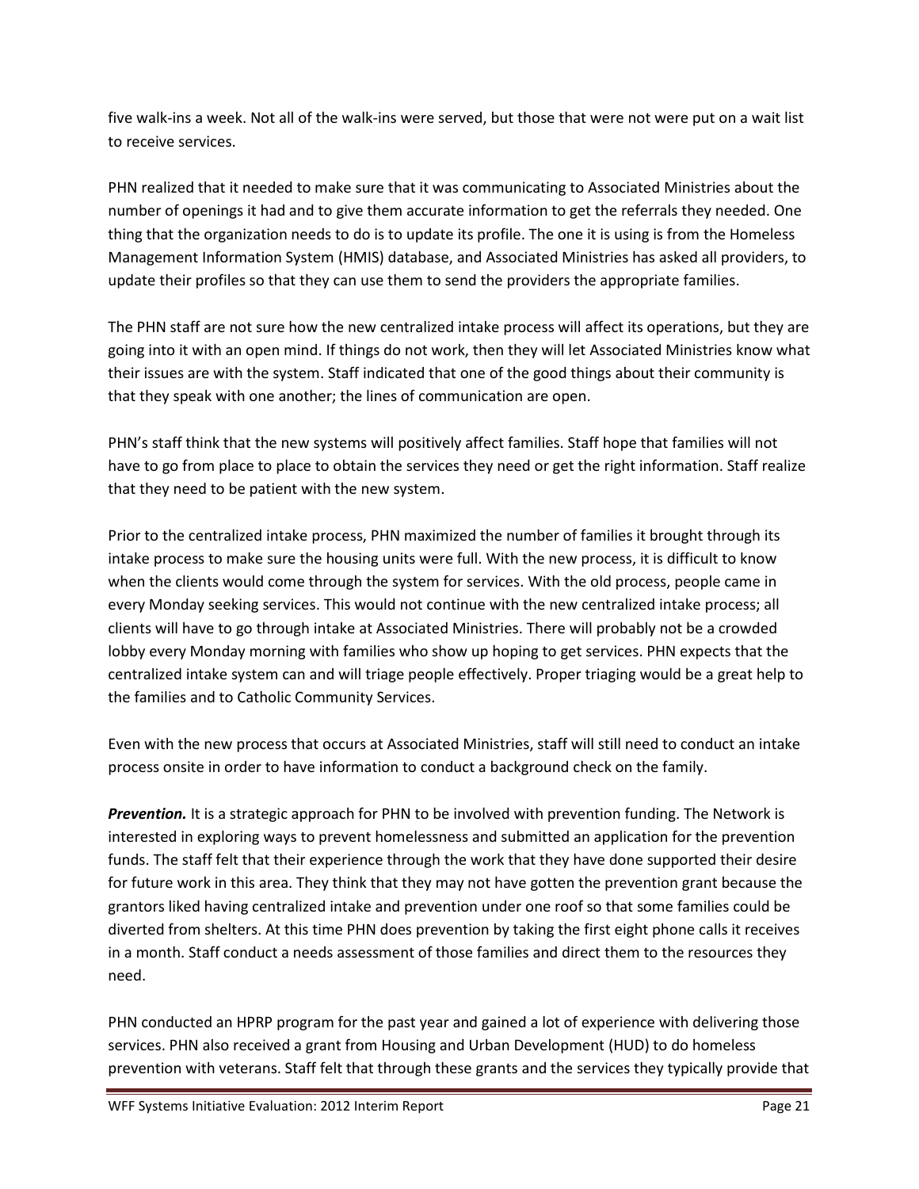five walk-ins a week. Not all of the walk-ins were served, but those that were not were put on a wait list to receive services.

PHN realized that it needed to make sure that it was communicating to Associated Ministries about the number of openings it had and to give them accurate information to get the referrals they needed. One thing that the organization needs to do is to update its profile. The one it is using is from the Homeless Management Information System (HMIS) database, and Associated Ministries has asked all providers, to update their profiles so that they can use them to send the providers the appropriate families.

The PHN staff are not sure how the new centralized intake process will affect its operations, but they are going into it with an open mind. If things do not work, then they will let Associated Ministries know what their issues are with the system. Staff indicated that one of the good things about their community is that they speak with one another; the lines of communication are open.

PHN's staff think that the new systems will positively affect families. Staff hope that families will not have to go from place to place to obtain the services they need or get the right information. Staff realize that they need to be patient with the new system.

Prior to the centralized intake process, PHN maximized the number of families it brought through its intake process to make sure the housing units were full. With the new process, it is difficult to know when the clients would come through the system for services. With the old process, people came in every Monday seeking services. This would not continue with the new centralized intake process; all clients will have to go through intake at Associated Ministries. There will probably not be a crowded lobby every Monday morning with families who show up hoping to get services. PHN expects that the centralized intake system can and will triage people effectively. Proper triaging would be a great help to the families and to Catholic Community Services.

Even with the new process that occurs at Associated Ministries, staff will still need to conduct an intake process onsite in order to have information to conduct a background check on the family.

***Prevention.*** It is a strategic approach for PHN to be involved with prevention funding. The Network is interested in exploring ways to prevent homelessness and submitted an application for the prevention funds. The staff felt that their experience through the work that they have done supported their desire for future work in this area. They think that they may not have gotten the prevention grant because the grantors liked having centralized intake and prevention under one roof so that some families could be diverted from shelters. At this time PHN does prevention by taking the first eight phone calls it receives in a month. Staff conduct a needs assessment of those families and direct them to the resources they need.

PHN conducted an HPRP program for the past year and gained a lot of experience with delivering those services. PHN also received a grant from Housing and Urban Development (HUD) to do homeless prevention with veterans. Staff felt that through these grants and the services they typically provide that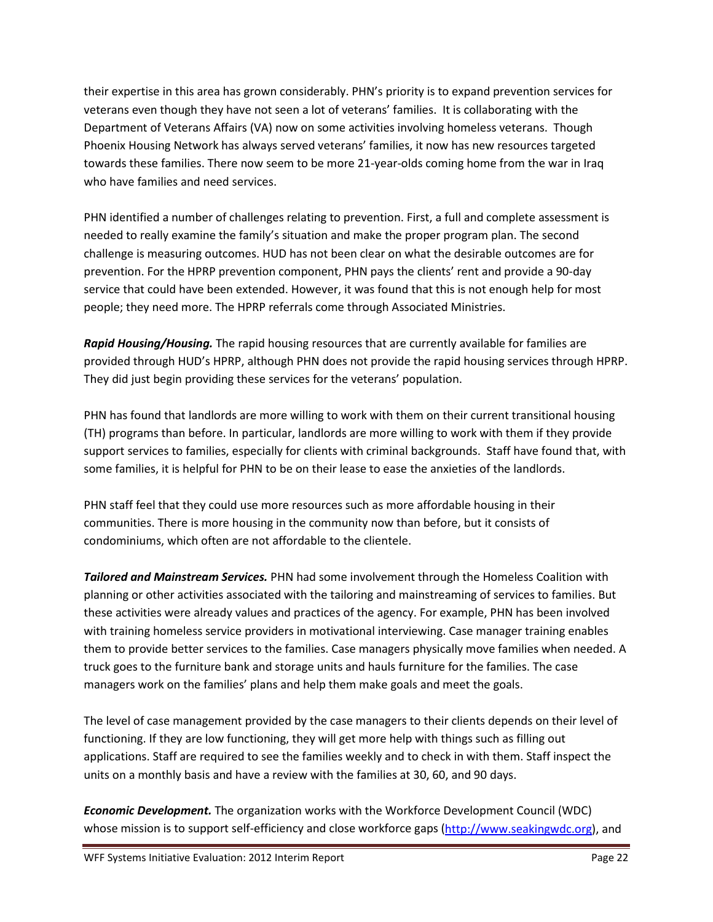their expertise in this area has grown considerably. PHN's priority is to expand prevention services for veterans even though they have not seen a lot of veterans' families. It is collaborating with the Department of Veterans Affairs (VA) now on some activities involving homeless veterans. Though Phoenix Housing Network has always served veterans' families, it now has new resources targeted towards these families. There now seem to be more 21-year-olds coming home from the war in Iraq who have families and need services.

PHN identified a number of challenges relating to prevention. First, a full and complete assessment is needed to really examine the family's situation and make the proper program plan. The second challenge is measuring outcomes. HUD has not been clear on what the desirable outcomes are for prevention. For the HPRP prevention component, PHN pays the clients' rent and provide a 90-day service that could have been extended. However, it was found that this is not enough help for most people; they need more. The HPRP referrals come through Associated Ministries.

***Rapid Housing/Housing.*** The rapid housing resources that are currently available for families are provided through HUD's HPRP, although PHN does not provide the rapid housing services through HPRP. They did just begin providing these services for the veterans' population.

PHN has found that landlords are more willing to work with them on their current transitional housing (TH) programs than before. In particular, landlords are more willing to work with them if they provide support services to families, especially for clients with criminal backgrounds. Staff have found that, with some families, it is helpful for PHN to be on their lease to ease the anxieties of the landlords.

PHN staff feel that they could use more resources such as more affordable housing in their communities. There is more housing in the community now than before, but it consists of condominiums, which often are not affordable to the clientele.

***Tailored and Mainstream Services.*** PHN had some involvement through the Homeless Coalition with planning or other activities associated with the tailoring and mainstreaming of services to families. But these activities were already values and practices of the agency. For example, PHN has been involved with training homeless service providers in motivational interviewing. Case manager training enables them to provide better services to the families. Case managers physically move families when needed. A truck goes to the furniture bank and storage units and hauls furniture for the families. The case managers work on the families' plans and help them make goals and meet the goals.

The level of case management provided by the case managers to their clients depends on their level of functioning. If they are low functioning, they will get more help with things such as filling out applications. Staff are required to see the families weekly and to check in with them. Staff inspect the units on a monthly basis and have a review with the families at 30, 60, and 90 days.

***Economic Development.*** The organization works with the Workforce Development Council (WDC) whose mission is to support self-efficiency and close workforce gaps (http://www.seakingwdc.org), and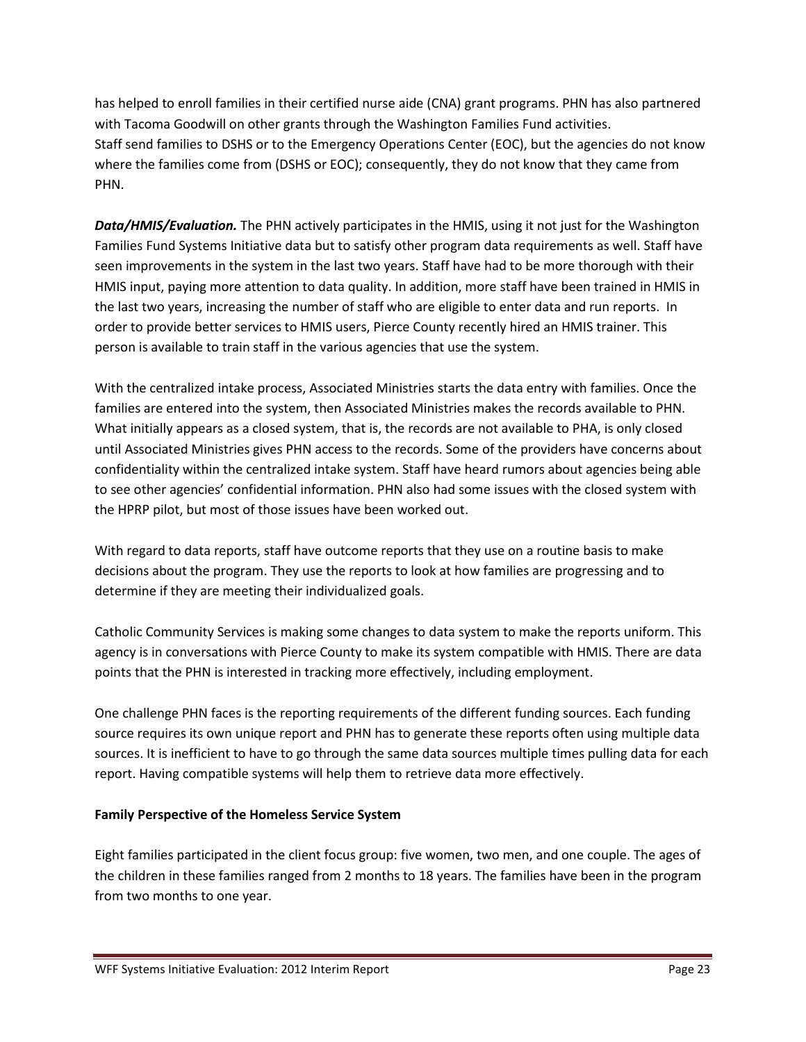has helped to enroll families in their certified nurse aide (CNA) grant programs. PHN has also partnered with Tacoma Goodwill on other grants through the Washington Families Fund activities. Staff send families to DSHS or to the Emergency Operations Center (EOC), but the agencies do not know where the families come from (DSHS or EOC); consequently, they do not know that they came from PHN.

***Data/HMIS/Evaluation.*** The PHN actively participates in the HMIS, using it not just for the Washington Families Fund Systems Initiative data but to satisfy other program data requirements as well. Staff have seen improvements in the system in the last two years. Staff have had to be more thorough with their HMIS input, paying more attention to data quality. In addition, more staff have been trained in HMIS in the last two years, increasing the number of staff who are eligible to enter data and run reports. In order to provide better services to HMIS users, Pierce County recently hired an HMIS trainer. This person is available to train staff in the various agencies that use the system.

With the centralized intake process, Associated Ministries starts the data entry with families. Once the families are entered into the system, then Associated Ministries makes the records available to PHN. What initially appears as a closed system, that is, the records are not available to PHA, is only closed until Associated Ministries gives PHN access to the records. Some of the providers have concerns about confidentiality within the centralized intake system. Staff have heard rumors about agencies being able to see other agencies' confidential information. PHN also had some issues with the closed system with the HPRP pilot, but most of those issues have been worked out.

With regard to data reports, staff have outcome reports that they use on a routine basis to make decisions about the program. They use the reports to look at how families are progressing and to determine if they are meeting their individualized goals.

Catholic Community Services is making some changes to data system to make the reports uniform. This agency is in conversations with Pierce County to make its system compatible with HMIS. There are data points that the PHN is interested in tracking more effectively, including employment.

One challenge PHN faces is the reporting requirements of the different funding sources. Each funding source requires its own unique report and PHN has to generate these reports often using multiple data sources. It is inefficient to have to go through the same data sources multiple times pulling data for each report. Having compatible systems will help them to retrieve data more effectively.

**Family Perspective of the Homeless Service System**

Eight families participated in the client focus group: five women, two men, and one couple. The ages of the children in these families ranged from 2 months to 18 years. The families have been in the program from two months to one year.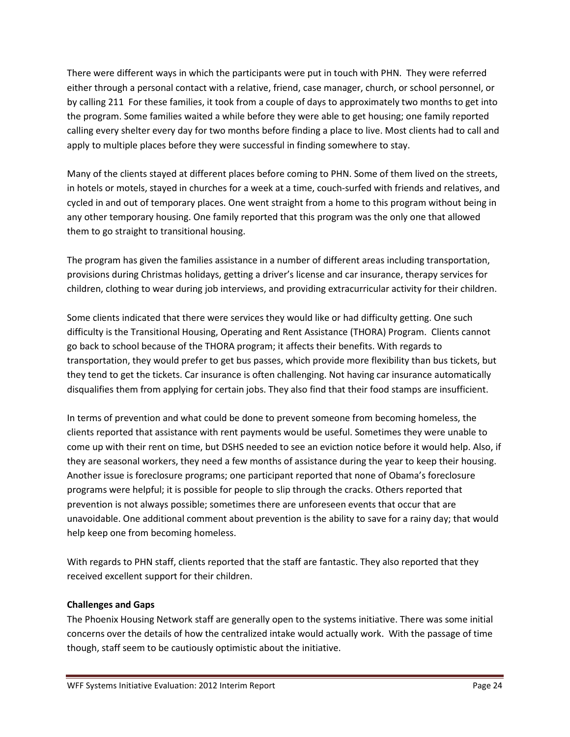There were different ways in which the participants were put in touch with PHN. They were referred either through a personal contact with a relative, friend, case manager, church, or school personnel, or by calling 211 For these families, it took from a couple of days to approximately two months to get into the program. Some families waited a while before they were able to get housing; one family reported calling every shelter every day for two months before finding a place to live. Most clients had to call and apply to multiple places before they were successful in finding somewhere to stay.

Many of the clients stayed at different places before coming to PHN. Some of them lived on the streets, in hotels or motels, stayed in churches for a week at a time, couch-surfed with friends and relatives, and cycled in and out of temporary places. One went straight from a home to this program without being in any other temporary housing. One family reported that this program was the only one that allowed them to go straight to transitional housing.

The program has given the families assistance in a number of different areas including transportation, provisions during Christmas holidays, getting a driver's license and car insurance, therapy services for children, clothing to wear during job interviews, and providing extracurricular activity for their children.

Some clients indicated that there were services they would like or had difficulty getting. One such difficulty is the Transitional Housing, Operating and Rent Assistance (THORA) Program. Clients cannot go back to school because of the THORA program; it affects their benefits. With regards to transportation, they would prefer to get bus passes, which provide more flexibility than bus tickets, but they tend to get the tickets. Car insurance is often challenging. Not having car insurance automatically disqualifies them from applying for certain jobs. They also find that their food stamps are insufficient.

In terms of prevention and what could be done to prevent someone from becoming homeless, the clients reported that assistance with rent payments would be useful. Sometimes they were unable to come up with their rent on time, but DSHS needed to see an eviction notice before it would help. Also, if they are seasonal workers, they need a few months of assistance during the year to keep their housing. Another issue is foreclosure programs; one participant reported that none of Obama's foreclosure programs were helpful; it is possible for people to slip through the cracks. Others reported that prevention is not always possible; sometimes there are unforeseen events that occur that are unavoidable. One additional comment about prevention is the ability to save for a rainy day; that would help keep one from becoming homeless.

With regards to PHN staff, clients reported that the staff are fantastic. They also reported that they received excellent support for their children.

**Challenges and Gaps**

The Phoenix Housing Network staff are generally open to the systems initiative. There was some initial concerns over the details of how the centralized intake would actually work. With the passage of time though, staff seem to be cautiously optimistic about the initiative.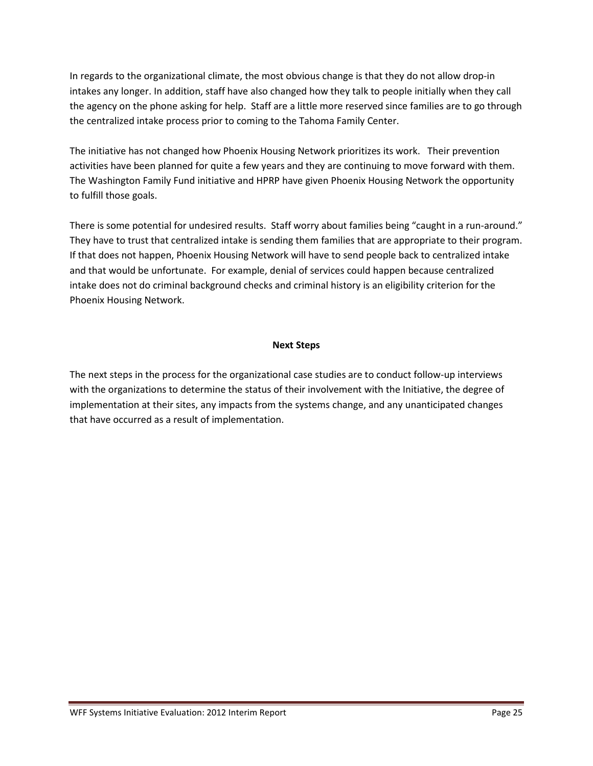In regards to the organizational climate, the most obvious change is that they do not allow drop-in intakes any longer. In addition, staff have also changed how they talk to people initially when they call the agency on the phone asking for help. Staff are a little more reserved since families are to go through the centralized intake process prior to coming to the Tahoma Family Center.

The initiative has not changed how Phoenix Housing Network prioritizes its work. Their prevention activities have been planned for quite a few years and they are continuing to move forward with them. The Washington Family Fund initiative and HPRP have given Phoenix Housing Network the opportunity to fulfill those goals.

There is some potential for undesired results. Staff worry about families being "caught in a run-around." They have to trust that centralized intake is sending them families that are appropriate to their program. If that does not happen, Phoenix Housing Network will have to send people back to centralized intake and that would be unfortunate. For example, denial of services could happen because centralized intake does not do criminal background checks and criminal history is an eligibility criterion for the Phoenix Housing Network.

## Next Steps

The next steps in the process for the organizational case studies are to conduct follow-up interviews with the organizations to determine the status of their involvement with the Initiative, the degree of implementation at their sites, any impacts from the systems change, and any unanticipated changes that have occurred as a result of implementation.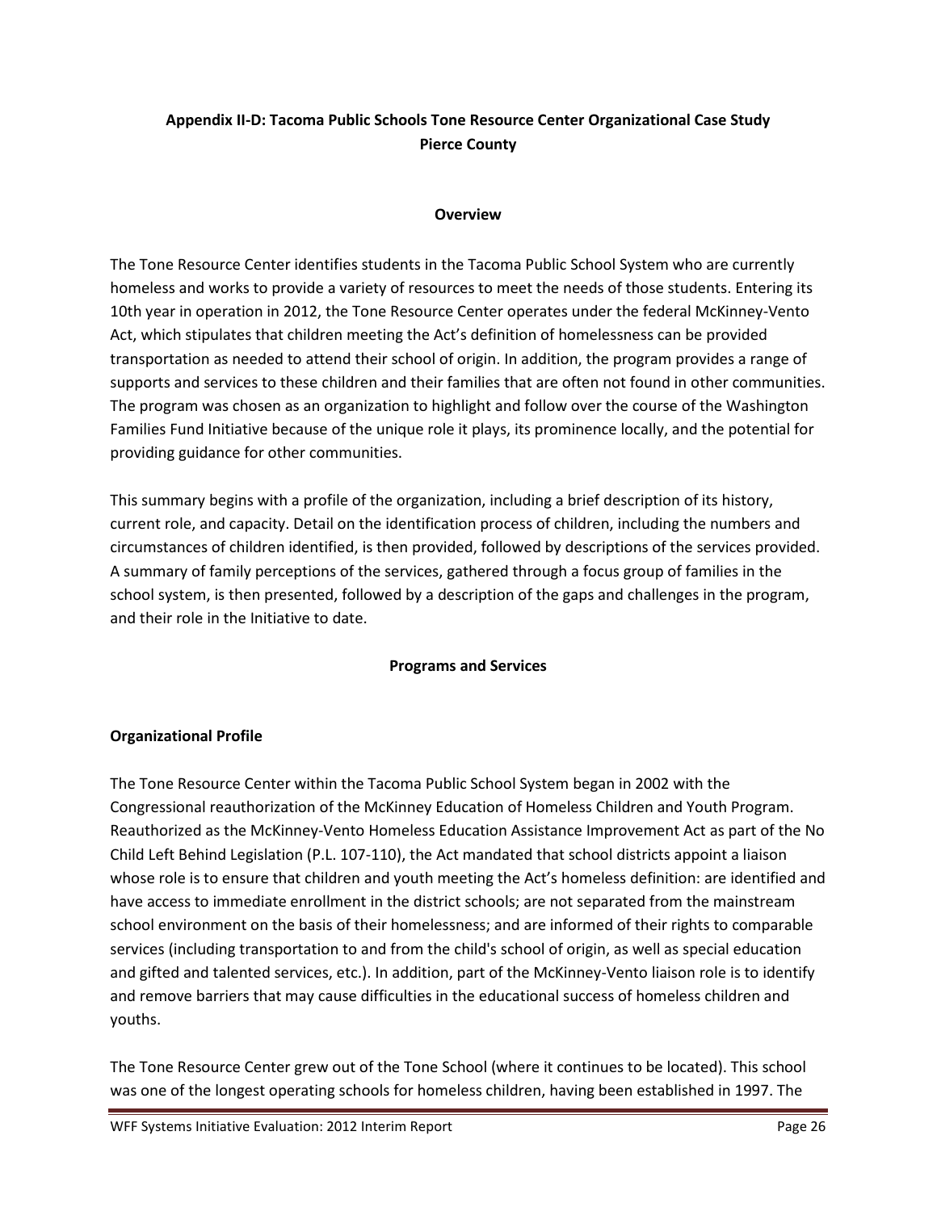**Appendix II-D: Tacoma Public Schools Tone Resource Center Organizational Case Study
Pierce County**

**Overview**

The Tone Resource Center identifies students in the Tacoma Public School System who are currently homeless and works to provide a variety of resources to meet the needs of those students. Entering its 10th year in operation in 2012, the Tone Resource Center operates under the federal McKinney-Vento Act, which stipulates that children meeting the Act's definition of homelessness can be provided transportation as needed to attend their school of origin. In addition, the program provides a range of supports and services to these children and their families that are often not found in other communities. The program was chosen as an organization to highlight and follow over the course of the Washington Families Fund Initiative because of the unique role it plays, its prominence locally, and the potential for providing guidance for other communities.

This summary begins with a profile of the organization, including a brief description of its history, current role, and capacity. Detail on the identification process of children, including the numbers and circumstances of children identified, is then provided, followed by descriptions of the services provided. A summary of family perceptions of the services, gathered through a focus group of families in the school system, is then presented, followed by a description of the gaps and challenges in the program, and their role in the Initiative to date.

**Programs and Services**

**Organizational Profile**

The Tone Resource Center within the Tacoma Public School System began in 2002 with the Congressional reauthorization of the McKinney Education of Homeless Children and Youth Program. Reauthorized as the McKinney-Vento Homeless Education Assistance Improvement Act as part of the No Child Left Behind Legislation (P.L. 107-110), the Act mandated that school districts appoint a liaison whose role is to ensure that children and youth meeting the Act's homeless definition: are identified and have access to immediate enrollment in the district schools; are not separated from the mainstream school environment on the basis of their homelessness; and are informed of their rights to comparable services (including transportation to and from the child's school of origin, as well as special education and gifted and talented services, etc.). In addition, part of the McKinney-Vento liaison role is to identify and remove barriers that may cause difficulties in the educational success of homeless children and youths.

The Tone Resource Center grew out of the Tone School (where it continues to be located). This school was one of the longest operating schools for homeless children, having been established in 1997. The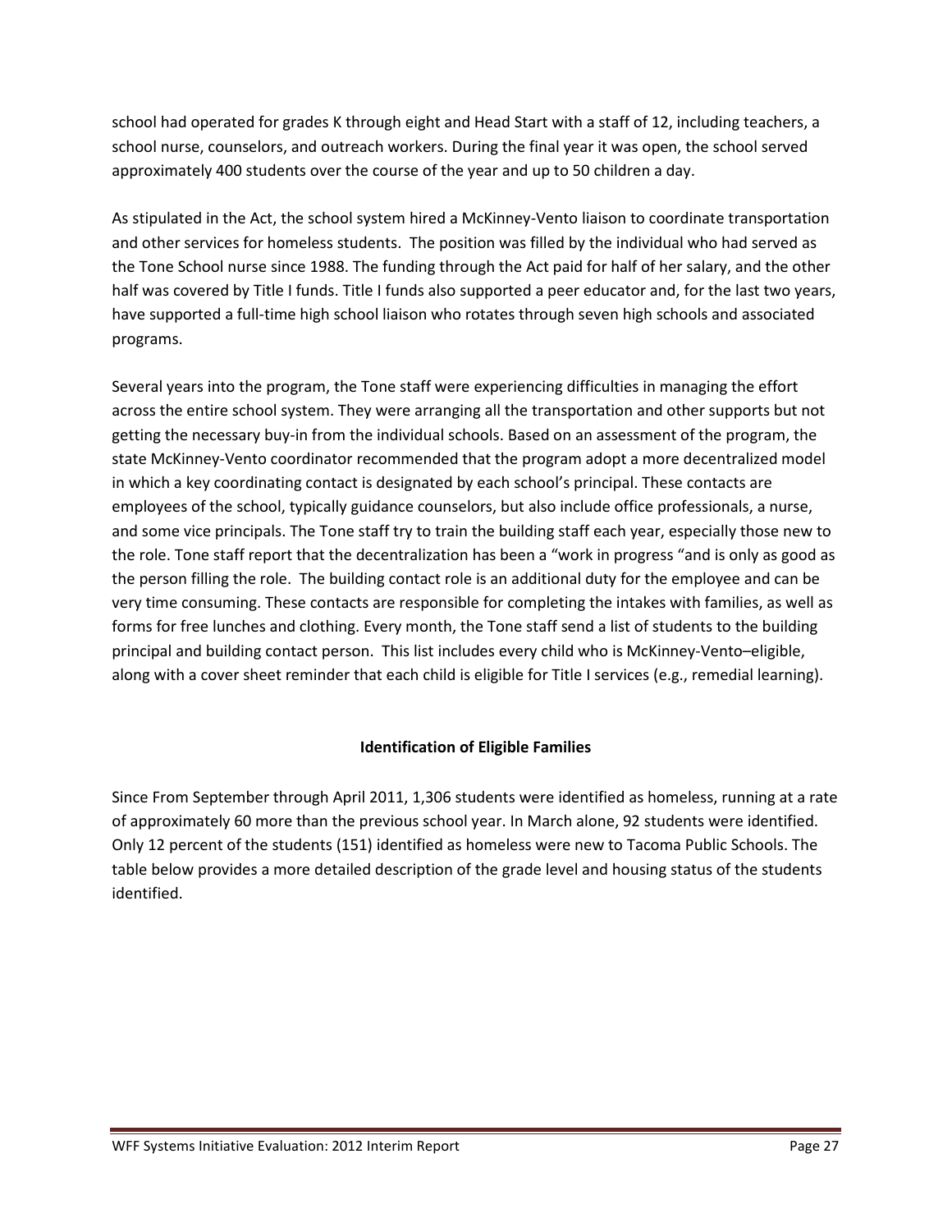school had operated for grades K through eight and Head Start with a staff of 12, including teachers, a school nurse, counselors, and outreach workers. During the final year it was open, the school served approximately 400 students over the course of the year and up to 50 children a day.

As stipulated in the Act, the school system hired a McKinney-Vento liaison to coordinate transportation and other services for homeless students. The position was filled by the individual who had served as the Tone School nurse since 1988. The funding through the Act paid for half of her salary, and the other half was covered by Title I funds. Title I funds also supported a peer educator and, for the last two years, have supported a full-time high school liaison who rotates through seven high schools and associated programs.

Several years into the program, the Tone staff were experiencing difficulties in managing the effort across the entire school system. They were arranging all the transportation and other supports but not getting the necessary buy-in from the individual schools. Based on an assessment of the program, the state McKinney-Vento coordinator recommended that the program adopt a more decentralized model in which a key coordinating contact is designated by each school's principal. These contacts are employees of the school, typically guidance counselors, but also include office professionals, a nurse, and some vice principals. The Tone staff try to train the building staff each year, especially those new to the role. Tone staff report that the decentralization has been a "work in progress "and is only as good as the person filling the role. The building contact role is an additional duty for the employee and can be very time consuming. These contacts are responsible for completing the intakes with families, as well as forms for free lunches and clothing. Every month, the Tone staff send a list of students to the building principal and building contact person. This list includes every child who is McKinney-Vento–eligible, along with a cover sheet reminder that each child is eligible for Title I services (e.g., remedial learning).

## Identification of Eligible Families

Since From September through April 2011, 1,306 students were identified as homeless, running at a rate of approximately 60 more than the previous school year. In March alone, 92 students were identified. Only 12 percent of the students (151) identified as homeless were new to Tacoma Public Schools. The table below provides a more detailed description of the grade level and housing status of the students identified.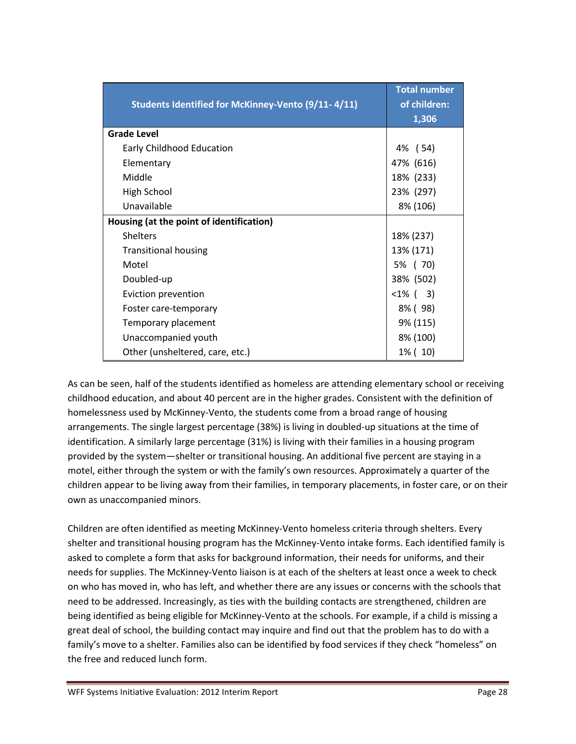| Students Identified for McKinney-Vento (9/11- 4/11) | Total number of children: 1,306 |
|---|---|
| **Grade Level** | |
| Early Childhood Education | 4% ( 54) |
| Elementary | 47% (616) |
| Middle | 18% (233) |
| High School | 23% (297) |
| Unavailable | 8% (106) |
| **Housing (at the point of identification)** | |
| Shelters | 18% (237) |
| Transitional housing | 13% (171) |
| Motel | 5% ( 70) |
| Doubled-up | 38% (502) |
| Eviction prevention | <1% ( 3) |
| Foster care-temporary | 8% ( 98) |
| Temporary placement | 9% (115) |
| Unaccompanied youth | 8% (100) |
| Other (unsheltered, care, etc.) | 1% ( 10) |

As can be seen, half of the students identified as homeless are attending elementary school or receiving childhood education, and about 40 percent are in the higher grades. Consistent with the definition of homelessness used by McKinney-Vento, the students come from a broad range of housing arrangements. The single largest percentage (38%) is living in doubled-up situations at the time of identification. A similarly large percentage (31%) is living with their families in a housing program provided by the system—shelter or transitional housing. An additional five percent are staying in a motel, either through the system or with the family's own resources. Approximately a quarter of the children appear to be living away from their families, in temporary placements, in foster care, or on their own as unaccompanied minors.

Children are often identified as meeting McKinney-Vento homeless criteria through shelters. Every shelter and transitional housing program has the McKinney-Vento intake forms. Each identified family is asked to complete a form that asks for background information, their needs for uniforms, and their needs for supplies. The McKinney-Vento liaison is at each of the shelters at least once a week to check on who has moved in, who has left, and whether there are any issues or concerns with the schools that need to be addressed. Increasingly, as ties with the building contacts are strengthened, children are being identified as being eligible for McKinney-Vento at the schools. For example, if a child is missing a great deal of school, the building contact may inquire and find out that the problem has to do with a family's move to a shelter. Families also can be identified by food services if they check "homeless" on the free and reduced lunch form.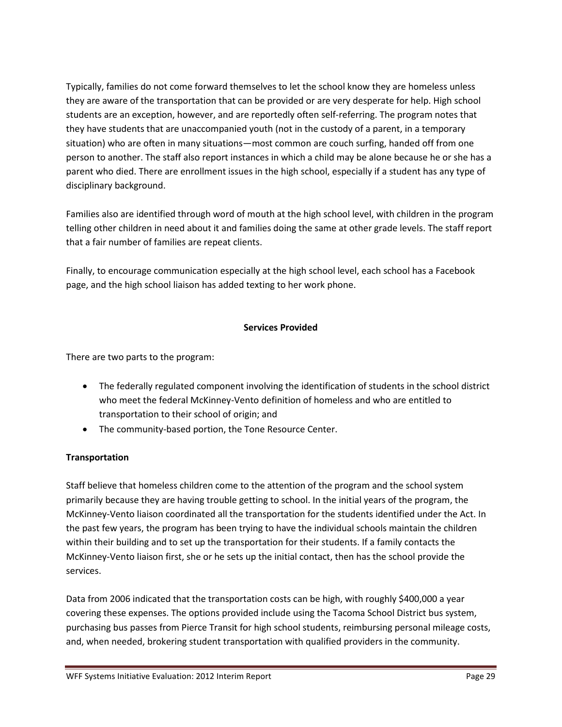Typically, families do not come forward themselves to let the school know they are homeless unless they are aware of the transportation that can be provided or are very desperate for help. High school students are an exception, however, and are reportedly often self-referring. The program notes that they have students that are unaccompanied youth (not in the custody of a parent, in a temporary situation) who are often in many situations—most common are couch surfing, handed off from one person to another. The staff also report instances in which a child may be alone because he or she has a parent who died. There are enrollment issues in the high school, especially if a student has any type of disciplinary background.

Families also are identified through word of mouth at the high school level, with children in the program telling other children in need about it and families doing the same at other grade levels. The staff report that a fair number of families are repeat clients.

Finally, to encourage communication especially at the high school level, each school has a Facebook page, and the high school liaison has added texting to her work phone.

## Services Provided

There are two parts to the program:

- The federally regulated component involving the identification of students in the school district who meet the federal McKinney-Vento definition of homeless and who are entitled to transportation to their school of origin; and
- The community-based portion, the Tone Resource Center.

### Transportation

Staff believe that homeless children come to the attention of the program and the school system primarily because they are having trouble getting to school. In the initial years of the program, the McKinney-Vento liaison coordinated all the transportation for the students identified under the Act. In the past few years, the program has been trying to have the individual schools maintain the children within their building and to set up the transportation for their students. If a family contacts the McKinney-Vento liaison first, she or he sets up the initial contact, then has the school provide the services.

Data from 2006 indicated that the transportation costs can be high, with roughly $400,000 a year covering these expenses. The options provided include using the Tacoma School District bus system, purchasing bus passes from Pierce Transit for high school students, reimbursing personal mileage costs, and, when needed, brokering student transportation with qualified providers in the community.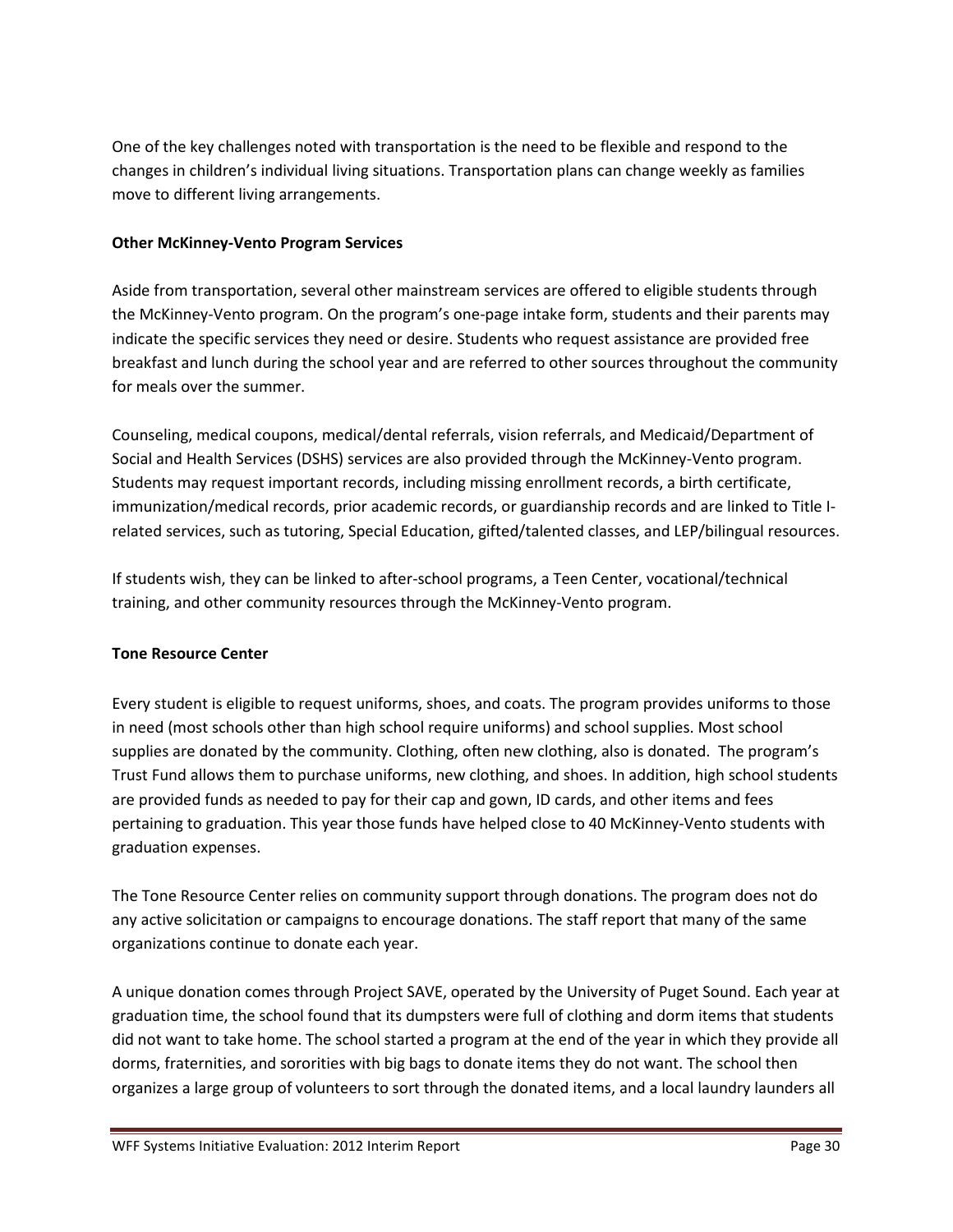One of the key challenges noted with transportation is the need to be flexible and respond to the changes in children's individual living situations. Transportation plans can change weekly as families move to different living arrangements.

**Other McKinney-Vento Program Services**

Aside from transportation, several other mainstream services are offered to eligible students through the McKinney-Vento program. On the program's one-page intake form, students and their parents may indicate the specific services they need or desire. Students who request assistance are provided free breakfast and lunch during the school year and are referred to other sources throughout the community for meals over the summer.

Counseling, medical coupons, medical/dental referrals, vision referrals, and Medicaid/Department of Social and Health Services (DSHS) services are also provided through the McKinney-Vento program. Students may request important records, including missing enrollment records, a birth certificate, immunization/medical records, prior academic records, or guardianship records and are linked to Title I-related services, such as tutoring, Special Education, gifted/talented classes, and LEP/bilingual resources.

If students wish, they can be linked to after-school programs, a Teen Center, vocational/technical training, and other community resources through the McKinney-Vento program.

**Tone Resource Center**

Every student is eligible to request uniforms, shoes, and coats. The program provides uniforms to those in need (most schools other than high school require uniforms) and school supplies. Most school supplies are donated by the community. Clothing, often new clothing, also is donated. The program's Trust Fund allows them to purchase uniforms, new clothing, and shoes. In addition, high school students are provided funds as needed to pay for their cap and gown, ID cards, and other items and fees pertaining to graduation. This year those funds have helped close to 40 McKinney-Vento students with graduation expenses.

The Tone Resource Center relies on community support through donations. The program does not do any active solicitation or campaigns to encourage donations. The staff report that many of the same organizations continue to donate each year.

A unique donation comes through Project SAVE, operated by the University of Puget Sound. Each year at graduation time, the school found that its dumpsters were full of clothing and dorm items that students did not want to take home. The school started a program at the end of the year in which they provide all dorms, fraternities, and sororities with big bags to donate items they do not want. The school then organizes a large group of volunteers to sort through the donated items, and a local laundry launders all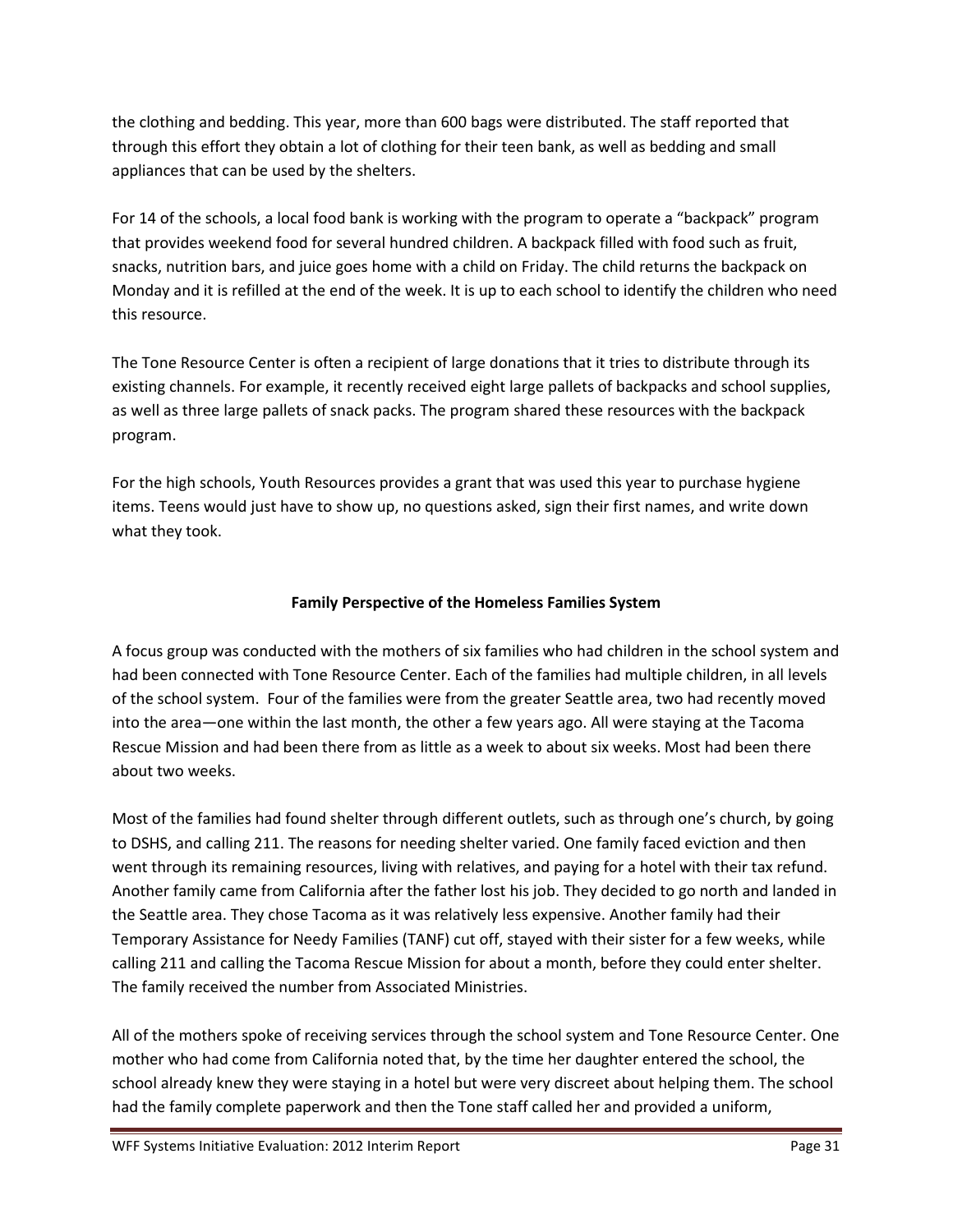the clothing and bedding. This year, more than 600 bags were distributed. The staff reported that through this effort they obtain a lot of clothing for their teen bank, as well as bedding and small appliances that can be used by the shelters.

For 14 of the schools, a local food bank is working with the program to operate a "backpack" program that provides weekend food for several hundred children. A backpack filled with food such as fruit, snacks, nutrition bars, and juice goes home with a child on Friday. The child returns the backpack on Monday and it is refilled at the end of the week. It is up to each school to identify the children who need this resource.

The Tone Resource Center is often a recipient of large donations that it tries to distribute through its existing channels. For example, it recently received eight large pallets of backpacks and school supplies, as well as three large pallets of snack packs. The program shared these resources with the backpack program.

For the high schools, Youth Resources provides a grant that was used this year to purchase hygiene items. Teens would just have to show up, no questions asked, sign their first names, and write down what they took.

## Family Perspective of the Homeless Families System

A focus group was conducted with the mothers of six families who had children in the school system and had been connected with Tone Resource Center. Each of the families had multiple children, in all levels of the school system. Four of the families were from the greater Seattle area, two had recently moved into the area—one within the last month, the other a few years ago. All were staying at the Tacoma Rescue Mission and had been there from as little as a week to about six weeks. Most had been there about two weeks.

Most of the families had found shelter through different outlets, such as through one's church, by going to DSHS, and calling 211. The reasons for needing shelter varied. One family faced eviction and then went through its remaining resources, living with relatives, and paying for a hotel with their tax refund. Another family came from California after the father lost his job. They decided to go north and landed in the Seattle area. They chose Tacoma as it was relatively less expensive. Another family had their Temporary Assistance for Needy Families (TANF) cut off, stayed with their sister for a few weeks, while calling 211 and calling the Tacoma Rescue Mission for about a month, before they could enter shelter. The family received the number from Associated Ministries.

All of the mothers spoke of receiving services through the school system and Tone Resource Center. One mother who had come from California noted that, by the time her daughter entered the school, the school already knew they were staying in a hotel but were very discreet about helping them. The school had the family complete paperwork and then the Tone staff called her and provided a uniform,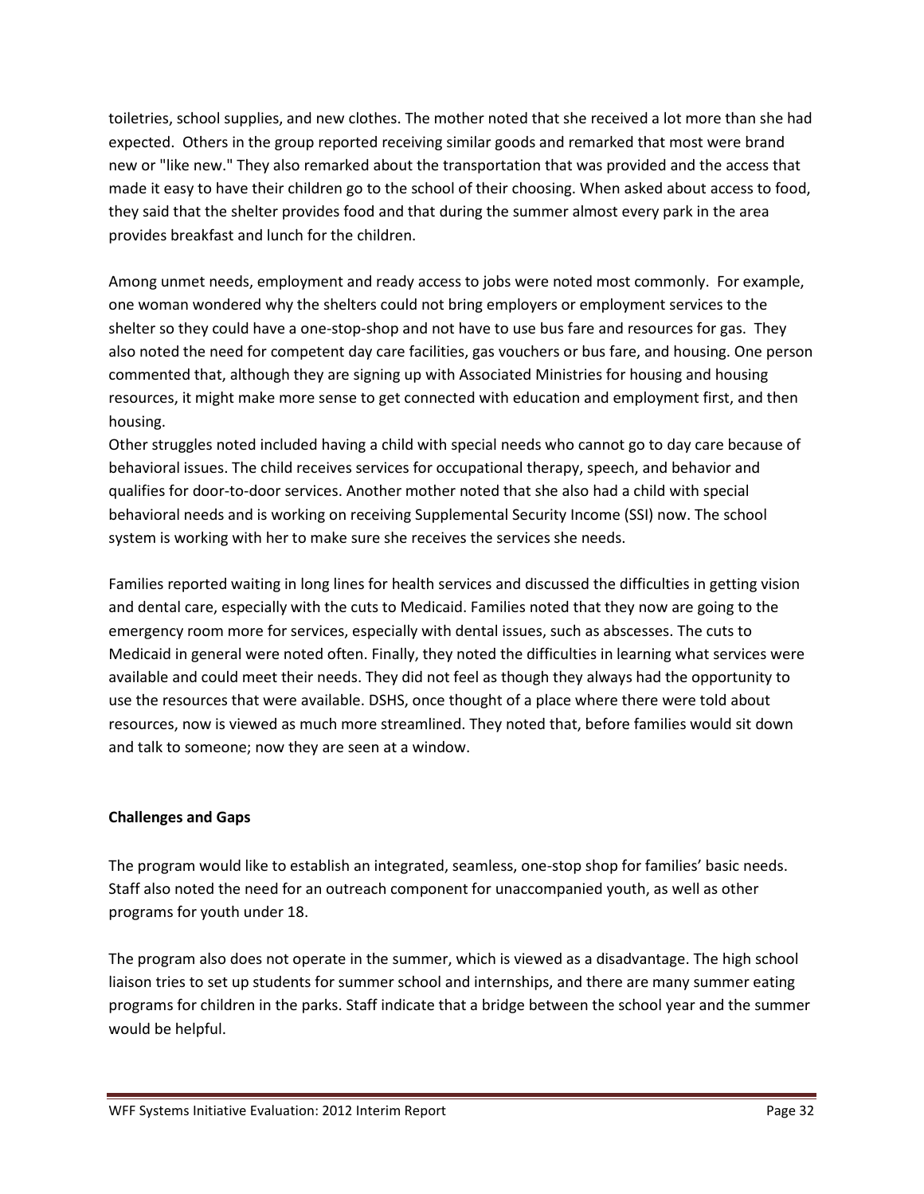toiletries, school supplies, and new clothes. The mother noted that she received a lot more than she had expected. Others in the group reported receiving similar goods and remarked that most were brand new or "like new." They also remarked about the transportation that was provided and the access that made it easy to have their children go to the school of their choosing. When asked about access to food, they said that the shelter provides food and that during the summer almost every park in the area provides breakfast and lunch for the children.

Among unmet needs, employment and ready access to jobs were noted most commonly. For example, one woman wondered why the shelters could not bring employers or employment services to the shelter so they could have a one-stop-shop and not have to use bus fare and resources for gas. They also noted the need for competent day care facilities, gas vouchers or bus fare, and housing. One person commented that, although they are signing up with Associated Ministries for housing and housing resources, it might make more sense to get connected with education and employment first, and then housing.

Other struggles noted included having a child with special needs who cannot go to day care because of behavioral issues. The child receives services for occupational therapy, speech, and behavior and qualifies for door-to-door services. Another mother noted that she also had a child with special behavioral needs and is working on receiving Supplemental Security Income (SSI) now. The school system is working with her to make sure she receives the services she needs.

Families reported waiting in long lines for health services and discussed the difficulties in getting vision and dental care, especially with the cuts to Medicaid. Families noted that they now are going to the emergency room more for services, especially with dental issues, such as abscesses. The cuts to Medicaid in general were noted often. Finally, they noted the difficulties in learning what services were available and could meet their needs. They did not feel as though they always had the opportunity to use the resources that were available. DSHS, once thought of a place where there were told about resources, now is viewed as much more streamlined. They noted that, before families would sit down and talk to someone; now they are seen at a window.

**Challenges and Gaps**

The program would like to establish an integrated, seamless, one-stop shop for families' basic needs. Staff also noted the need for an outreach component for unaccompanied youth, as well as other programs for youth under 18.

The program also does not operate in the summer, which is viewed as a disadvantage. The high school liaison tries to set up students for summer school and internships, and there are many summer eating programs for children in the parks. Staff indicate that a bridge between the school year and the summer would be helpful.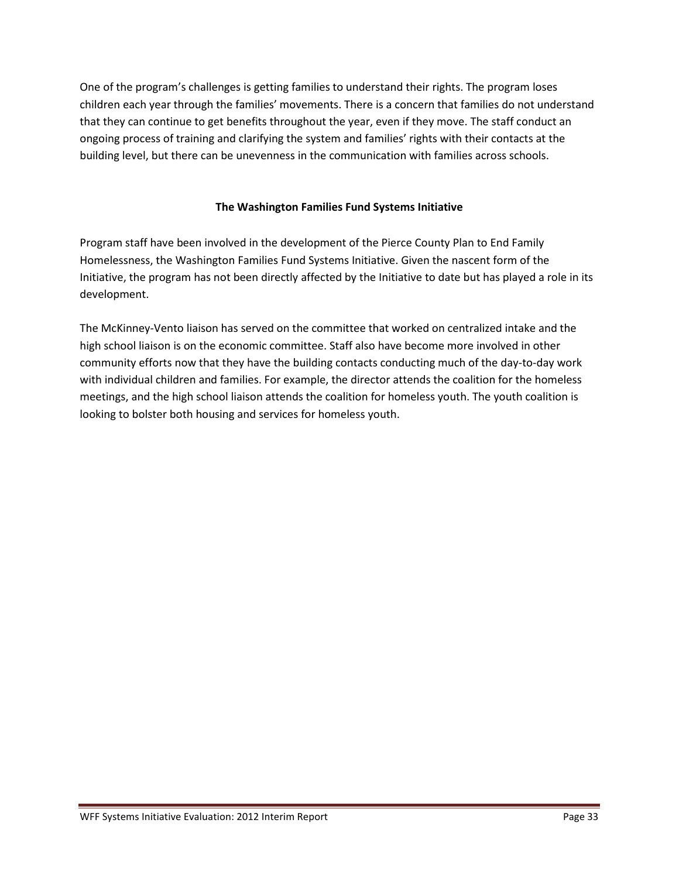One of the program's challenges is getting families to understand their rights. The program loses children each year through the families' movements. There is a concern that families do not understand that they can continue to get benefits throughout the year, even if they move. The staff conduct an ongoing process of training and clarifying the system and families' rights with their contacts at the building level, but there can be unevenness in the communication with families across schools.

**The Washington Families Fund Systems Initiative**

Program staff have been involved in the development of the Pierce County Plan to End Family Homelessness, the Washington Families Fund Systems Initiative. Given the nascent form of the Initiative, the program has not been directly affected by the Initiative to date but has played a role in its development.

The McKinney-Vento liaison has served on the committee that worked on centralized intake and the high school liaison is on the economic committee. Staff also have become more involved in other community efforts now that they have the building contacts conducting much of the day-to-day work with individual children and families. For example, the director attends the coalition for the homeless meetings, and the high school liaison attends the coalition for homeless youth. The youth coalition is looking to bolster both housing and services for homeless youth.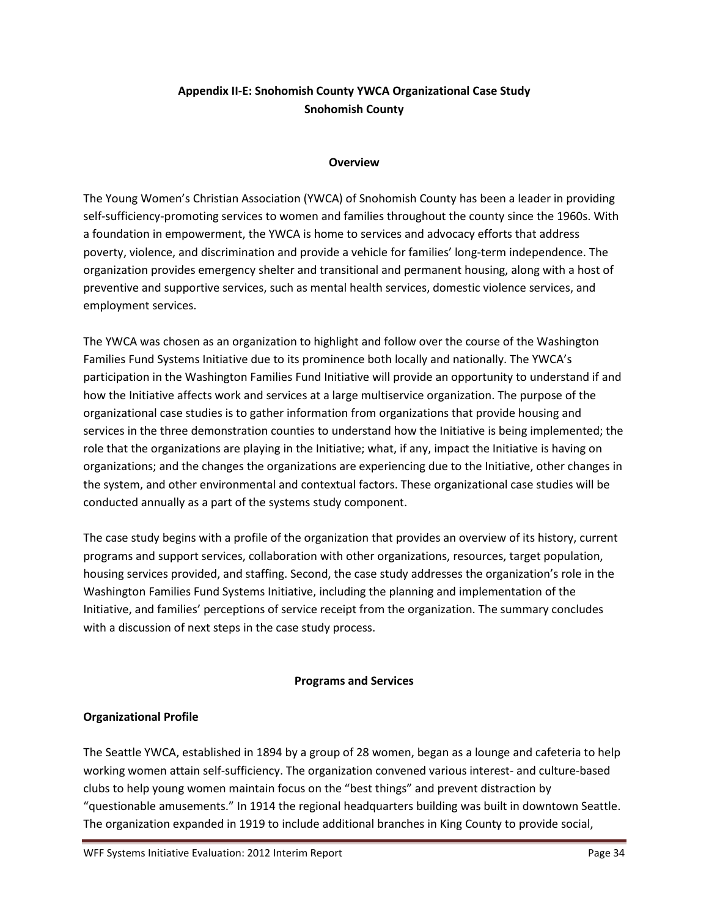## Appendix II-E: Snohomish County YWCA Organizational Case Study
## Snohomish County

### Overview

The Young Women's Christian Association (YWCA) of Snohomish County has been a leader in providing self-sufficiency-promoting services to women and families throughout the county since the 1960s. With a foundation in empowerment, the YWCA is home to services and advocacy efforts that address poverty, violence, and discrimination and provide a vehicle for families' long-term independence. The organization provides emergency shelter and transitional and permanent housing, along with a host of preventive and supportive services, such as mental health services, domestic violence services, and employment services.

The YWCA was chosen as an organization to highlight and follow over the course of the Washington Families Fund Systems Initiative due to its prominence both locally and nationally. The YWCA's participation in the Washington Families Fund Initiative will provide an opportunity to understand if and how the Initiative affects work and services at a large multiservice organization. The purpose of the organizational case studies is to gather information from organizations that provide housing and services in the three demonstration counties to understand how the Initiative is being implemented; the role that the organizations are playing in the Initiative; what, if any, impact the Initiative is having on organizations; and the changes the organizations are experiencing due to the Initiative, other changes in the system, and other environmental and contextual factors. These organizational case studies will be conducted annually as a part of the systems study component.

The case study begins with a profile of the organization that provides an overview of its history, current programs and support services, collaboration with other organizations, resources, target population, housing services provided, and staffing. Second, the case study addresses the organization's role in the Washington Families Fund Systems Initiative, including the planning and implementation of the Initiative, and families' perceptions of service receipt from the organization. The summary concludes with a discussion of next steps in the case study process.

### Programs and Services

**Organizational Profile**

The Seattle YWCA, established in 1894 by a group of 28 women, began as a lounge and cafeteria to help working women attain self-sufficiency. The organization convened various interest- and culture-based clubs to help young women maintain focus on the "best things" and prevent distraction by "questionable amusements." In 1914 the regional headquarters building was built in downtown Seattle. The organization expanded in 1919 to include additional branches in King County to provide social,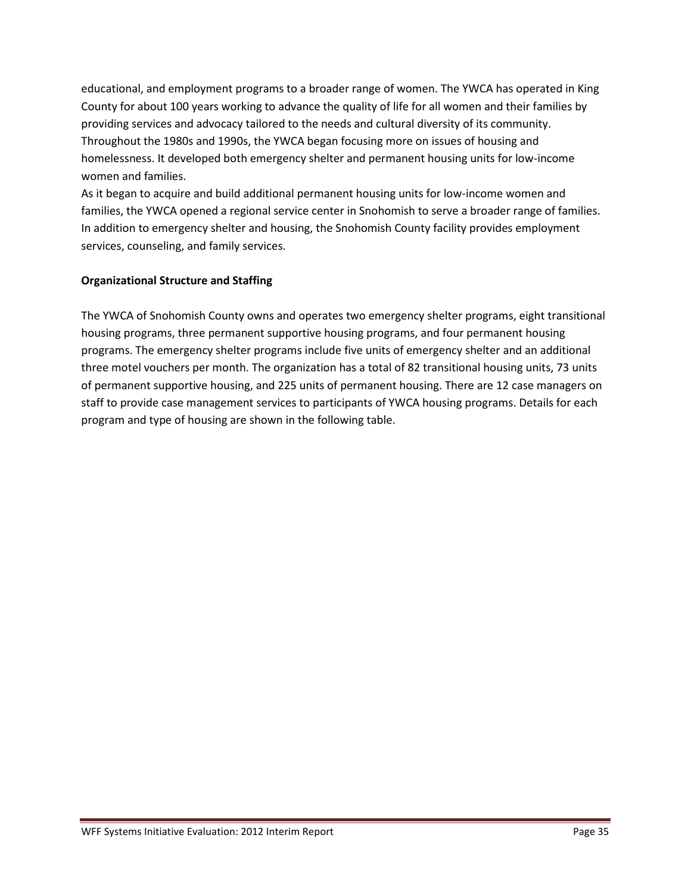educational, and employment programs to a broader range of women. The YWCA has operated in King County for about 100 years working to advance the quality of life for all women and their families by providing services and advocacy tailored to the needs and cultural diversity of its community. Throughout the 1980s and 1990s, the YWCA began focusing more on issues of housing and homelessness. It developed both emergency shelter and permanent housing units for low-income women and families.

As it began to acquire and build additional permanent housing units for low-income women and families, the YWCA opened a regional service center in Snohomish to serve a broader range of families. In addition to emergency shelter and housing, the Snohomish County facility provides employment services, counseling, and family services.

**Organizational Structure and Staffing**

The YWCA of Snohomish County owns and operates two emergency shelter programs, eight transitional housing programs, three permanent supportive housing programs, and four permanent housing programs. The emergency shelter programs include five units of emergency shelter and an additional three motel vouchers per month. The organization has a total of 82 transitional housing units, 73 units of permanent supportive housing, and 225 units of permanent housing. There are 12 case managers on staff to provide case management services to participants of YWCA housing programs. Details for each program and type of housing are shown in the following table.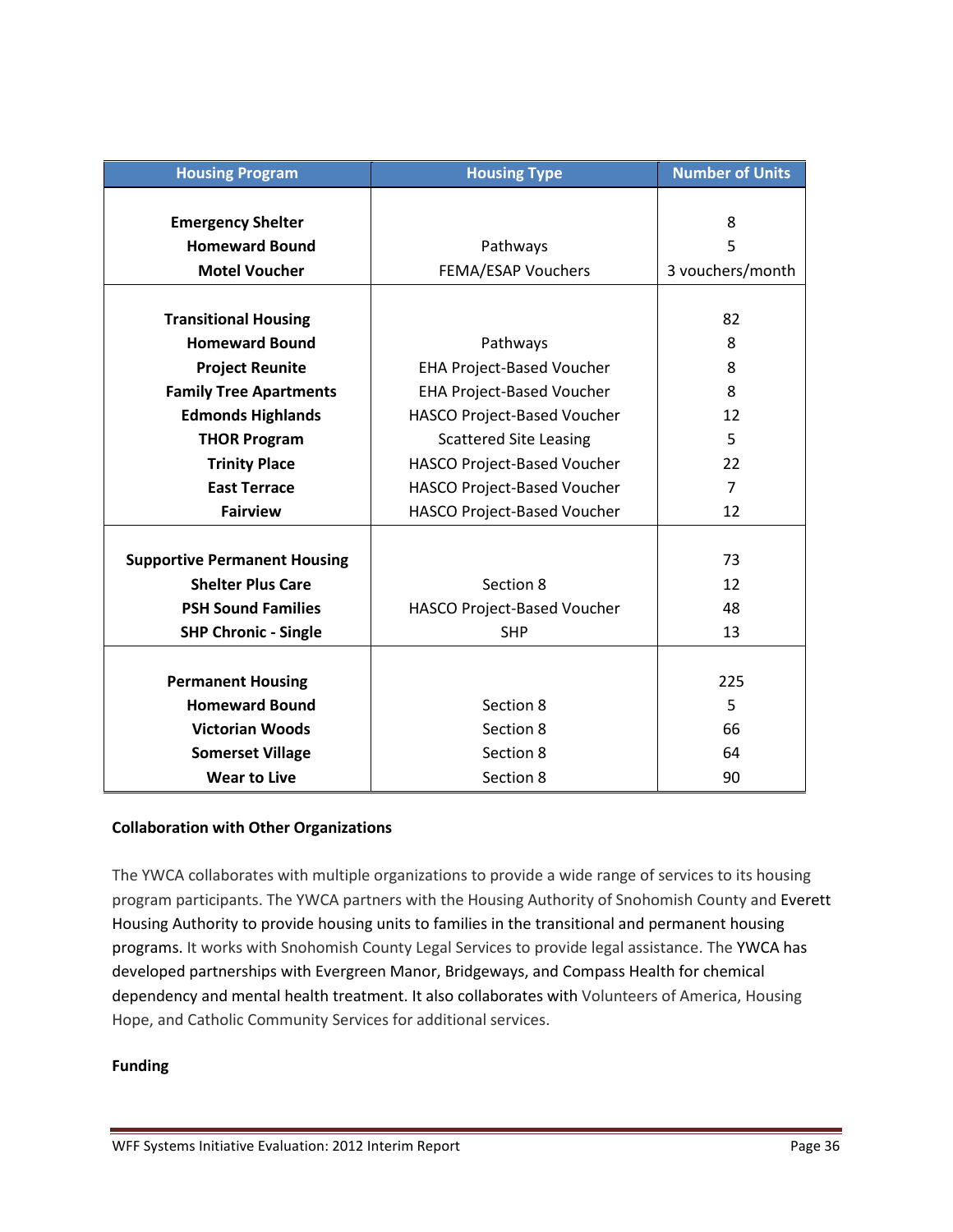| Housing Program | Housing Type | Number of Units |
|---|---|---|
| **Emergency Shelter** | | 8 |
| **Homeward Bound** | Pathways | 5 |
| **Motel Voucher** | FEMA/ESAP Vouchers | 3 vouchers/month |
| **Transitional Housing** | | 82 |
| **Homeward Bound** | Pathways | 8 |
| **Project Reunite** | EHA Project-Based Voucher | 8 |
| **Family Tree Apartments** | EHA Project-Based Voucher | 8 |
| **Edmonds Highlands** | HASCO Project-Based Voucher | 12 |
| **THOR Program** | Scattered Site Leasing | 5 |
| **Trinity Place** | HASCO Project-Based Voucher | 22 |
| **East Terrace** | HASCO Project-Based Voucher | 7 |
| **Fairview** | HASCO Project-Based Voucher | 12 |
| **Supportive Permanent Housing** | | 73 |
| **Shelter Plus Care** | Section 8 | 12 |
| **PSH Sound Families** | HASCO Project-Based Voucher | 48 |
| **SHP Chronic - Single** | SHP | 13 |
| **Permanent Housing** | | 225 |
| **Homeward Bound** | Section 8 | 5 |
| **Victorian Woods** | Section 8 | 66 |
| **Somerset Village** | Section 8 | 64 |
| **Wear to Live** | Section 8 | 90 |

**Collaboration with Other Organizations**

The YWCA collaborates with multiple organizations to provide a wide range of services to its housing program participants. The YWCA partners with the Housing Authority of Snohomish County and Everett Housing Authority to provide housing units to families in the transitional and permanent housing programs. It works with Snohomish County Legal Services to provide legal assistance. The YWCA has developed partnerships with Evergreen Manor, Bridgeways, and Compass Health for chemical dependency and mental health treatment. It also collaborates with Volunteers of America, Housing Hope, and Catholic Community Services for additional services.

**Funding**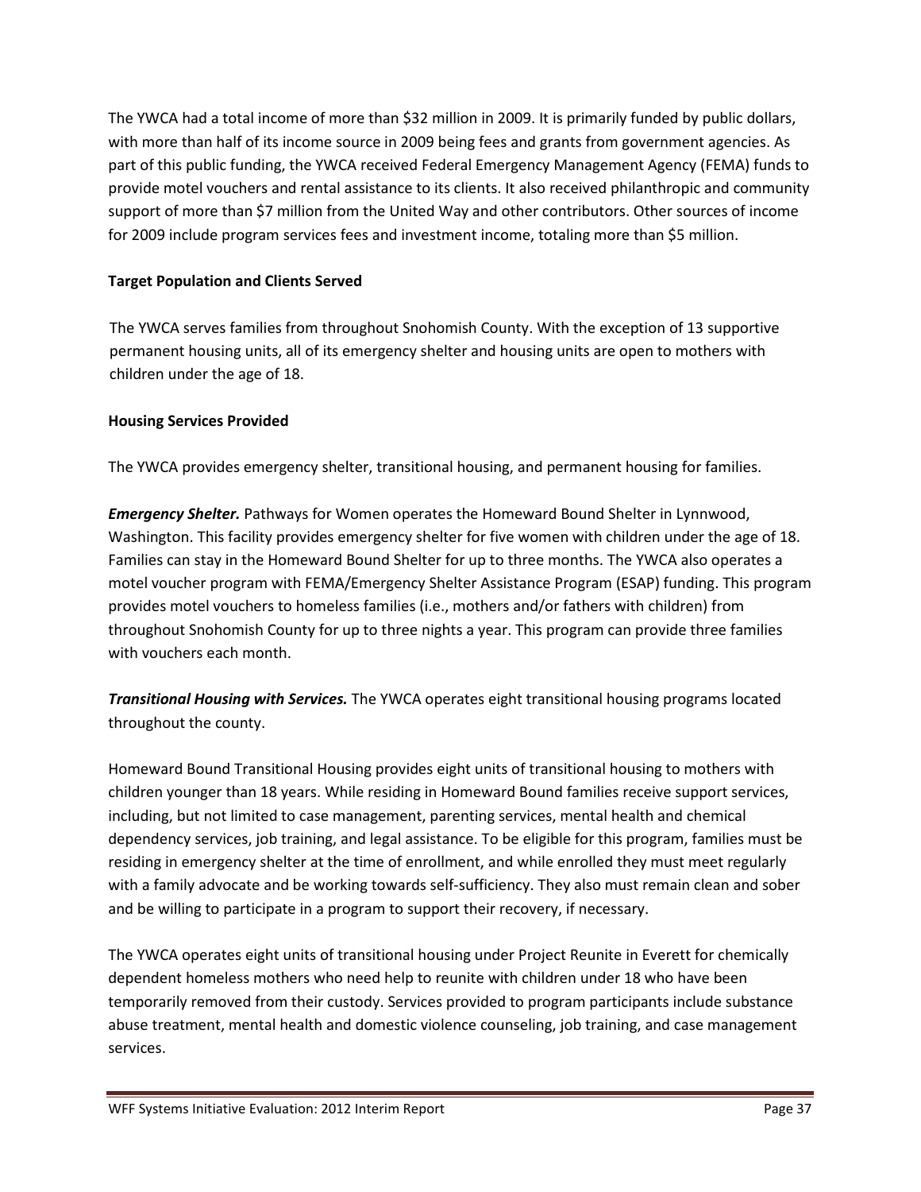The YWCA had a total income of more than $32 million in 2009. It is primarily funded by public dollars, with more than half of its income source in 2009 being fees and grants from government agencies. As part of this public funding, the YWCA received Federal Emergency Management Agency (FEMA) funds to provide motel vouchers and rental assistance to its clients. It also received philanthropic and community support of more than $7 million from the United Way and other contributors. Other sources of income for 2009 include program services fees and investment income, totaling more than $5 million.

**Target Population and Clients Served**

The YWCA serves families from throughout Snohomish County. With the exception of 13 supportive permanent housing units, all of its emergency shelter and housing units are open to mothers with children under the age of 18.

**Housing Services Provided**

The YWCA provides emergency shelter, transitional housing, and permanent housing for families.

***Emergency Shelter.*** Pathways for Women operates the Homeward Bound Shelter in Lynnwood, Washington. This facility provides emergency shelter for five women with children under the age of 18. Families can stay in the Homeward Bound Shelter for up to three months. The YWCA also operates a motel voucher program with FEMA/Emergency Shelter Assistance Program (ESAP) funding. This program provides motel vouchers to homeless families (i.e., mothers and/or fathers with children) from throughout Snohomish County for up to three nights a year. This program can provide three families with vouchers each month.

***Transitional Housing with Services.*** The YWCA operates eight transitional housing programs located throughout the county.

Homeward Bound Transitional Housing provides eight units of transitional housing to mothers with children younger than 18 years. While residing in Homeward Bound families receive support services, including, but not limited to case management, parenting services, mental health and chemical dependency services, job training, and legal assistance. To be eligible for this program, families must be residing in emergency shelter at the time of enrollment, and while enrolled they must meet regularly with a family advocate and be working towards self-sufficiency. They also must remain clean and sober and be willing to participate in a program to support their recovery, if necessary.

The YWCA operates eight units of transitional housing under Project Reunite in Everett for chemically dependent homeless mothers who need help to reunite with children under 18 who have been temporarily removed from their custody. Services provided to program participants include substance abuse treatment, mental health and domestic violence counseling, job training, and case management services.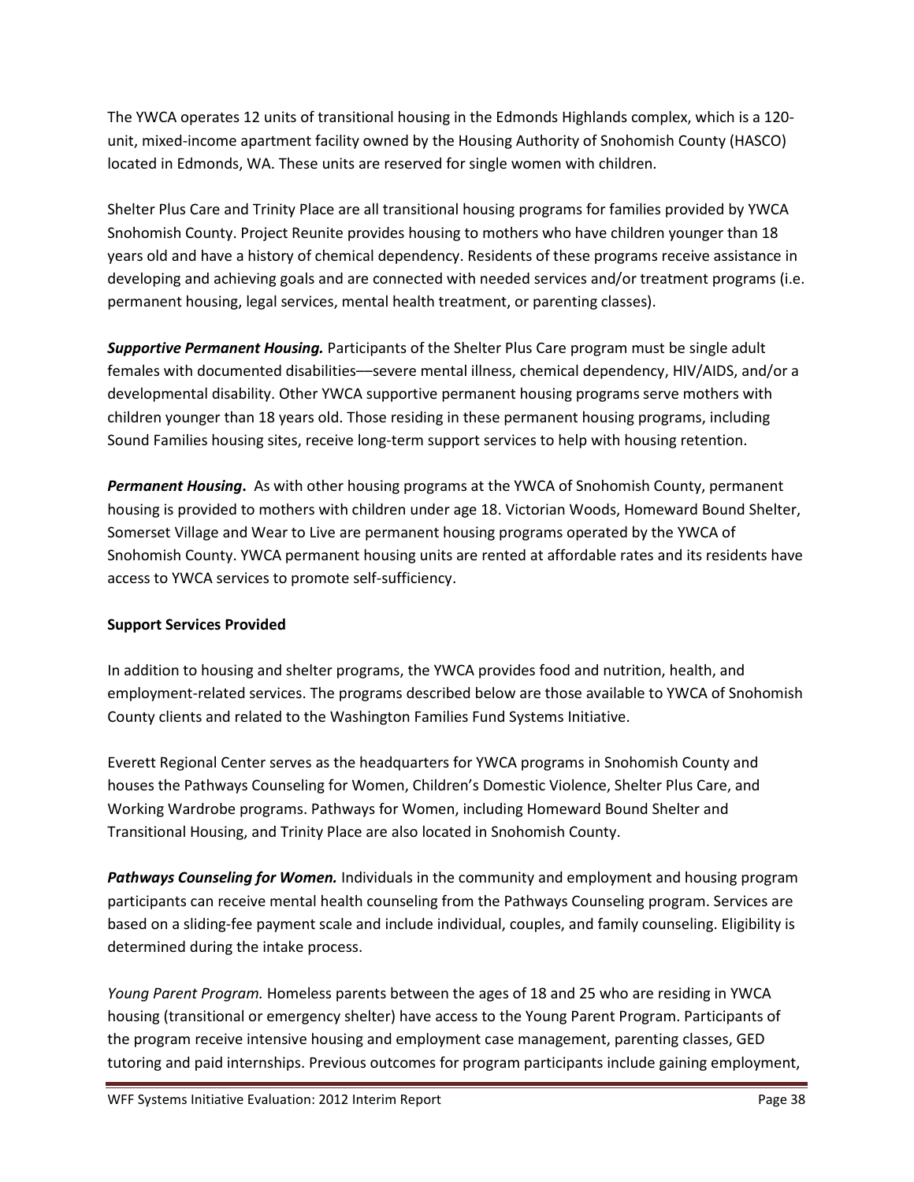The YWCA operates 12 units of transitional housing in the Edmonds Highlands complex, which is a 120-unit, mixed-income apartment facility owned by the Housing Authority of Snohomish County (HASCO) located in Edmonds, WA. These units are reserved for single women with children.

Shelter Plus Care and Trinity Place are all transitional housing programs for families provided by YWCA Snohomish County. Project Reunite provides housing to mothers who have children younger than 18 years old and have a history of chemical dependency. Residents of these programs receive assistance in developing and achieving goals and are connected with needed services and/or treatment programs (i.e. permanent housing, legal services, mental health treatment, or parenting classes).

***Supportive Permanent Housing.*** Participants of the Shelter Plus Care program must be single adult females with documented disabilities––severe mental illness, chemical dependency, HIV/AIDS, and/or a developmental disability. Other YWCA supportive permanent housing programs serve mothers with children younger than 18 years old. Those residing in these permanent housing programs, including Sound Families housing sites, receive long-term support services to help with housing retention.

***Permanent Housing*.** As with other housing programs at the YWCA of Snohomish County, permanent housing is provided to mothers with children under age 18. Victorian Woods, Homeward Bound Shelter, Somerset Village and Wear to Live are permanent housing programs operated by the YWCA of Snohomish County. YWCA permanent housing units are rented at affordable rates and its residents have access to YWCA services to promote self-sufficiency.

**Support Services Provided**

In addition to housing and shelter programs, the YWCA provides food and nutrition, health, and employment-related services. The programs described below are those available to YWCA of Snohomish County clients and related to the Washington Families Fund Systems Initiative.

Everett Regional Center serves as the headquarters for YWCA programs in Snohomish County and houses the Pathways Counseling for Women, Children's Domestic Violence, Shelter Plus Care, and Working Wardrobe programs. Pathways for Women, including Homeward Bound Shelter and Transitional Housing, and Trinity Place are also located in Snohomish County.

***Pathways Counseling for Women.*** Individuals in the community and employment and housing program participants can receive mental health counseling from the Pathways Counseling program. Services are based on a sliding-fee payment scale and include individual, couples, and family counseling. Eligibility is determined during the intake process.

*Young Parent Program.* Homeless parents between the ages of 18 and 25 who are residing in YWCA housing (transitional or emergency shelter) have access to the Young Parent Program. Participants of the program receive intensive housing and employment case management, parenting classes, GED tutoring and paid internships. Previous outcomes for program participants include gaining employment,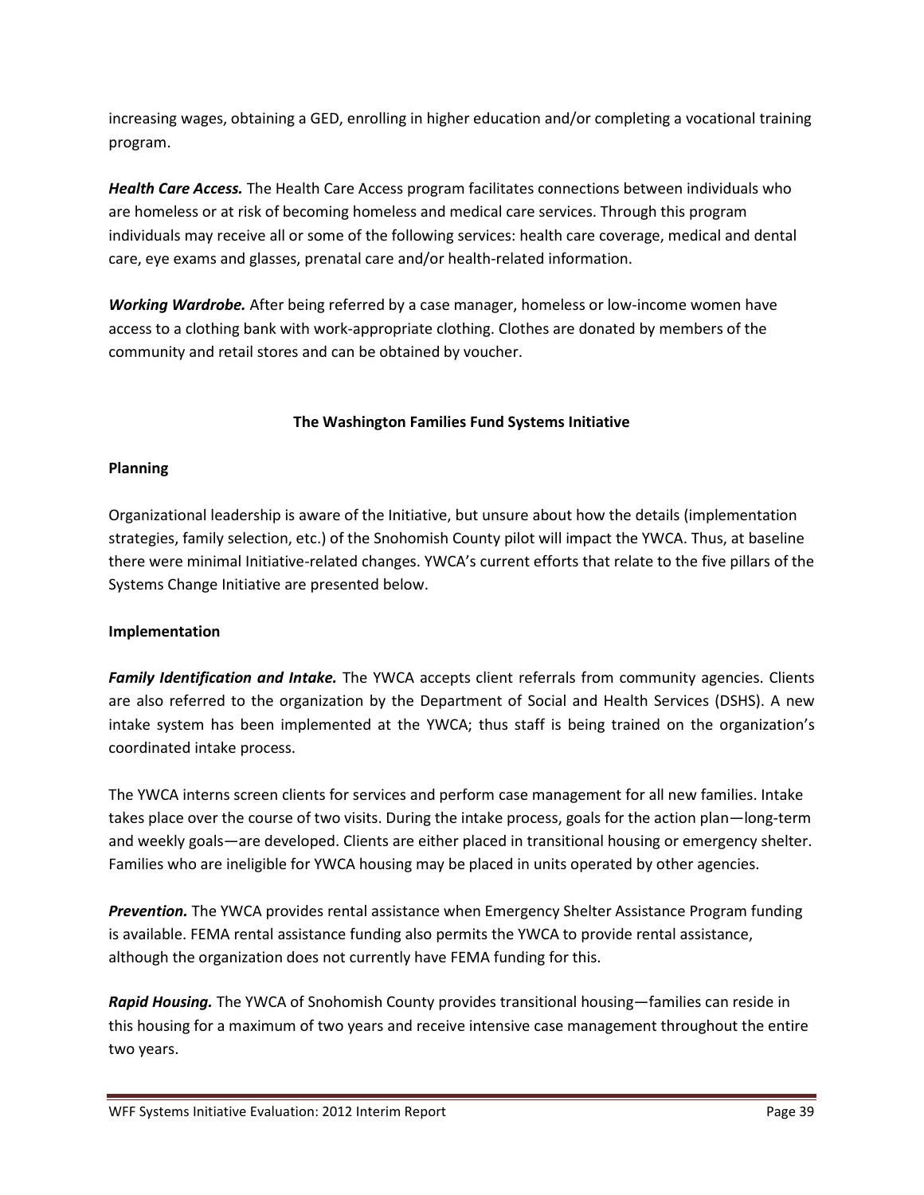increasing wages, obtaining a GED, enrolling in higher education and/or completing a vocational training program.

***Health Care Access.*** The Health Care Access program facilitates connections between individuals who are homeless or at risk of becoming homeless and medical care services. Through this program individuals may receive all or some of the following services: health care coverage, medical and dental care, eye exams and glasses, prenatal care and/or health-related information.

***Working Wardrobe.*** After being referred by a case manager, homeless or low-income women have access to a clothing bank with work-appropriate clothing. Clothes are donated by members of the community and retail stores and can be obtained by voucher.

## The Washington Families Fund Systems Initiative

### Planning

Organizational leadership is aware of the Initiative, but unsure about how the details (implementation strategies, family selection, etc.) of the Snohomish County pilot will impact the YWCA. Thus, at baseline there were minimal Initiative-related changes. YWCA's current efforts that relate to the five pillars of the Systems Change Initiative are presented below.

### Implementation

***Family Identification and Intake.*** The YWCA accepts client referrals from community agencies. Clients are also referred to the organization by the Department of Social and Health Services (DSHS). A new intake system has been implemented at the YWCA; thus staff is being trained on the organization's coordinated intake process.

The YWCA interns screen clients for services and perform case management for all new families. Intake takes place over the course of two visits. During the intake process, goals for the action plan—long-term and weekly goals—are developed. Clients are either placed in transitional housing or emergency shelter. Families who are ineligible for YWCA housing may be placed in units operated by other agencies.

***Prevention.*** The YWCA provides rental assistance when Emergency Shelter Assistance Program funding is available. FEMA rental assistance funding also permits the YWCA to provide rental assistance, although the organization does not currently have FEMA funding for this.

***Rapid Housing.*** The YWCA of Snohomish County provides transitional housing—families can reside in this housing for a maximum of two years and receive intensive case management throughout the entire two years.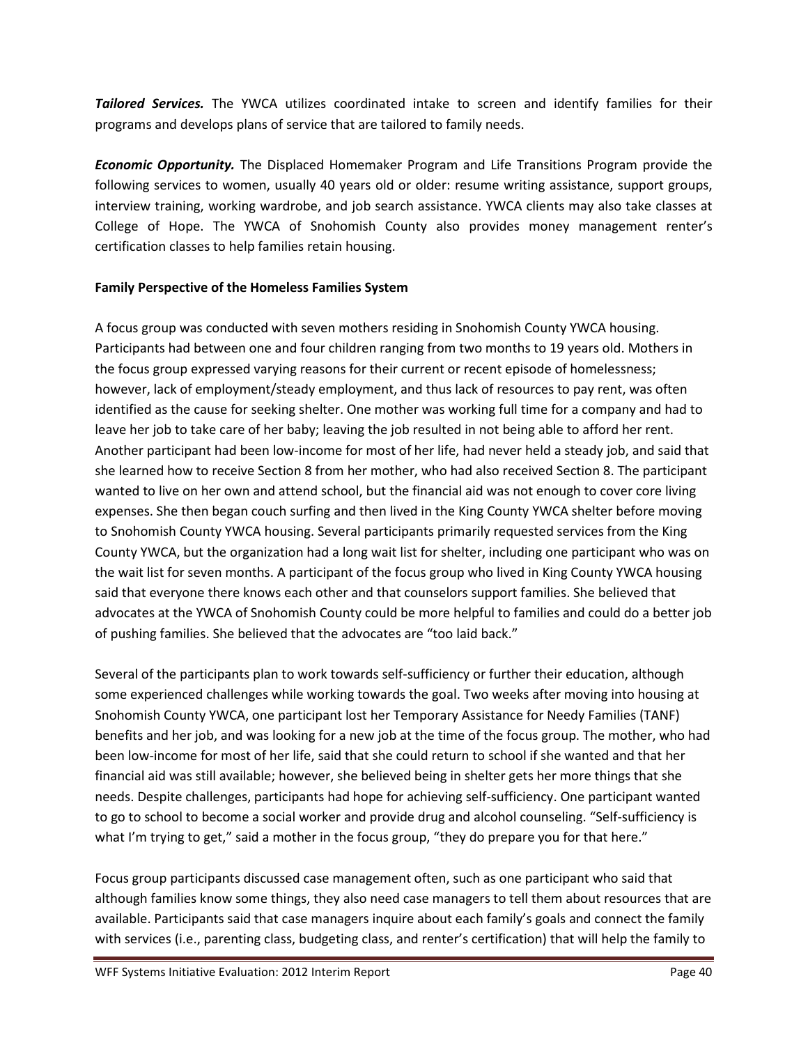***Tailored Services.*** The YWCA utilizes coordinated intake to screen and identify families for their programs and develops plans of service that are tailored to family needs.

***Economic Opportunity.*** The Displaced Homemaker Program and Life Transitions Program provide the following services to women, usually 40 years old or older: resume writing assistance, support groups, interview training, working wardrobe, and job search assistance. YWCA clients may also take classes at College of Hope. The YWCA of Snohomish County also provides money management renter's certification classes to help families retain housing.

**Family Perspective of the Homeless Families System**

A focus group was conducted with seven mothers residing in Snohomish County YWCA housing. Participants had between one and four children ranging from two months to 19 years old. Mothers in the focus group expressed varying reasons for their current or recent episode of homelessness; however, lack of employment/steady employment, and thus lack of resources to pay rent, was often identified as the cause for seeking shelter. One mother was working full time for a company and had to leave her job to take care of her baby; leaving the job resulted in not being able to afford her rent. Another participant had been low-income for most of her life, had never held a steady job, and said that she learned how to receive Section 8 from her mother, who had also received Section 8. The participant wanted to live on her own and attend school, but the financial aid was not enough to cover core living expenses. She then began couch surfing and then lived in the King County YWCA shelter before moving to Snohomish County YWCA housing. Several participants primarily requested services from the King County YWCA, but the organization had a long wait list for shelter, including one participant who was on the wait list for seven months. A participant of the focus group who lived in King County YWCA housing said that everyone there knows each other and that counselors support families. She believed that advocates at the YWCA of Snohomish County could be more helpful to families and could do a better job of pushing families. She believed that the advocates are "too laid back."

Several of the participants plan to work towards self-sufficiency or further their education, although some experienced challenges while working towards the goal. Two weeks after moving into housing at Snohomish County YWCA, one participant lost her Temporary Assistance for Needy Families (TANF) benefits and her job, and was looking for a new job at the time of the focus group. The mother, who had been low-income for most of her life, said that she could return to school if she wanted and that her financial aid was still available; however, she believed being in shelter gets her more things that she needs. Despite challenges, participants had hope for achieving self-sufficiency. One participant wanted to go to school to become a social worker and provide drug and alcohol counseling. "Self-sufficiency is what I'm trying to get," said a mother in the focus group, "they do prepare you for that here."

Focus group participants discussed case management often, such as one participant who said that although families know some things, they also need case managers to tell them about resources that are available. Participants said that case managers inquire about each family's goals and connect the family with services (i.e., parenting class, budgeting class, and renter's certification) that will help the family to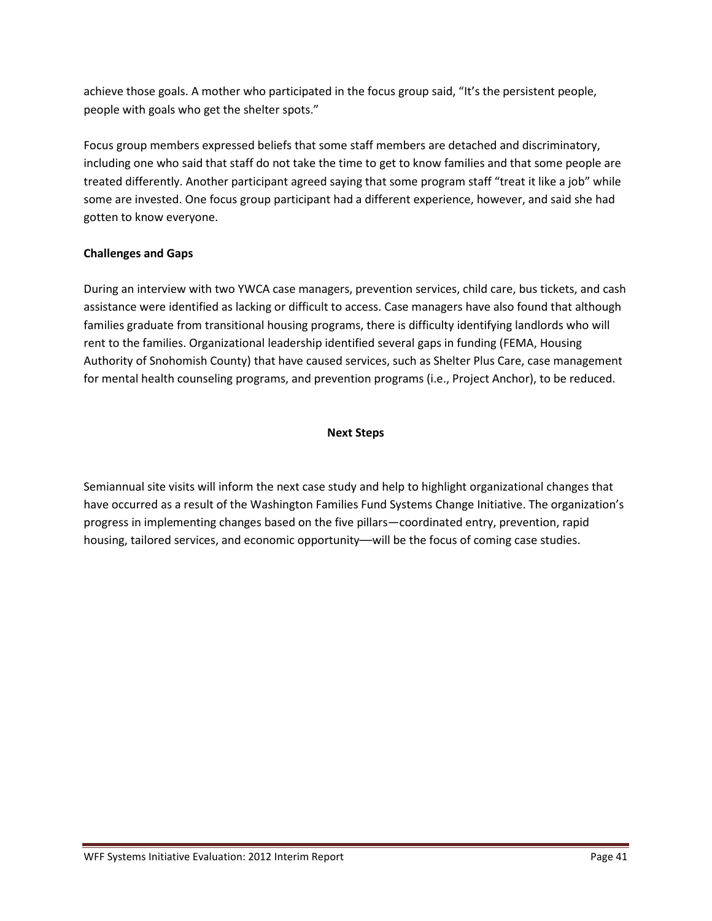achieve those goals. A mother who participated in the focus group said, "It's the persistent people, people with goals who get the shelter spots."

Focus group members expressed beliefs that some staff members are detached and discriminatory, including one who said that staff do not take the time to get to know families and that some people are treated differently. Another participant agreed saying that some program staff "treat it like a job" while some are invested. One focus group participant had a different experience, however, and said she had gotten to know everyone.

**Challenges and Gaps**

During an interview with two YWCA case managers, prevention services, child care, bus tickets, and cash assistance were identified as lacking or difficult to access. Case managers have also found that although families graduate from transitional housing programs, there is difficulty identifying landlords who will rent to the families. Organizational leadership identified several gaps in funding (FEMA, Housing Authority of Snohomish County) that have caused services, such as Shelter Plus Care, case management for mental health counseling programs, and prevention programs (i.e., Project Anchor), to be reduced.

## Next Steps

Semiannual site visits will inform the next case study and help to highlight organizational changes that have occurred as a result of the Washington Families Fund Systems Change Initiative. The organization's progress in implementing changes based on the five pillars—coordinated entry, prevention, rapid housing, tailored services, and economic opportunity—will be the focus of coming case studies.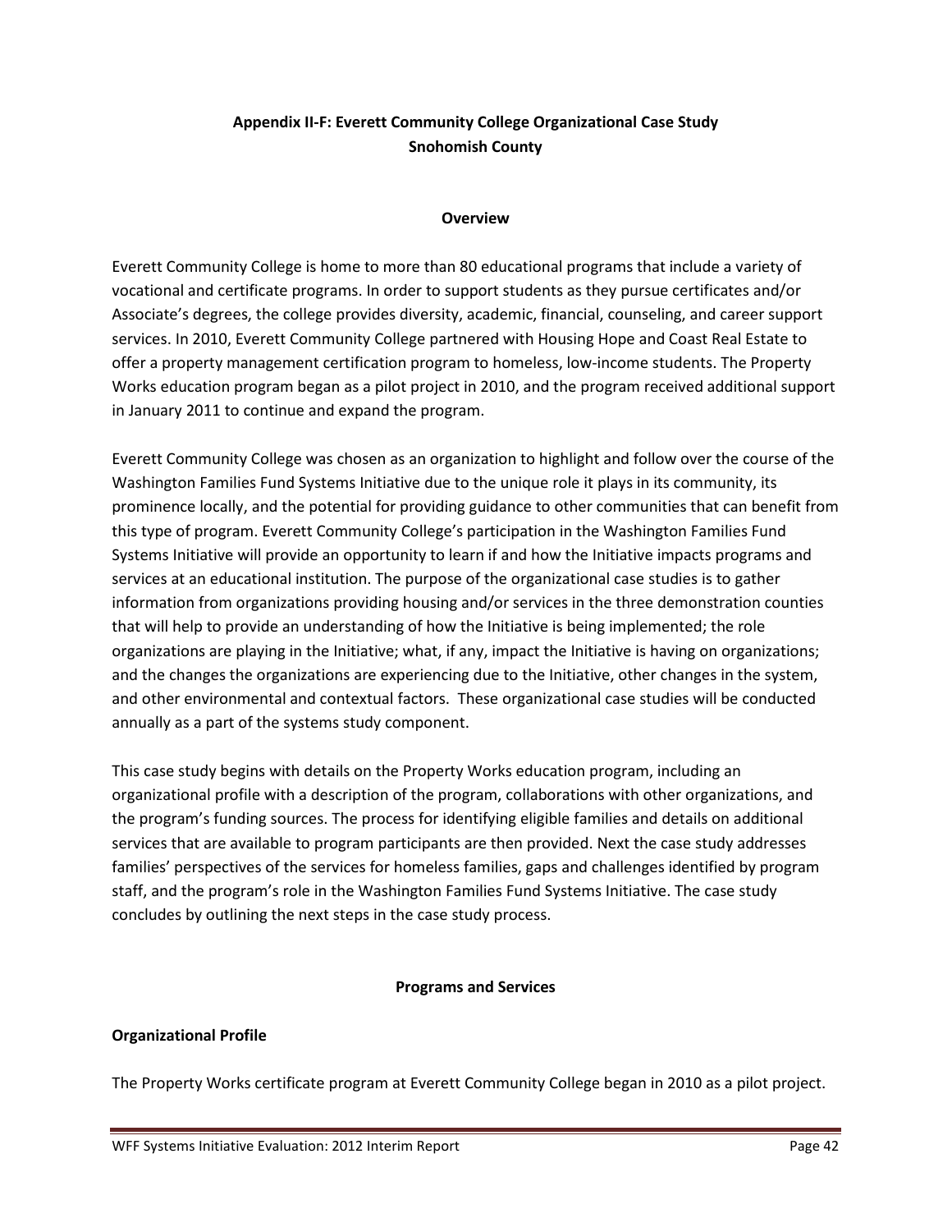## Appendix II-F: Everett Community College Organizational Case Study
## Snohomish County

### Overview

Everett Community College is home to more than 80 educational programs that include a variety of vocational and certificate programs. In order to support students as they pursue certificates and/or Associate's degrees, the college provides diversity, academic, financial, counseling, and career support services. In 2010, Everett Community College partnered with Housing Hope and Coast Real Estate to offer a property management certification program to homeless, low-income students. The Property Works education program began as a pilot project in 2010, and the program received additional support in January 2011 to continue and expand the program.

Everett Community College was chosen as an organization to highlight and follow over the course of the Washington Families Fund Systems Initiative due to the unique role it plays in its community, its prominence locally, and the potential for providing guidance to other communities that can benefit from this type of program. Everett Community College's participation in the Washington Families Fund Systems Initiative will provide an opportunity to learn if and how the Initiative impacts programs and services at an educational institution. The purpose of the organizational case studies is to gather information from organizations providing housing and/or services in the three demonstration counties that will help to provide an understanding of how the Initiative is being implemented; the role organizations are playing in the Initiative; what, if any, impact the Initiative is having on organizations; and the changes the organizations are experiencing due to the Initiative, other changes in the system, and other environmental and contextual factors. These organizational case studies will be conducted annually as a part of the systems study component.

This case study begins with details on the Property Works education program, including an organizational profile with a description of the program, collaborations with other organizations, and the program's funding sources. The process for identifying eligible families and details on additional services that are available to program participants are then provided. Next the case study addresses families' perspectives of the services for homeless families, gaps and challenges identified by program staff, and the program's role in the Washington Families Fund Systems Initiative. The case study concludes by outlining the next steps in the case study process.

### Programs and Services

**Organizational Profile**

The Property Works certificate program at Everett Community College began in 2010 as a pilot project.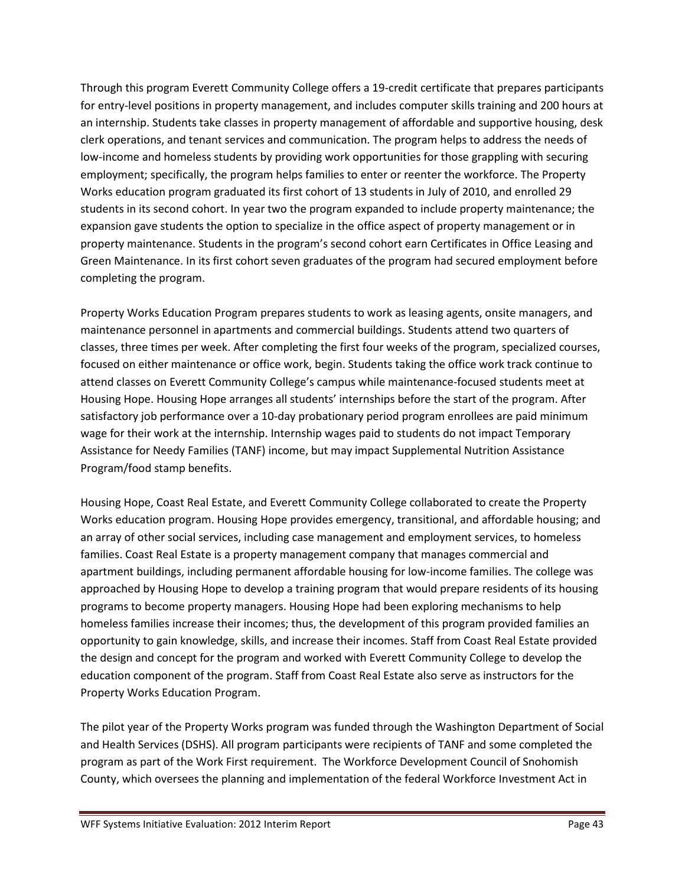Through this program Everett Community College offers a 19-credit certificate that prepares participants for entry-level positions in property management, and includes computer skills training and 200 hours at an internship. Students take classes in property management of affordable and supportive housing, desk clerk operations, and tenant services and communication. The program helps to address the needs of low-income and homeless students by providing work opportunities for those grappling with securing employment; specifically, the program helps families to enter or reenter the workforce. The Property Works education program graduated its first cohort of 13 students in July of 2010, and enrolled 29 students in its second cohort. In year two the program expanded to include property maintenance; the expansion gave students the option to specialize in the office aspect of property management or in property maintenance. Students in the program's second cohort earn Certificates in Office Leasing and Green Maintenance. In its first cohort seven graduates of the program had secured employment before completing the program.

Property Works Education Program prepares students to work as leasing agents, onsite managers, and maintenance personnel in apartments and commercial buildings. Students attend two quarters of classes, three times per week. After completing the first four weeks of the program, specialized courses, focused on either maintenance or office work, begin. Students taking the office work track continue to attend classes on Everett Community College's campus while maintenance-focused students meet at Housing Hope. Housing Hope arranges all students' internships before the start of the program. After satisfactory job performance over a 10-day probationary period program enrollees are paid minimum wage for their work at the internship. Internship wages paid to students do not impact Temporary Assistance for Needy Families (TANF) income, but may impact Supplemental Nutrition Assistance Program/food stamp benefits.

Housing Hope, Coast Real Estate, and Everett Community College collaborated to create the Property Works education program. Housing Hope provides emergency, transitional, and affordable housing; and an array of other social services, including case management and employment services, to homeless families. Coast Real Estate is a property management company that manages commercial and apartment buildings, including permanent affordable housing for low-income families. The college was approached by Housing Hope to develop a training program that would prepare residents of its housing programs to become property managers. Housing Hope had been exploring mechanisms to help homeless families increase their incomes; thus, the development of this program provided families an opportunity to gain knowledge, skills, and increase their incomes. Staff from Coast Real Estate provided the design and concept for the program and worked with Everett Community College to develop the education component of the program. Staff from Coast Real Estate also serve as instructors for the Property Works Education Program.

The pilot year of the Property Works program was funded through the Washington Department of Social and Health Services (DSHS). All program participants were recipients of TANF and some completed the program as part of the Work First requirement. The Workforce Development Council of Snohomish County, which oversees the planning and implementation of the federal Workforce Investment Act in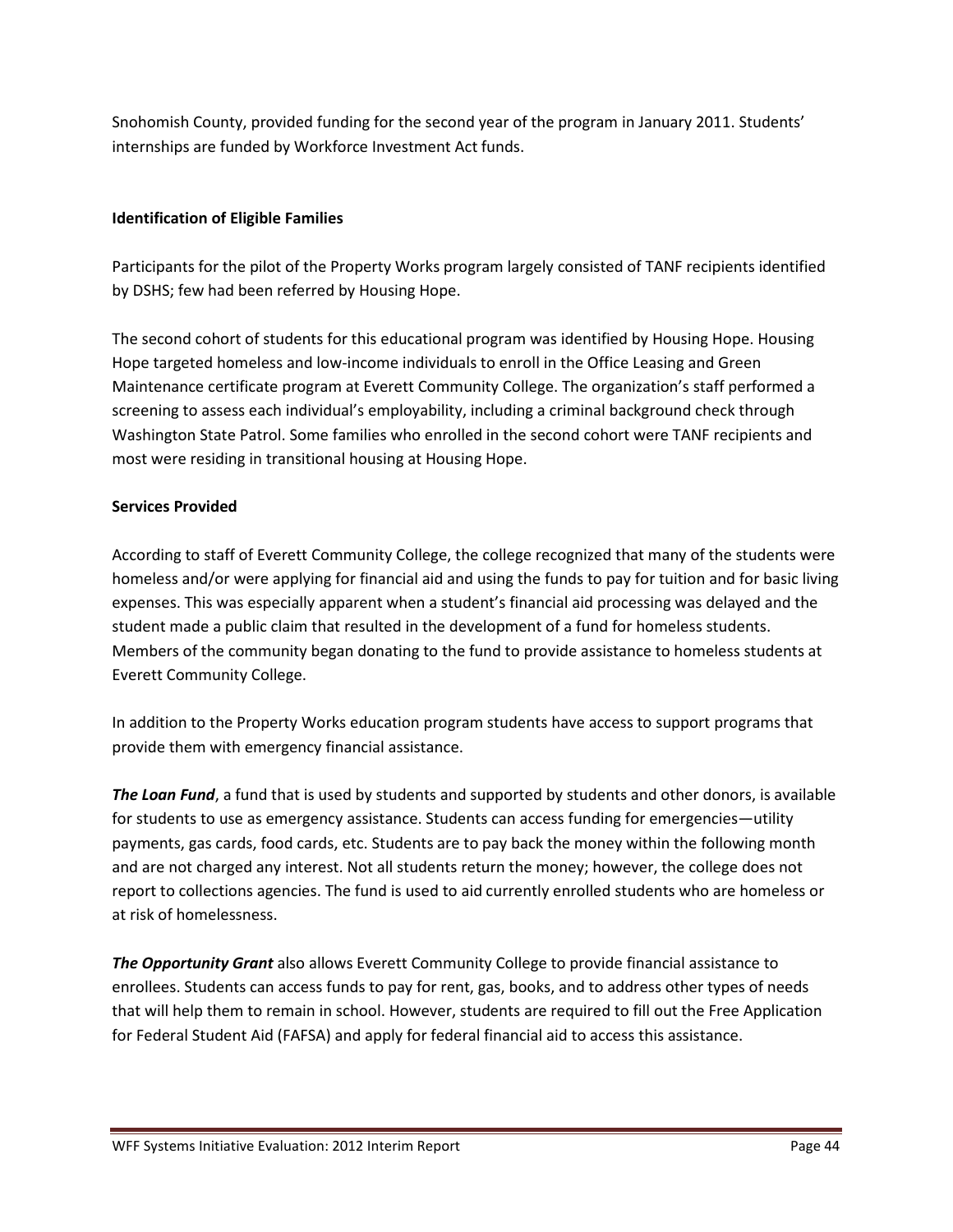Snohomish County, provided funding for the second year of the program in January 2011. Students' internships are funded by Workforce Investment Act funds.

**Identification of Eligible Families**

Participants for the pilot of the Property Works program largely consisted of TANF recipients identified by DSHS; few had been referred by Housing Hope.

The second cohort of students for this educational program was identified by Housing Hope. Housing Hope targeted homeless and low-income individuals to enroll in the Office Leasing and Green Maintenance certificate program at Everett Community College. The organization's staff performed a screening to assess each individual's employability, including a criminal background check through Washington State Patrol. Some families who enrolled in the second cohort were TANF recipients and most were residing in transitional housing at Housing Hope.

**Services Provided**

According to staff of Everett Community College, the college recognized that many of the students were homeless and/or were applying for financial aid and using the funds to pay for tuition and for basic living expenses. This was especially apparent when a student's financial aid processing was delayed and the student made a public claim that resulted in the development of a fund for homeless students. Members of the community began donating to the fund to provide assistance to homeless students at Everett Community College.

In addition to the Property Works education program students have access to support programs that provide them with emergency financial assistance.

***The Loan Fund***, a fund that is used by students and supported by students and other donors, is available for students to use as emergency assistance. Students can access funding for emergencies—utility payments, gas cards, food cards, etc. Students are to pay back the money within the following month and are not charged any interest. Not all students return the money; however, the college does not report to collections agencies. The fund is used to aid currently enrolled students who are homeless or at risk of homelessness.

***The Opportunity Grant*** also allows Everett Community College to provide financial assistance to enrollees. Students can access funds to pay for rent, gas, books, and to address other types of needs that will help them to remain in school. However, students are required to fill out the Free Application for Federal Student Aid (FAFSA) and apply for federal financial aid to access this assistance.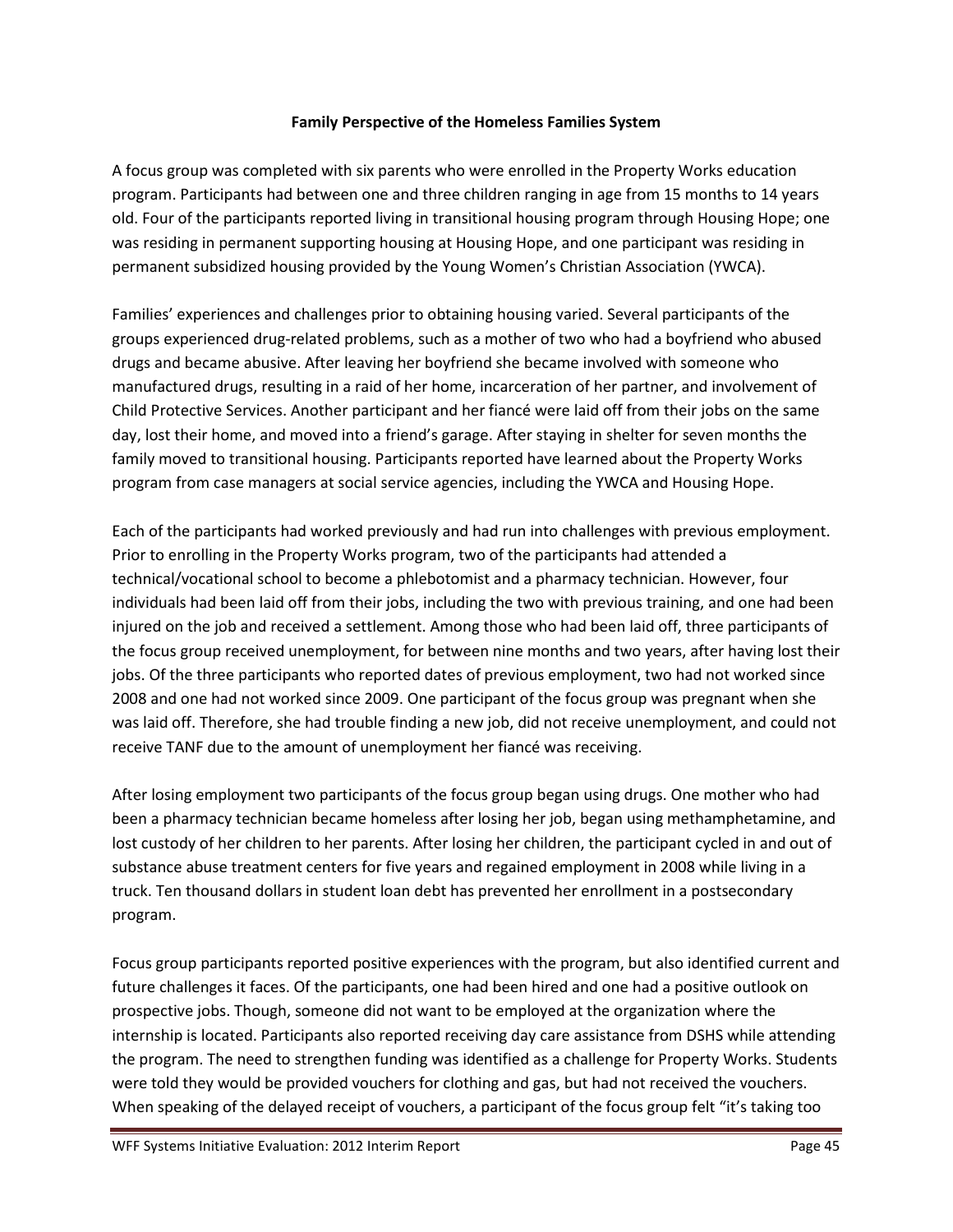**Family Perspective of the Homeless Families System**

A focus group was completed with six parents who were enrolled in the Property Works education program. Participants had between one and three children ranging in age from 15 months to 14 years old. Four of the participants reported living in transitional housing program through Housing Hope; one was residing in permanent supporting housing at Housing Hope, and one participant was residing in permanent subsidized housing provided by the Young Women's Christian Association (YWCA).

Families' experiences and challenges prior to obtaining housing varied. Several participants of the groups experienced drug-related problems, such as a mother of two who had a boyfriend who abused drugs and became abusive. After leaving her boyfriend she became involved with someone who manufactured drugs, resulting in a raid of her home, incarceration of her partner, and involvement of Child Protective Services. Another participant and her fiancé were laid off from their jobs on the same day, lost their home, and moved into a friend's garage. After staying in shelter for seven months the family moved to transitional housing. Participants reported have learned about the Property Works program from case managers at social service agencies, including the YWCA and Housing Hope.

Each of the participants had worked previously and had run into challenges with previous employment. Prior to enrolling in the Property Works program, two of the participants had attended a technical/vocational school to become a phlebotomist and a pharmacy technician. However, four individuals had been laid off from their jobs, including the two with previous training, and one had been injured on the job and received a settlement. Among those who had been laid off, three participants of the focus group received unemployment, for between nine months and two years, after having lost their jobs. Of the three participants who reported dates of previous employment, two had not worked since 2008 and one had not worked since 2009. One participant of the focus group was pregnant when she was laid off. Therefore, she had trouble finding a new job, did not receive unemployment, and could not receive TANF due to the amount of unemployment her fiancé was receiving.

After losing employment two participants of the focus group began using drugs. One mother who had been a pharmacy technician became homeless after losing her job, began using methamphetamine, and lost custody of her children to her parents. After losing her children, the participant cycled in and out of substance abuse treatment centers for five years and regained employment in 2008 while living in a truck. Ten thousand dollars in student loan debt has prevented her enrollment in a postsecondary program.

Focus group participants reported positive experiences with the program, but also identified current and future challenges it faces. Of the participants, one had been hired and one had a positive outlook on prospective jobs. Though, someone did not want to be employed at the organization where the internship is located. Participants also reported receiving day care assistance from DSHS while attending the program. The need to strengthen funding was identified as a challenge for Property Works. Students were told they would be provided vouchers for clothing and gas, but had not received the vouchers. When speaking of the delayed receipt of vouchers, a participant of the focus group felt "it's taking too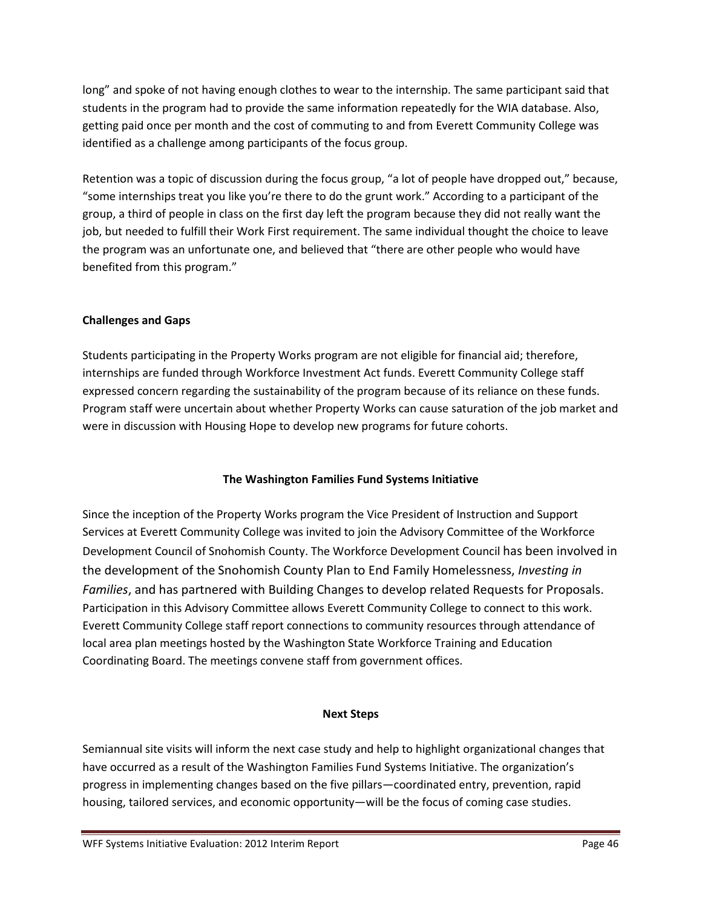long" and spoke of not having enough clothes to wear to the internship. The same participant said that students in the program had to provide the same information repeatedly for the WIA database. Also, getting paid once per month and the cost of commuting to and from Everett Community College was identified as a challenge among participants of the focus group.

Retention was a topic of discussion during the focus group, "a lot of people have dropped out," because, "some internships treat you like you're there to do the grunt work." According to a participant of the group, a third of people in class on the first day left the program because they did not really want the job, but needed to fulfill their Work First requirement. The same individual thought the choice to leave the program was an unfortunate one, and believed that "there are other people who would have benefited from this program."

**Challenges and Gaps**

Students participating in the Property Works program are not eligible for financial aid; therefore, internships are funded through Workforce Investment Act funds. Everett Community College staff expressed concern regarding the sustainability of the program because of its reliance on these funds. Program staff were uncertain about whether Property Works can cause saturation of the job market and were in discussion with Housing Hope to develop new programs for future cohorts.

## The Washington Families Fund Systems Initiative

Since the inception of the Property Works program the Vice President of Instruction and Support Services at Everett Community College was invited to join the Advisory Committee of the Workforce Development Council of Snohomish County. The Workforce Development Council has been involved in the development of the Snohomish County Plan to End Family Homelessness, *Investing in Families*, and has partnered with Building Changes to develop related Requests for Proposals. Participation in this Advisory Committee allows Everett Community College to connect to this work. Everett Community College staff report connections to community resources through attendance of local area plan meetings hosted by the Washington State Workforce Training and Education Coordinating Board. The meetings convene staff from government offices.

## Next Steps

Semiannual site visits will inform the next case study and help to highlight organizational changes that have occurred as a result of the Washington Families Fund Systems Initiative. The organization's progress in implementing changes based on the five pillars—coordinated entry, prevention, rapid housing, tailored services, and economic opportunity—will be the focus of coming case studies.